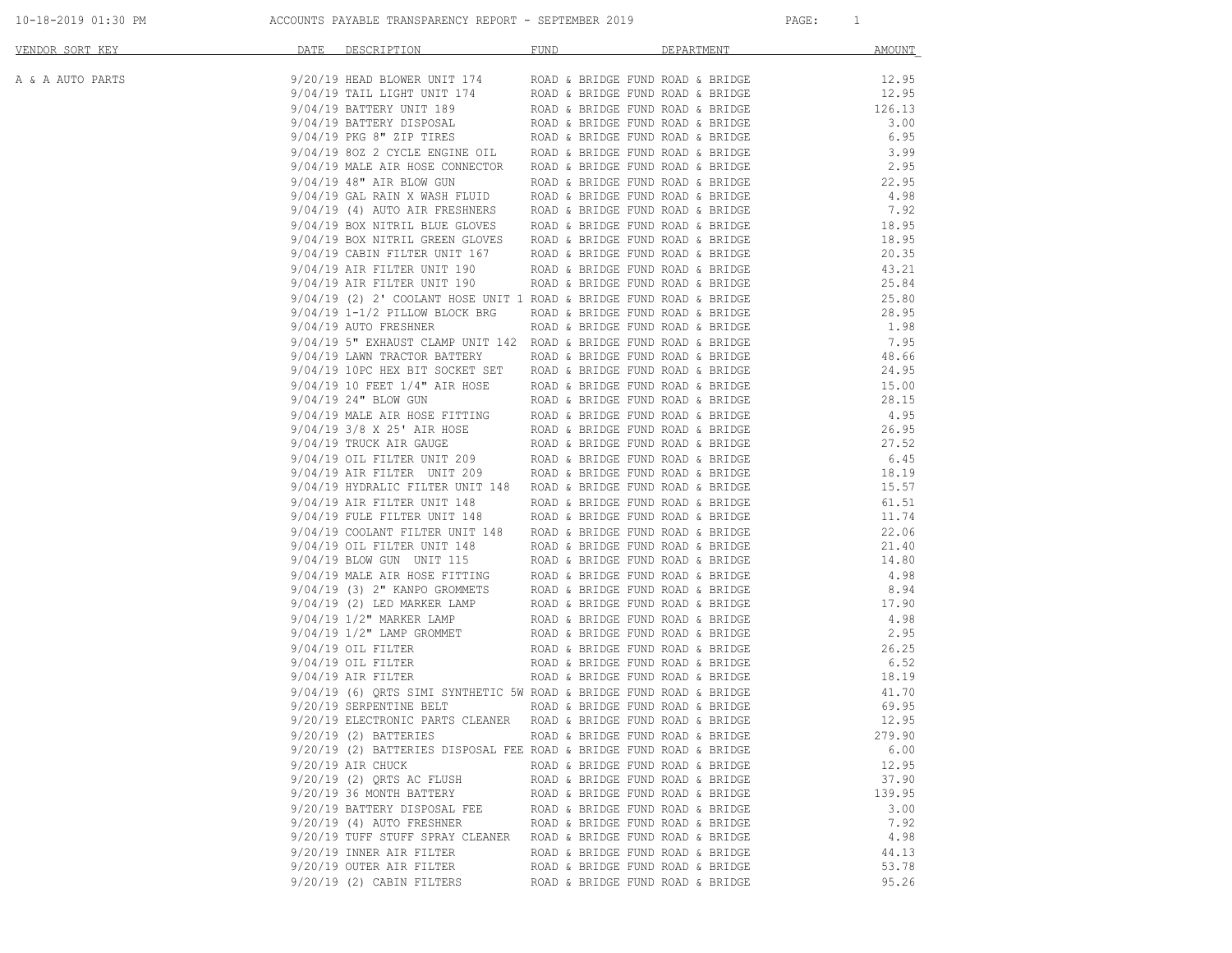# ACCOUNTS PAYABLE TRANSPARENCY REPORT - SEPTEMBER 2019

| VENDOR SORT KEY | DATE | DESCRIPTION | FUND | DEPARTMENT | AMOUNT |
|---|---|---|---|---|---|
| A & A AUTO PARTS | 9/20/19 | HEAD BLOWER UNIT 174 | ROAD & BRIDGE FUND | ROAD & BRIDGE | 12.95 |
| | 9/04/19 | TAIL LIGHT UNIT 174 | ROAD & BRIDGE FUND | ROAD & BRIDGE | 12.95 |
| | 9/04/19 | BATTERY UNIT 189 | ROAD & BRIDGE FUND | ROAD & BRIDGE | 126.13 |
| | 9/04/19 | BATTERY DISPOSAL | ROAD & BRIDGE FUND | ROAD & BRIDGE | 3.00 |
| | 9/04/19 | PKG 8" ZIP TIRES | ROAD & BRIDGE FUND | ROAD & BRIDGE | 6.95 |
| | 9/04/19 | 8OZ 2 CYCLE ENGINE OIL | ROAD & BRIDGE FUND | ROAD & BRIDGE | 3.99 |
| | 9/04/19 | MALE AIR HOSE CONNECTOR | ROAD & BRIDGE FUND | ROAD & BRIDGE | 2.95 |
| | 9/04/19 | 48" AIR BLOW GUN | ROAD & BRIDGE FUND | ROAD & BRIDGE | 22.95 |
| | 9/04/19 | GAL RAIN X WASH FLUID | ROAD & BRIDGE FUND | ROAD & BRIDGE | 4.98 |
| | 9/04/19 | (4) AUTO AIR FRESHNERS | ROAD & BRIDGE FUND | ROAD & BRIDGE | 7.92 |
| | 9/04/19 | BOX NITRIL BLUE GLOVES | ROAD & BRIDGE FUND | ROAD & BRIDGE | 18.95 |
| | 9/04/19 | BOX NITRIL GREEN GLOVES | ROAD & BRIDGE FUND | ROAD & BRIDGE | 18.95 |
| | 9/04/19 | CABIN FILTER UNIT 167 | ROAD & BRIDGE FUND | ROAD & BRIDGE | 20.35 |
| | 9/04/19 | AIR FILTER UNIT 190 | ROAD & BRIDGE FUND | ROAD & BRIDGE | 43.21 |
| | 9/04/19 | AIR FILTER UNIT 190 | ROAD & BRIDGE FUND | ROAD & BRIDGE | 25.84 |
| | 9/04/19 | (2) 2' COOLANT HOSE UNIT 1 | ROAD & BRIDGE FUND | ROAD & BRIDGE | 25.80 |
| | 9/04/19 | 1-1/2 PILLOW BLOCK BRG | ROAD & BRIDGE FUND | ROAD & BRIDGE | 28.95 |
| | 9/04/19 | AUTO FRESHNER | ROAD & BRIDGE FUND | ROAD & BRIDGE | 1.98 |
| | 9/04/19 | 5" EXHAUST CLAMP UNIT 142 | ROAD & BRIDGE FUND | ROAD & BRIDGE | 7.95 |
| | 9/04/19 | LAWN TRACTOR BATTERY | ROAD & BRIDGE FUND | ROAD & BRIDGE | 48.66 |
| | 9/04/19 | 10PC HEX BIT SOCKET SET | ROAD & BRIDGE FUND | ROAD & BRIDGE | 24.95 |
| | 9/04/19 | 10 FEET 1/4" AIR HOSE | ROAD & BRIDGE FUND | ROAD & BRIDGE | 15.00 |
| | 9/04/19 | 24" BLOW GUN | ROAD & BRIDGE FUND | ROAD & BRIDGE | 28.15 |
| | 9/04/19 | MALE AIR HOSE FITTING | ROAD & BRIDGE FUND | ROAD & BRIDGE | 4.95 |
| | 9/04/19 | 3/8 X 25' AIR HOSE | ROAD & BRIDGE FUND | ROAD & BRIDGE | 26.95 |
| | 9/04/19 | TRUCK AIR GAUGE | ROAD & BRIDGE FUND | ROAD & BRIDGE | 27.52 |
| | 9/04/19 | OIL FILTER UNIT 209 | ROAD & BRIDGE FUND | ROAD & BRIDGE | 6.45 |
| | 9/04/19 | AIR FILTER UNIT 209 | ROAD & BRIDGE FUND | ROAD & BRIDGE | 18.19 |
| | 9/04/19 | HYDRALIC FILTER UNIT 148 | ROAD & BRIDGE FUND | ROAD & BRIDGE | 15.57 |
| | 9/04/19 | AIR FILTER UNIT 148 | ROAD & BRIDGE FUND | ROAD & BRIDGE | 61.51 |
| | 9/04/19 | FULE FILTER UNIT 148 | ROAD & BRIDGE FUND | ROAD & BRIDGE | 11.74 |
| | 9/04/19 | COOLANT FILTER UNIT 148 | ROAD & BRIDGE FUND | ROAD & BRIDGE | 22.06 |
| | 9/04/19 | OIL FILTER UNIT 148 | ROAD & BRIDGE FUND | ROAD & BRIDGE | 21.40 |
| | 9/04/19 | BLOW GUN UNIT 115 | ROAD & BRIDGE FUND | ROAD & BRIDGE | 14.80 |
| | 9/04/19 | MALE AIR HOSE FITTING | ROAD & BRIDGE FUND | ROAD & BRIDGE | 4.98 |
| | 9/04/19 | (3) 2" KANPO GROMMETS | ROAD & BRIDGE FUND | ROAD & BRIDGE | 8.94 |
| | 9/04/19 | (2) LED MARKER LAMP | ROAD & BRIDGE FUND | ROAD & BRIDGE | 17.90 |
| | 9/04/19 | 1/2" MARKER LAMP | ROAD & BRIDGE FUND | ROAD & BRIDGE | 4.98 |
| | 9/04/19 | 1/2" LAMP GROMMET | ROAD & BRIDGE FUND | ROAD & BRIDGE | 2.95 |
| | 9/04/19 | OIL FILTER | ROAD & BRIDGE FUND | ROAD & BRIDGE | 26.25 |
| | 9/04/19 | OIL FILTER | ROAD & BRIDGE FUND | ROAD & BRIDGE | 6.52 |
| | 9/04/19 | AIR FILTER | ROAD & BRIDGE FUND | ROAD & BRIDGE | 18.19 |
| | 9/04/19 | (6) QRTS SIMI SYNTHETIC 5W | ROAD & BRIDGE FUND | ROAD & BRIDGE | 41.70 |
| | 9/20/19 | SERPENTINE BELT | ROAD & BRIDGE FUND | ROAD & BRIDGE | 69.95 |
| | 9/20/19 | ELECTRONIC PARTS CLEANER | ROAD & BRIDGE FUND | ROAD & BRIDGE | 12.95 |
| | 9/20/19 | (2) BATTERIES | ROAD & BRIDGE FUND | ROAD & BRIDGE | 279.90 |
| | 9/20/19 | (2) BATTERIES DISPOSAL FEE | ROAD & BRIDGE FUND | ROAD & BRIDGE | 6.00 |
| | 9/20/19 | AIR CHUCK | ROAD & BRIDGE FUND | ROAD & BRIDGE | 12.95 |
| | 9/20/19 | (2) QRTS AC FLUSH | ROAD & BRIDGE FUND | ROAD & BRIDGE | 37.90 |
| | 9/20/19 | 36 MONTH BATTERY | ROAD & BRIDGE FUND | ROAD & BRIDGE | 139.95 |
| | 9/20/19 | BATTERY DISPOSAL FEE | ROAD & BRIDGE FUND | ROAD & BRIDGE | 3.00 |
| | 9/20/19 | (4) AUTO FRESHNER | ROAD & BRIDGE FUND | ROAD & BRIDGE | 7.92 |
| | 9/20/19 | TUFF STUFF SPRAY CLEANER | ROAD & BRIDGE FUND | ROAD & BRIDGE | 4.98 |
| | 9/20/19 | INNER AIR FILTER | ROAD & BRIDGE FUND | ROAD & BRIDGE | 44.13 |
| | 9/20/19 | OUTER AIR FILTER | ROAD & BRIDGE FUND | ROAD & BRIDGE | 53.78 |
| | 9/20/19 | (2) CABIN FILTERS | ROAD & BRIDGE FUND | ROAD & BRIDGE | 95.26 |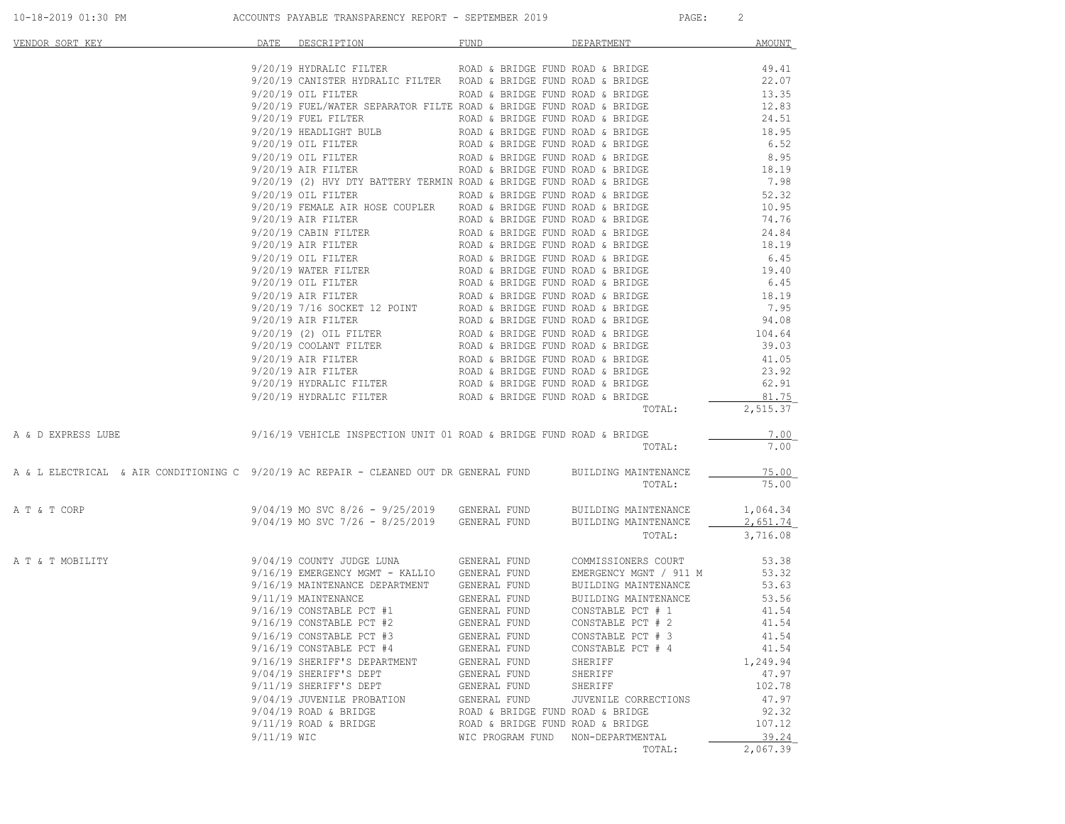| VENDOR SORT KEY | DATE | DESCRIPTION | FUND | DEPARTMENT | AMOUNT |
|---|---|---|---|---|---|
| | 9/20/19 | HYDRALIC FILTER | ROAD & BRIDGE FUND | ROAD & BRIDGE | 49.41 |
| | 9/20/19 | CANISTER HYDRALIC FILTER | ROAD & BRIDGE FUND | ROAD & BRIDGE | 22.07 |
| | 9/20/19 | OIL FILTER | ROAD & BRIDGE FUND | ROAD & BRIDGE | 13.35 |
| | 9/20/19 | FUEL/WATER SEPARATOR FILTE | ROAD & BRIDGE FUND | ROAD & BRIDGE | 12.83 |
| | 9/20/19 | FUEL FILTER | ROAD & BRIDGE FUND | ROAD & BRIDGE | 24.51 |
| | 9/20/19 | HEADLIGHT BULB | ROAD & BRIDGE FUND | ROAD & BRIDGE | 18.95 |
| | 9/20/19 | OIL FILTER | ROAD & BRIDGE FUND | ROAD & BRIDGE | 6.52 |
| | 9/20/19 | OIL FILTER | ROAD & BRIDGE FUND | ROAD & BRIDGE | 8.95 |
| | 9/20/19 | AIR FILTER | ROAD & BRIDGE FUND | ROAD & BRIDGE | 18.19 |
| | 9/20/19 | (2) HVY DTY BATTERY TERMIN | ROAD & BRIDGE FUND | ROAD & BRIDGE | 7.98 |
| | 9/20/19 | OIL FILTER | ROAD & BRIDGE FUND | ROAD & BRIDGE | 52.32 |
| | 9/20/19 | FEMALE AIR HOSE COUPLER | ROAD & BRIDGE FUND | ROAD & BRIDGE | 10.95 |
| | 9/20/19 | AIR FILTER | ROAD & BRIDGE FUND | ROAD & BRIDGE | 74.76 |
| | 9/20/19 | CABIN FILTER | ROAD & BRIDGE FUND | ROAD & BRIDGE | 24.84 |
| | 9/20/19 | AIR FILTER | ROAD & BRIDGE FUND | ROAD & BRIDGE | 18.19 |
| | 9/20/19 | OIL FILTER | ROAD & BRIDGE FUND | ROAD & BRIDGE | 6.45 |
| | 9/20/19 | WATER FILTER | ROAD & BRIDGE FUND | ROAD & BRIDGE | 19.40 |
| | 9/20/19 | OIL FILTER | ROAD & BRIDGE FUND | ROAD & BRIDGE | 6.45 |
| | 9/20/19 | AIR FILTER | ROAD & BRIDGE FUND | ROAD & BRIDGE | 18.19 |
| | 9/20/19 | 7/16 SOCKET 12 POINT | ROAD & BRIDGE FUND | ROAD & BRIDGE | 7.95 |
| | 9/20/19 | AIR FILTER | ROAD & BRIDGE FUND | ROAD & BRIDGE | 94.08 |
| | 9/20/19 | (2) OIL FILTER | ROAD & BRIDGE FUND | ROAD & BRIDGE | 104.64 |
| | 9/20/19 | COOLANT FILTER | ROAD & BRIDGE FUND | ROAD & BRIDGE | 39.03 |
| | 9/20/19 | AIR FILTER | ROAD & BRIDGE FUND | ROAD & BRIDGE | 41.05 |
| | 9/20/19 | AIR FILTER | ROAD & BRIDGE FUND | ROAD & BRIDGE | 23.92 |
| | 9/20/19 | HYDRALIC FILTER | ROAD & BRIDGE FUND | ROAD & BRIDGE | 62.91 |
| | 9/20/19 | HYDRALIC FILTER | ROAD & BRIDGE FUND | ROAD & BRIDGE | 81.75 |
| | | | | TOTAL: | 2,515.37 |
| A & D EXPRESS LUBE | 9/16/19 | VEHICLE INSPECTION UNIT 01 | ROAD & BRIDGE FUND | ROAD & BRIDGE | 7.00 |
| | | | | TOTAL: | 7.00 |
| A & L ELECTRICAL & AIR CONDITIONING C | 9/20/19 | AC REPAIR - CLEANED OUT DR | GENERAL FUND | BUILDING MAINTENANCE | 75.00 |
| | | | | TOTAL: | 75.00 |
| A T & T CORP | 9/04/19 | MO SVC 8/26 - 9/25/2019 | GENERAL FUND | BUILDING MAINTENANCE | 1,064.34 |
| | 9/04/19 | MO SVC 7/26 - 8/25/2019 | GENERAL FUND | BUILDING MAINTENANCE | 2,651.74 |
| | | | | TOTAL: | 3,716.08 |
| A T & T MOBILITY | 9/04/19 | COUNTY JUDGE LUNA | GENERAL FUND | COMMISSIONERS COURT | 53.38 |
| | 9/16/19 | EMERGENCY MGMT - KALLIO | GENERAL FUND | EMERGENCY MGNT / 911 M | 53.32 |
| | 9/16/19 | MAINTENANCE DEPARTMENT | GENERAL FUND | BUILDING MAINTENANCE | 53.63 |
| | 9/11/19 | MAINTENANCE | GENERAL FUND | BUILDING MAINTENANCE | 53.56 |
| | 9/16/19 | CONSTABLE PCT #1 | GENERAL FUND | CONSTABLE PCT # 1 | 41.54 |
| | 9/16/19 | CONSTABLE PCT #2 | GENERAL FUND | CONSTABLE PCT # 2 | 41.54 |
| | 9/16/19 | CONSTABLE PCT #3 | GENERAL FUND | CONSTABLE PCT # 3 | 41.54 |
| | 9/16/19 | CONSTABLE PCT #4 | GENERAL FUND | CONSTABLE PCT # 4 | 41.54 |
| | 9/16/19 | SHERIFF'S DEPARTMENT | GENERAL FUND | SHERIFF | 1,249.94 |
| | 9/04/19 | SHERIFF'S DEPT | GENERAL FUND | SHERIFF | 47.97 |
| | 9/11/19 | SHERIFF'S DEPT | GENERAL FUND | SHERIFF | 102.78 |
| | 9/04/19 | JUVENILE PROBATION | GENERAL FUND | JUVENILE CORRECTIONS | 47.97 |
| | 9/04/19 | ROAD & BRIDGE | ROAD & BRIDGE FUND | ROAD & BRIDGE | 92.32 |
| | 9/11/19 | ROAD & BRIDGE | ROAD & BRIDGE FUND | ROAD & BRIDGE | 107.12 |
| | 9/11/19 | WIC | WIC PROGRAM FUND | NON-DEPARTMENTAL | 39.24 |
| | | | | TOTAL: | 2,067.39 |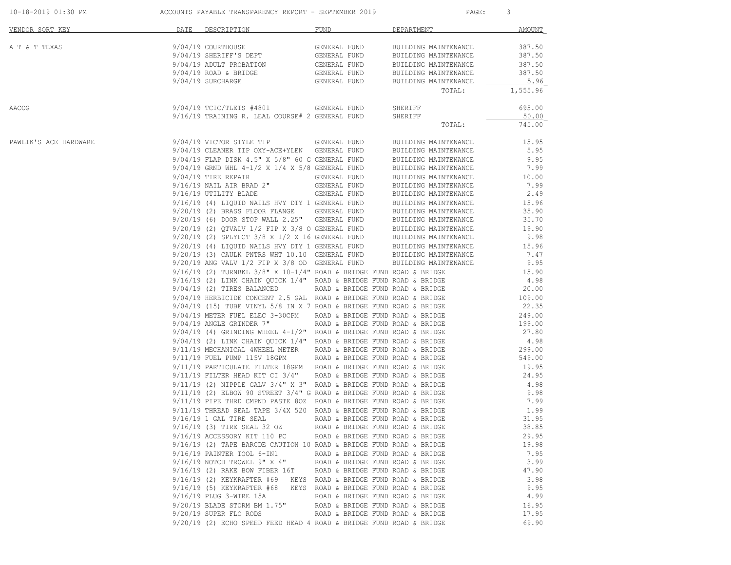| VENDOR SORT KEY | DATE | DESCRIPTION | FUND | DEPARTMENT | AMOUNT |
|---|---|---|---|---|---|
| A T & T TEXAS | 9/04/19 | COURTHOUSE | GENERAL FUND | BUILDING MAINTENANCE | 387.50 |
| | 9/04/19 | SHERIFF'S DEPT | GENERAL FUND | BUILDING MAINTENANCE | 387.50 |
| | 9/04/19 | ADULT PROBATION | GENERAL FUND | BUILDING MAINTENANCE | 387.50 |
| | 9/04/19 | ROAD & BRIDGE | GENERAL FUND | BUILDING MAINTENANCE | 387.50 |
| | 9/04/19 | SURCHARGE | GENERAL FUND | BUILDING MAINTENANCE | 5.96 |
| | | | | TOTAL: | 1,555.96 |
| AACOG | 9/04/19 | TCIC/TLETS #4801 | GENERAL FUND | SHERIFF | 695.00 |
| | 9/16/19 | TRAINING R. LEAL COURSE# 2 | GENERAL FUND | SHERIFF | 50.00 |
| | | | | TOTAL: | 745.00 |
| PAWLIK'S ACE HARDWARE | 9/04/19 | VICTOR STYLE TIP | GENERAL FUND | BUILDING MAINTENANCE | 15.95 |
| | 9/04/19 | CLEANER TIP OXY-ACE+YLEN | GENERAL FUND | BUILDING MAINTENANCE | 5.95 |
| | 9/04/19 | FLAP DISK 4.5" X 5/8" 60 G | GENERAL FUND | BUILDING MAINTENANCE | 9.95 |
| | 9/04/19 | GRND WHL 4-1/2 X 1/4 X 5/8 | GENERAL FUND | BUILDING MAINTENANCE | 7.99 |
| | 9/04/19 | TIRE REPAIR | GENERAL FUND | BUILDING MAINTENANCE | 10.00 |
| | 9/16/19 | NAIL AIR BRAD 2" | GENERAL FUND | BUILDING MAINTENANCE | 7.99 |
| | 9/16/19 | UTILITY BLADE | GENERAL FUND | BUILDING MAINTENANCE | 2.49 |
| | 9/16/19 | (4) LIQUID NAILS HVY DTY 1 | GENERAL FUND | BUILDING MAINTENANCE | 15.96 |
| | 9/20/19 | (2) BRASS FLOOR FLANGE | GENERAL FUND | BUILDING MAINTENANCE | 35.90 |
| | 9/20/19 | (6) DOOR STOP WALL 2.25" | GENERAL FUND | BUILDING MAINTENANCE | 35.70 |
| | 9/20/19 | (2) QTVALV 1/2 FIP X 3/8 O | GENERAL FUND | BUILDING MAINTENANCE | 19.90 |
| | 9/20/19 | (2) SPLYFCT 3/8 X 1/2 X 16 | GENERAL FUND | BUILDING MAINTENANCE | 9.98 |
| | 9/20/19 | (4) LIQUID NAILS HVY DTY 1 | GENERAL FUND | BUILDING MAINTENANCE | 15.96 |
| | 9/20/19 | (3) CAULK PNTRS WHT 10.10 | GENERAL FUND | BUILDING MAINTENANCE | 7.47 |
| | 9/20/19 | ANG VALV 1/2 FIP X 3/8 OD | GENERAL FUND | BUILDING MAINTENANCE | 9.95 |
| | 9/16/19 | (2) TURNBKL 3/8" X 10-1/4" | ROAD & BRIDGE FUND | ROAD & BRIDGE | 15.90 |
| | 9/16/19 | (2) LINK CHAIN QUICK 1/4" | ROAD & BRIDGE FUND | ROAD & BRIDGE | 4.98 |
| | 9/04/19 | (2) TIRES BALANCED | ROAD & BRIDGE FUND | ROAD & BRIDGE | 20.00 |
| | 9/04/19 | HERBICIDE CONCENT 2.5 GAL | ROAD & BRIDGE FUND | ROAD & BRIDGE | 109.00 |
| | 9/04/19 | (15) TUBE VINYL 5/8 IN X 7 | ROAD & BRIDGE FUND | ROAD & BRIDGE | 22.35 |
| | 9/04/19 | METER FUEL ELEC 3-30CPM | ROAD & BRIDGE FUND | ROAD & BRIDGE | 249.00 |
| | 9/04/19 | ANGLE GRINDER 7" | ROAD & BRIDGE FUND | ROAD & BRIDGE | 199.00 |
| | 9/04/19 | (4) GRINDING WHEEL 4-1/2" | ROAD & BRIDGE FUND | ROAD & BRIDGE | 27.80 |
| | 9/04/19 | (2) LINK CHAIN QUICK 1/4" | ROAD & BRIDGE FUND | ROAD & BRIDGE | 4.98 |
| | 9/11/19 | MECHANICAL 4WHEEL METER | ROAD & BRIDGE FUND | ROAD & BRIDGE | 299.00 |
| | 9/11/19 | FUEL PUMP 115V 18GPM | ROAD & BRIDGE FUND | ROAD & BRIDGE | 549.00 |
| | 9/11/19 | PARTICULATE FILTER 18GPM | ROAD & BRIDGE FUND | ROAD & BRIDGE | 19.95 |
| | 9/11/19 | FILTER HEAD KIT CI 3/4" | ROAD & BRIDGE FUND | ROAD & BRIDGE | 24.95 |
| | 9/11/19 | (2) NIPPLE GALV 3/4" X 3" | ROAD & BRIDGE FUND | ROAD & BRIDGE | 4.98 |
| | 9/11/19 | (2) ELBOW 90 STREET 3/4" G | ROAD & BRIDGE FUND | ROAD & BRIDGE | 9.98 |
| | 9/11/19 | PIPE THRD CMPND PASTE 8OZ | ROAD & BRIDGE FUND | ROAD & BRIDGE | 7.99 |
| | 9/11/19 | THREAD SEAL TAPE 3/4X 520 | ROAD & BRIDGE FUND | ROAD & BRIDGE | 1.99 |
| | 9/16/19 | 1 GAL TIRE SEAL | ROAD & BRIDGE FUND | ROAD & BRIDGE | 31.95 |
| | 9/16/19 | (3) TIRE SEAL 32 OZ | ROAD & BRIDGE FUND | ROAD & BRIDGE | 38.85 |
| | 9/16/19 | ACCESSORY KIT 110 PC | ROAD & BRIDGE FUND | ROAD & BRIDGE | 29.95 |
| | 9/16/19 | (2) TAPE BARCDE CAUTION 10 | ROAD & BRIDGE FUND | ROAD & BRIDGE | 19.98 |
| | 9/16/19 | PAINTER TOOL 6-IN1 | ROAD & BRIDGE FUND | ROAD & BRIDGE | 7.95 |
| | 9/16/19 | NOTCH TROWEL 9" X 4" | ROAD & BRIDGE FUND | ROAD & BRIDGE | 3.99 |
| | 9/16/19 | (2) RAKE BOW FIBER 16T | ROAD & BRIDGE FUND | ROAD & BRIDGE | 47.90 |
| | 9/16/19 | (2) KEYKRAFTER #69 KEYS | ROAD & BRIDGE FUND | ROAD & BRIDGE | 3.98 |
| | 9/16/19 | (5) KEYKRAFTER #68 KEYS | ROAD & BRIDGE FUND | ROAD & BRIDGE | 9.95 |
| | 9/16/19 | PLUG 3-WIRE 15A | ROAD & BRIDGE FUND | ROAD & BRIDGE | 4.99 |
| | 9/20/19 | BLADE STORM BM 1.75" | ROAD & BRIDGE FUND | ROAD & BRIDGE | 16.95 |
| | 9/20/19 | SUPER FLO RODS | ROAD & BRIDGE FUND | ROAD & BRIDGE | 17.95 |
| | 9/20/19 | (2) ECHO SPEED FEED HEAD 4 | ROAD & BRIDGE FUND | ROAD & BRIDGE | 69.90 |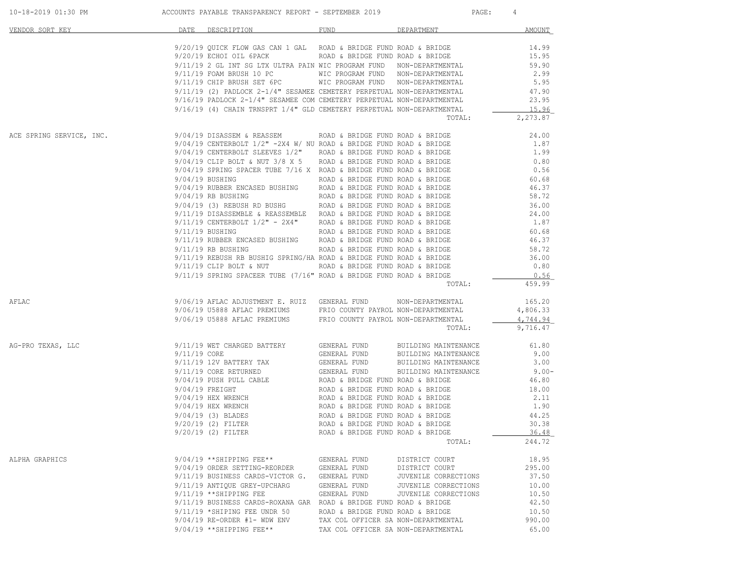# ACCOUNTS PAYABLE TRANSPARENCY REPORT - SEPTEMBER 2019

| VENDOR SORT KEY | DATE | DESCRIPTION | FUND | DEPARTMENT | AMOUNT |
|---|---|---|---|---|---|
| | 9/20/19 | QUICK FLOW GAS CAN 1 GAL | ROAD & BRIDGE FUND | ROAD & BRIDGE | 14.99 |
| | 9/20/19 | ECHOI OIL 6PACK | ROAD & BRIDGE FUND | ROAD & BRIDGE | 15.95 |
| | 9/11/19 | 2 GL INT SG LTX ULTRA PAIN | WIC PROGRAM FUND | NON-DEPARTMENTAL | 59.90 |
| | 9/11/19 | FOAM BRUSH 10 PC | WIC PROGRAM FUND | NON-DEPARTMENTAL | 2.99 |
| | 9/11/19 | CHIP BRUSH SET 6PC | WIC PROGRAM FUND | NON-DEPARTMENTAL | 5.95 |
| | 9/11/19 | (2) PADLOCK 2-1/4" SESAMEE | CEMETERY PERPETUAL | NON-DEPARTMENTAL | 47.90 |
| | 9/16/19 | PADLOCK 2-1/4" SESAMEE COM | CEMETERY PERPETUAL | NON-DEPARTMENTAL | 23.95 |
| | 9/16/19 | (4) CHAIN TRNSPRT 1/4" GLD | CEMETERY PERPETUAL | NON-DEPARTMENTAL | 15.96 |
| | | | | TOTAL: | 2,273.87 |
| ACE SPRING SERVICE, INC. | 9/04/19 | DISASSEM & REASSEM | ROAD & BRIDGE FUND | ROAD & BRIDGE | 24.00 |
| | 9/04/19 | CENTERBOLT 1/2" -2X4 W/ NU | ROAD & BRIDGE FUND | ROAD & BRIDGE | 1.87 |
| | 9/04/19 | CENTERBOLT SLEEVES 1/2" | ROAD & BRIDGE FUND | ROAD & BRIDGE | 1.99 |
| | 9/04/19 | CLIP BOLT & NUT 3/8 X 5 | ROAD & BRIDGE FUND | ROAD & BRIDGE | 0.80 |
| | 9/04/19 | SPRING SPACER TUBE 7/16 X | ROAD & BRIDGE FUND | ROAD & BRIDGE | 0.56 |
| | 9/04/19 | BUSHING | ROAD & BRIDGE FUND | ROAD & BRIDGE | 60.68 |
| | 9/04/19 | RUBBER ENCASED BUSHING | ROAD & BRIDGE FUND | ROAD & BRIDGE | 46.37 |
| | 9/04/19 | RB BUSHING | ROAD & BRIDGE FUND | ROAD & BRIDGE | 58.72 |
| | 9/04/19 | (3) REBUSH RD BUSHG | ROAD & BRIDGE FUND | ROAD & BRIDGE | 36.00 |
| | 9/11/19 | DISASSEMBLE & REASSEMBLE | ROAD & BRIDGE FUND | ROAD & BRIDGE | 24.00 |
| | 9/11/19 | CENTERBOLT 1/2" - 2X4" | ROAD & BRIDGE FUND | ROAD & BRIDGE | 1.87 |
| | 9/11/19 | BUSHING | ROAD & BRIDGE FUND | ROAD & BRIDGE | 60.68 |
| | 9/11/19 | RUBBER ENCASED BUSHING | ROAD & BRIDGE FUND | ROAD & BRIDGE | 46.37 |
| | 9/11/19 | RB BUSHING | ROAD & BRIDGE FUND | ROAD & BRIDGE | 58.72 |
| | 9/11/19 | REBUSH RB BUSHIG SPRING/HA | ROAD & BRIDGE FUND | ROAD & BRIDGE | 36.00 |
| | 9/11/19 | CLIP BOLT & NUT | ROAD & BRIDGE FUND | ROAD & BRIDGE | 0.80 |
| | 9/11/19 | SPRING SPACEER TUBE (7/16" | ROAD & BRIDGE FUND | ROAD & BRIDGE | 0.56 |
| | | | | TOTAL: | 459.99 |
| AFLAC | 9/06/19 | AFLAC ADJUSTMENT E. RUIZ | GENERAL FUND | NON-DEPARTMENTAL | 165.20 |
| | 9/06/19 | U5888 AFLAC PREMIUMS | FRIO COUNTY PAYROL | NON-DEPARTMENTAL | 4,806.33 |
| | 9/06/19 | U5888 AFLAC PREMIUMS | FRIO COUNTY PAYROL | NON-DEPARTMENTAL | 4,744.94 |
| | | | | TOTAL: | 9,716.47 |
| AG-PRO TEXAS, LLC | 9/11/19 | WET CHARGED BATTERY | GENERAL FUND | BUILDING MAINTENANCE | 61.80 |
| | 9/11/19 | CORE | GENERAL FUND | BUILDING MAINTENANCE | 9.00 |
| | 9/11/19 | 12V BATTERY TAX | GENERAL FUND | BUILDING MAINTENANCE | 3.00 |
| | 9/11/19 | CORE RETURNED | GENERAL FUND | BUILDING MAINTENANCE | 9.00- |
| | 9/04/19 | PUSH PULL CABLE | ROAD & BRIDGE FUND | ROAD & BRIDGE | 46.80 |
| | 9/04/19 | FREIGHT | ROAD & BRIDGE FUND | ROAD & BRIDGE | 18.00 |
| | 9/04/19 | HEX WRENCH | ROAD & BRIDGE FUND | ROAD & BRIDGE | 2.11 |
| | 9/04/19 | HEX WRENCH | ROAD & BRIDGE FUND | ROAD & BRIDGE | 1.90 |
| | 9/04/19 | (3) BLADES | ROAD & BRIDGE FUND | ROAD & BRIDGE | 44.25 |
| | 9/20/19 | (2) FILTER | ROAD & BRIDGE FUND | ROAD & BRIDGE | 30.38 |
| | 9/20/19 | (2) FILTER | ROAD & BRIDGE FUND | ROAD & BRIDGE | 36.48 |
| | | | | TOTAL: | 244.72 |
| ALPHA GRAPHICS | 9/04/19 | **SHIPPING FEE** | GENERAL FUND | DISTRICT COURT | 18.95 |
| | 9/04/19 | ORDER SETTING-REORDER | GENERAL FUND | DISTRICT COURT | 295.00 |
| | 9/11/19 | BUSINESS CARDS-VICTOR G. | GENERAL FUND | JUVENILE CORRECTIONS | 37.50 |
| | 9/11/19 | ANTIQUE GREY-UPCHARG | GENERAL FUND | JUVENILE CORRECTIONS | 10.00 |
| | 9/11/19 | **SHIPPING FEE | GENERAL FUND | JUVENILE CORRECTIONS | 10.50 |
| | 9/11/19 | BUSINESS CARDS-ROXANA GAR | ROAD & BRIDGE FUND | ROAD & BRIDGE | 42.50 |
| | 9/11/19 | *SHIPING FEE UNDR 50 | ROAD & BRIDGE FUND | ROAD & BRIDGE | 10.50 |
| | 9/04/19 | RE-ORDER #1- WDW ENV | TAX COL OFFICER SA | NON-DEPARTMENTAL | 990.00 |
| | 9/04/19 | **SHIPPING FEE** | TAX COL OFFICER SA | NON-DEPARTMENTAL | 65.00 |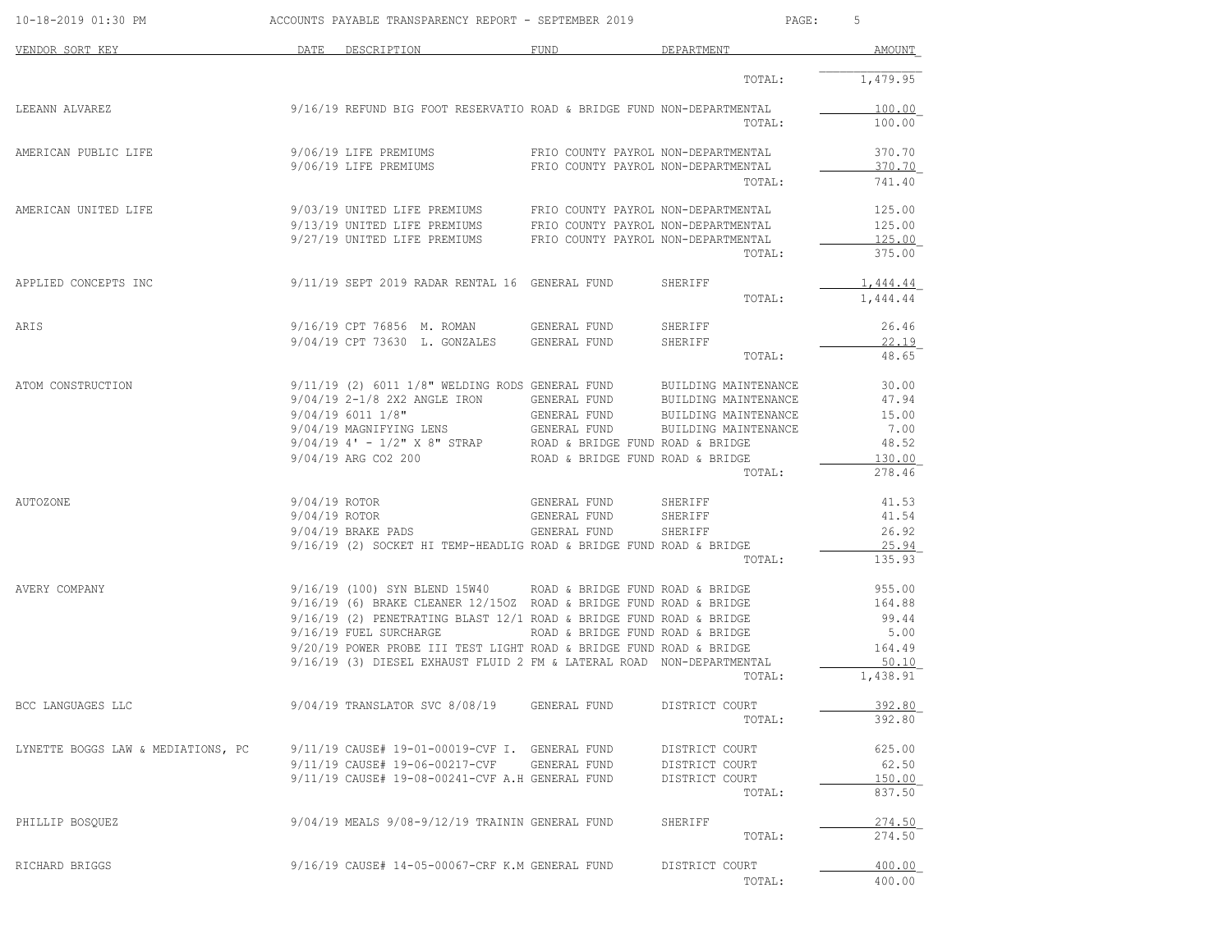# ACCOUNTS PAYABLE TRANSPARENCY REPORT - SEPTEMBER 2019

| VENDOR SORT KEY | DATE | DESCRIPTION | FUND | DEPARTMENT | AMOUNT |
|---|---|---|---|---|---|
| | | | | TOTAL: | 1,479.95 |
| LEEANN ALVAREZ | 9/16/19 | REFUND BIG FOOT RESERVATIO | ROAD & BRIDGE FUND | NON-DEPARTMENTAL | 100.00 |
| | | | | TOTAL: | 100.00 |
| AMERICAN PUBLIC LIFE | 9/06/19 | LIFE PREMIUMS | FRIO COUNTY PAYROL | NON-DEPARTMENTAL | 370.70 |
| | 9/06/19 | LIFE PREMIUMS | FRIO COUNTY PAYROL | NON-DEPARTMENTAL | 370.70 |
| | | | | TOTAL: | 741.40 |
| AMERICAN UNITED LIFE | 9/03/19 | UNITED LIFE PREMIUMS | FRIO COUNTY PAYROL | NON-DEPARTMENTAL | 125.00 |
| | 9/13/19 | UNITED LIFE PREMIUMS | FRIO COUNTY PAYROL | NON-DEPARTMENTAL | 125.00 |
| | 9/27/19 | UNITED LIFE PREMIUMS | FRIO COUNTY PAYROL | NON-DEPARTMENTAL | 125.00 |
| | | | | TOTAL: | 375.00 |
| APPLIED CONCEPTS INC | 9/11/19 | SEPT 2019 RADAR RENTAL 16 | GENERAL FUND | SHERIFF | 1,444.44 |
| | | | | TOTAL: | 1,444.44 |
| ARIS | 9/16/19 | CPT 76856 M. ROMAN | GENERAL FUND | SHERIFF | 26.46 |
| | 9/04/19 | CPT 73630 L. GONZALES | GENERAL FUND | SHERIFF | 22.19 |
| | | | | TOTAL: | 48.65 |
| ATOM CONSTRUCTION | 9/11/19 | (2) 6011 1/8" WELDING RODS | GENERAL FUND | BUILDING MAINTENANCE | 30.00 |
| | 9/04/19 | 2-1/8 2X2 ANGLE IRON | GENERAL FUND | BUILDING MAINTENANCE | 47.94 |
| | 9/04/19 | 6011 1/8" | GENERAL FUND | BUILDING MAINTENANCE | 15.00 |
| | 9/04/19 | MAGNIFYING LENS | GENERAL FUND | BUILDING MAINTENANCE | 7.00 |
| | 9/04/19 | 4' - 1/2" X 8" STRAP | ROAD & BRIDGE FUND | ROAD & BRIDGE | 48.52 |
| | 9/04/19 | ARG CO2 200 | ROAD & BRIDGE FUND | ROAD & BRIDGE | 130.00 |
| | | | | TOTAL: | 278.46 |
| AUTOZONE | 9/04/19 | ROTOR | GENERAL FUND | SHERIFF | 41.53 |
| | 9/04/19 | ROTOR | GENERAL FUND | SHERIFF | 41.54 |
| | 9/04/19 | BRAKE PADS | GENERAL FUND | SHERIFF | 26.92 |
| | 9/16/19 | (2) SOCKET HI TEMP-HEADLIG | ROAD & BRIDGE FUND | ROAD & BRIDGE | 25.94 |
| | | | | TOTAL: | 135.93 |
| AVERY COMPANY | 9/16/19 | (100) SYN BLEND 15W40 | ROAD & BRIDGE FUND | ROAD & BRIDGE | 955.00 |
| | 9/16/19 | (6) BRAKE CLEANER 12/15OZ | ROAD & BRIDGE FUND | ROAD & BRIDGE | 164.88 |
| | 9/16/19 | (2) PENETRATING BLAST 12/1 | ROAD & BRIDGE FUND | ROAD & BRIDGE | 99.44 |
| | 9/16/19 | FUEL SURCHARGE | ROAD & BRIDGE FUND | ROAD & BRIDGE | 5.00 |
| | 9/20/19 | POWER PROBE III TEST LIGHT | ROAD & BRIDGE FUND | ROAD & BRIDGE | 164.49 |
| | 9/16/19 | (3) DIESEL EXHAUST FLUID 2 | FM & LATERAL ROAD | NON-DEPARTMENTAL | 50.10 |
| | | | | TOTAL: | 1,438.91 |
| BCC LANGUAGES LLC | 9/04/19 | TRANSLATOR SVC 8/08/19 | GENERAL FUND | DISTRICT COURT | 392.80 |
| | | | | TOTAL: | 392.80 |
| LYNETTE BOGGS LAW & MEDIATIONS, PC | 9/11/19 | CAUSE# 19-01-00019-CVF I. | GENERAL FUND | DISTRICT COURT | 625.00 |
| | 9/11/19 | CAUSE# 19-06-00217-CVF | GENERAL FUND | DISTRICT COURT | 62.50 |
| | 9/11/19 | CAUSE# 19-08-00241-CVF A.H | GENERAL FUND | DISTRICT COURT | 150.00 |
| | | | | TOTAL: | 837.50 |
| PHILLIP BOSQUEZ | 9/04/19 | MEALS 9/08-9/12/19 TRAININ | GENERAL FUND | SHERIFF | 274.50 |
| | | | | TOTAL: | 274.50 |
| RICHARD BRIGGS | 9/16/19 | CAUSE# 14-05-00067-CRF K.M | GENERAL FUND | DISTRICT COURT | 400.00 |
| | | | | TOTAL: | 400.00 |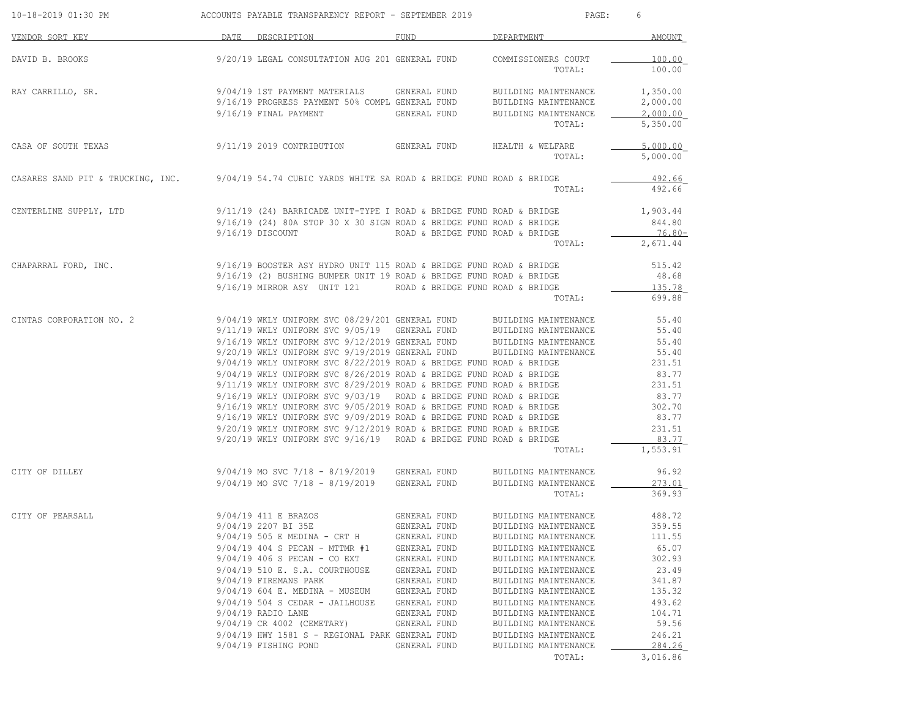ACCOUNTS PAYABLE TRANSPARENCY REPORT - SEPTEMBER 2019

| VENDOR SORT KEY | DATE | DESCRIPTION | FUND | DEPARTMENT | AMOUNT |
|---|---|---|---|---|---|
| DAVID B. BROOKS | 9/20/19 | LEGAL CONSULTATION AUG 201 | GENERAL FUND | COMMISSIONERS COURT | 100.00 |
| | | | | TOTAL: | 100.00 |
| RAY CARRILLO, SR. | 9/04/19 | 1ST PAYMENT MATERIALS | GENERAL FUND | BUILDING MAINTENANCE | 1,350.00 |
| | 9/16/19 | PROGRESS PAYMENT 50% COMPL | GENERAL FUND | BUILDING MAINTENANCE | 2,000.00 |
| | 9/16/19 | FINAL PAYMENT | GENERAL FUND | BUILDING MAINTENANCE | 2,000.00 |
| | | | | TOTAL: | 5,350.00 |
| CASA OF SOUTH TEXAS | 9/11/19 | 2019 CONTRIBUTION | GENERAL FUND | HEALTH & WELFARE | 5,000.00 |
| | | | | TOTAL: | 5,000.00 |
| CASARES SAND PIT & TRUCKING, INC. | 9/04/19 | 54.74 CUBIC YARDS WHITE SA | ROAD & BRIDGE FUND | ROAD & BRIDGE | 492.66 |
| | | | | TOTAL: | 492.66 |
| CENTERLINE SUPPLY, LTD | 9/11/19 | (24) BARRICADE UNIT-TYPE I | ROAD & BRIDGE FUND | ROAD & BRIDGE | 1,903.44 |
| | 9/16/19 | (24) 80A STOP 30 X 30 SIGN | ROAD & BRIDGE FUND | ROAD & BRIDGE | 844.80 |
| | 9/16/19 | DISCOUNT | ROAD & BRIDGE FUND | ROAD & BRIDGE | 76.80- |
| | | | | TOTAL: | 2,671.44 |
| CHAPARRAL FORD, INC. | 9/16/19 | BOOSTER ASY HYDRO UNIT 115 | ROAD & BRIDGE FUND | ROAD & BRIDGE | 515.42 |
| | 9/16/19 | (2) BUSHING BUMPER UNIT 19 | ROAD & BRIDGE FUND | ROAD & BRIDGE | 48.68 |
| | 9/16/19 | MIRROR ASY UNIT 121 | ROAD & BRIDGE FUND | ROAD & BRIDGE | 135.78 |
| | | | | TOTAL: | 699.88 |
| CINTAS CORPORATION NO. 2 | 9/04/19 | WKLY UNIFORM SVC 08/29/201 | GENERAL FUND | BUILDING MAINTENANCE | 55.40 |
| | 9/11/19 | WKLY UNIFORM SVC 9/05/19 | GENERAL FUND | BUILDING MAINTENANCE | 55.40 |
| | 9/16/19 | WKLY UNIFORM SVC 9/12/2019 | GENERAL FUND | BUILDING MAINTENANCE | 55.40 |
| | 9/20/19 | WKLY UNIFORM SVC 9/19/2019 | GENERAL FUND | BUILDING MAINTENANCE | 55.40 |
| | 9/04/19 | WKLY UNIFORM SVC 8/22/2019 | ROAD & BRIDGE FUND | ROAD & BRIDGE | 231.51 |
| | 9/04/19 | WKLY UNIFORM SVC 8/26/2019 | ROAD & BRIDGE FUND | ROAD & BRIDGE | 83.77 |
| | 9/11/19 | WKLY UNIFORM SVC 8/29/2019 | ROAD & BRIDGE FUND | ROAD & BRIDGE | 231.51 |
| | 9/16/19 | WKLY UNIFORM SVC 9/03/19 | ROAD & BRIDGE FUND | ROAD & BRIDGE | 83.77 |
| | 9/16/19 | WKLY UNIFORM SVC 9/05/2019 | ROAD & BRIDGE FUND | ROAD & BRIDGE | 302.70 |
| | 9/16/19 | WKLY UNIFORM SVC 9/09/2019 | ROAD & BRIDGE FUND | ROAD & BRIDGE | 83.77 |
| | 9/20/19 | WKLY UNIFORM SVC 9/12/2019 | ROAD & BRIDGE FUND | ROAD & BRIDGE | 231.51 |
| | 9/20/19 | WKLY UNIFORM SVC 9/16/19 | ROAD & BRIDGE FUND | ROAD & BRIDGE | 83.77 |
| | | | | TOTAL: | 1,553.91 |
| CITY OF DILLEY | 9/04/19 | MO SVC 7/18 - 8/19/2019 | GENERAL FUND | BUILDING MAINTENANCE | 96.92 |
| | 9/04/19 | MO SVC 7/18 - 8/19/2019 | GENERAL FUND | BUILDING MAINTENANCE | 273.01 |
| | | | | TOTAL: | 369.93 |
| CITY OF PEARSALL | 9/04/19 | 411 E BRAZOS | GENERAL FUND | BUILDING MAINTENANCE | 488.72 |
| | 9/04/19 | 2207 BI 35E | GENERAL FUND | BUILDING MAINTENANCE | 359.55 |
| | 9/04/19 | 505 E MEDINA - CRT H | GENERAL FUND | BUILDING MAINTENANCE | 111.55 |
| | 9/04/19 | 404 S PECAN - MTTMR #1 | GENERAL FUND | BUILDING MAINTENANCE | 65.07 |
| | 9/04/19 | 406 S PECAN - CO EXT | GENERAL FUND | BUILDING MAINTENANCE | 302.93 |
| | 9/04/19 | 510 E. S.A. COURTHOUSE | GENERAL FUND | BUILDING MAINTENANCE | 23.49 |
| | 9/04/19 | FIREMANS PARK | GENERAL FUND | BUILDING MAINTENANCE | 341.87 |
| | 9/04/19 | 604 E. MEDINA - MUSEUM | GENERAL FUND | BUILDING MAINTENANCE | 135.32 |
| | 9/04/19 | 504 S CEDAR - JAILHOUSE | GENERAL FUND | BUILDING MAINTENANCE | 493.62 |
| | 9/04/19 | RADIO LANE | GENERAL FUND | BUILDING MAINTENANCE | 104.71 |
| | 9/04/19 | CR 4002 (CEMETARY) | GENERAL FUND | BUILDING MAINTENANCE | 59.56 |
| | 9/04/19 | HWY 1581 S - REGIONAL PARK | GENERAL FUND | BUILDING MAINTENANCE | 246.21 |
| | 9/04/19 | FISHING POND | GENERAL FUND | BUILDING MAINTENANCE | 284.26 |
| | | | | TOTAL: | 3,016.86 |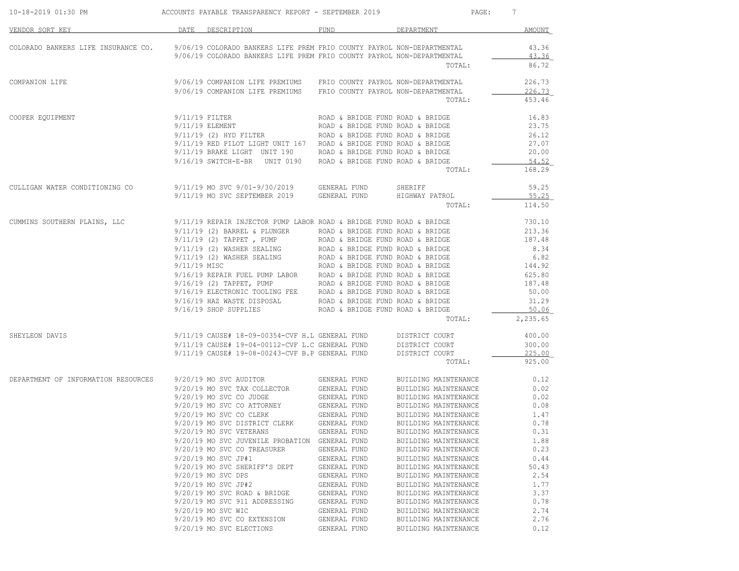# ACCOUNTS PAYABLE TRANSPARENCY REPORT - SEPTEMBER 2019

| VENDOR SORT KEY | DATE | DESCRIPTION | FUND | DEPARTMENT | AMOUNT |
|---|---|---|---|---|---|
| COLORADO BANKERS LIFE INSURANCE CO. | 9/06/19 | COLORADO BANKERS LIFE PREM | FRIO COUNTY PAYROL | NON-DEPARTMENTAL | 43.36 |
| | 9/06/19 | COLORADO BANKERS LIFE PREM | FRIO COUNTY PAYROL | NON-DEPARTMENTAL | 43.36 |
| | | | | TOTAL: | 86.72 |
| COMPANION LIFE | 9/06/19 | COMPANION LIFE PREMIUMS | FRIO COUNTY PAYROL | NON-DEPARTMENTAL | 226.73 |
| | 9/06/19 | COMPANION LIFE PREMIUMS | FRIO COUNTY PAYROL | NON-DEPARTMENTAL | 226.73 |
| | | | | TOTAL: | 453.46 |
| COOPER EQUIPMENT | 9/11/19 | FILTER | ROAD & BRIDGE FUND | ROAD & BRIDGE | 16.83 |
| | 9/11/19 | ELEMENT | ROAD & BRIDGE FUND | ROAD & BRIDGE | 23.75 |
| | 9/11/19 | (2) HYD FILTER | ROAD & BRIDGE FUND | ROAD & BRIDGE | 26.12 |
| | 9/11/19 | RED PILOT LIGHT UNIT 167 | ROAD & BRIDGE FUND | ROAD & BRIDGE | 27.07 |
| | 9/11/19 | BRAKE LIGHT UNIT 190 | ROAD & BRIDGE FUND | ROAD & BRIDGE | 20.00 |
| | 9/16/19 | SWITCH-E-BR UNIT 0190 | ROAD & BRIDGE FUND | ROAD & BRIDGE | 54.52 |
| | | | | TOTAL: | 168.29 |
| CULLIGAN WATER CONDITIONING CO | 9/11/19 | MO SVC 9/01-9/30/2019 | GENERAL FUND | SHERIFF | 59.25 |
| | 9/11/19 | MO SVC SEPTEMBER 2019 | GENERAL FUND | HIGHWAY PATROL | 55.25 |
| | | | | TOTAL: | 114.50 |
| CUMMINS SOUTHERN PLAINS, LLC | 9/11/19 | REPAIR INJECTOR PUMP LABOR | ROAD & BRIDGE FUND | ROAD & BRIDGE | 730.10 |
| | 9/11/19 | (2) BARREL & PLUNGER | ROAD & BRIDGE FUND | ROAD & BRIDGE | 213.36 |
| | 9/11/19 | (2) TAPPET , PUMP | ROAD & BRIDGE FUND | ROAD & BRIDGE | 187.48 |
| | 9/11/19 | (2) WASHER SEALING | ROAD & BRIDGE FUND | ROAD & BRIDGE | 8.34 |
| | 9/11/19 | (2) WASHER SEALING | ROAD & BRIDGE FUND | ROAD & BRIDGE | 6.82 |
| | 9/11/19 | MISC | ROAD & BRIDGE FUND | ROAD & BRIDGE | 144.92 |
| | 9/16/19 | REPAIR FUEL PUMP LABOR | ROAD & BRIDGE FUND | ROAD & BRIDGE | 625.80 |
| | 9/16/19 | (2) TAPPET, PUMP | ROAD & BRIDGE FUND | ROAD & BRIDGE | 187.48 |
| | 9/16/19 | ELECTRONIC TOOLING FEE | ROAD & BRIDGE FUND | ROAD & BRIDGE | 50.00 |
| | 9/16/19 | HAZ WASTE DISPOSAL | ROAD & BRIDGE FUND | ROAD & BRIDGE | 31.29 |
| | 9/16/19 | SHOP SUPPLIES | ROAD & BRIDGE FUND | ROAD & BRIDGE | 50.06 |
| | | | | TOTAL: | 2,235.65 |
| SHEYLEON DAVIS | 9/11/19 | CAUSE# 18-09-00354-CVF H.L | GENERAL FUND | DISTRICT COURT | 400.00 |
| | 9/11/19 | CAUSE# 19-04-00112-CVF L.C | GENERAL FUND | DISTRICT COURT | 300.00 |
| | 9/11/19 | CAUSE# 19-08-00243-CVF B.P | GENERAL FUND | DISTRICT COURT | 225.00 |
| | | | | TOTAL: | 925.00 |
| DEPARTMENT OF INFORMATION RESOURCES | 9/20/19 | MO SVC AUDITOR | GENERAL FUND | BUILDING MAINTENANCE | 0.12 |
| | 9/20/19 | MO SVC TAX COLLECTOR | GENERAL FUND | BUILDING MAINTENANCE | 0.02 |
| | 9/20/19 | MO SVC CO JUDGE | GENERAL FUND | BUILDING MAINTENANCE | 0.02 |
| | 9/20/19 | MO SVC CO ATTORNEY | GENERAL FUND | BUILDING MAINTENANCE | 0.08 |
| | 9/20/19 | MO SVC CO CLERK | GENERAL FUND | BUILDING MAINTENANCE | 1.47 |
| | 9/20/19 | MO SVC DISTRICT CLERK | GENERAL FUND | BUILDING MAINTENANCE | 0.78 |
| | 9/20/19 | MO SVC VETERANS | GENERAL FUND | BUILDING MAINTENANCE | 0.31 |
| | 9/20/19 | MO SVC JUVENILE PROBATION | GENERAL FUND | BUILDING MAINTENANCE | 1.88 |
| | 9/20/19 | MO SVC CO TREASURER | GENERAL FUND | BUILDING MAINTENANCE | 0.23 |
| | 9/20/19 | MO SVC JP#1 | GENERAL FUND | BUILDING MAINTENANCE | 0.44 |
| | 9/20/19 | MO SVC SHERIFF'S DEPT | GENERAL FUND | BUILDING MAINTENANCE | 50.43 |
| | 9/20/19 | MO SVC DPS | GENERAL FUND | BUILDING MAINTENANCE | 2.54 |
| | 9/20/19 | MO SVC JP#2 | GENERAL FUND | BUILDING MAINTENANCE | 1.77 |
| | 9/20/19 | MO SVC ROAD & BRIDGE | GENERAL FUND | BUILDING MAINTENANCE | 3.37 |
| | 9/20/19 | MO SVC 911 ADDRESSING | GENERAL FUND | BUILDING MAINTENANCE | 0.78 |
| | 9/20/19 | MO SVC WIC | GENERAL FUND | BUILDING MAINTENANCE | 2.74 |
| | 9/20/19 | MO SVC CO EXTENSION | GENERAL FUND | BUILDING MAINTENANCE | 2.76 |
| | 9/20/19 | MO SVC ELECTIONS | GENERAL FUND | BUILDING MAINTENANCE | 0.12 |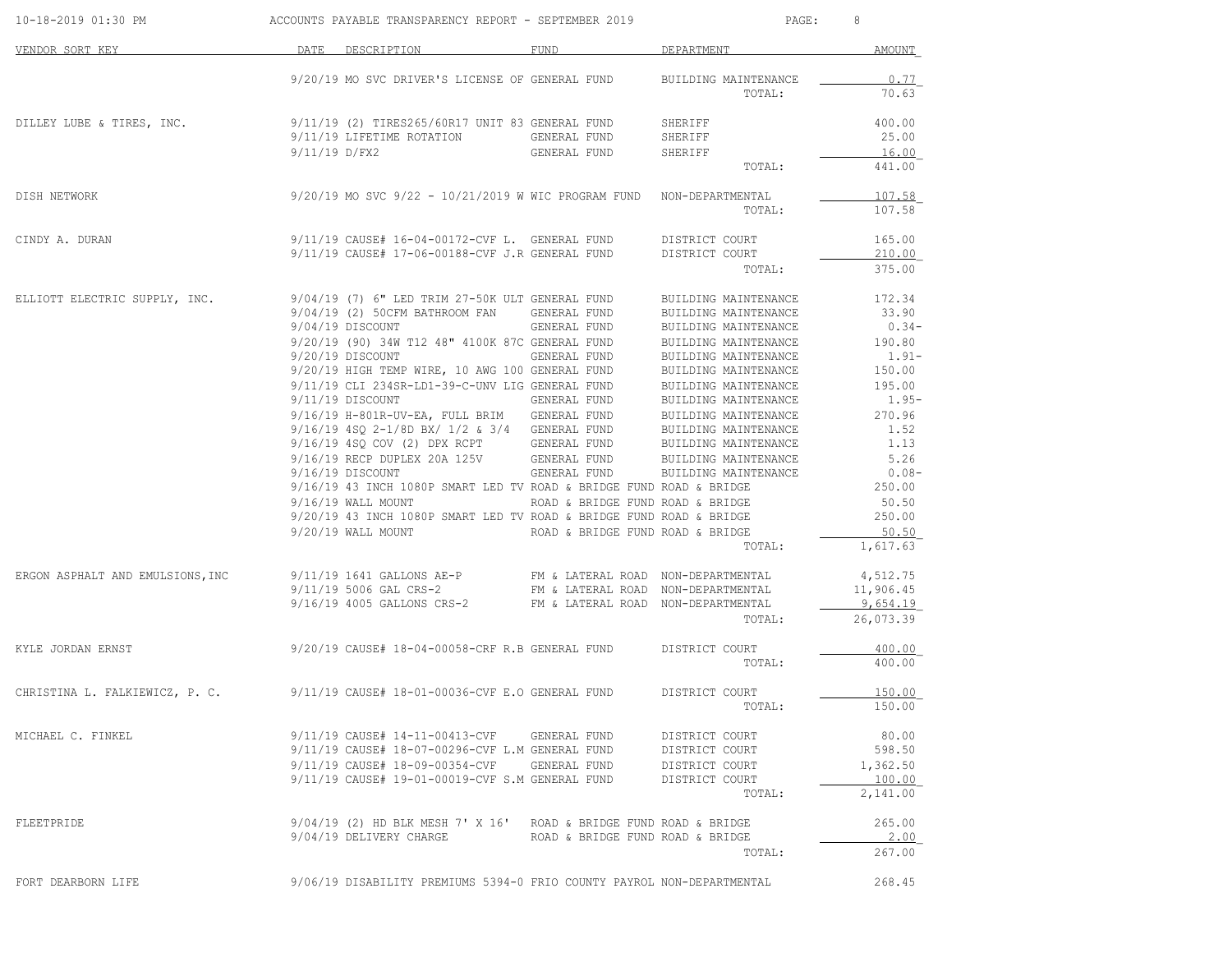| VENDOR SORT KEY | DATE | DESCRIPTION | FUND | DEPARTMENT | AMOUNT |
|---|---|---|---|---|---|
| | 9/20/19 | MO SVC DRIVER'S LICENSE OF | GENERAL FUND | BUILDING MAINTENANCE | 0.77 |
| | | | | TOTAL: | 70.63 |
| DILLEY LUBE & TIRES, INC. | 9/11/19 | (2) TIRES265/60R17 UNIT 83 | GENERAL FUND | SHERIFF | 400.00 |
| | 9/11/19 | LIFETIME ROTATION | GENERAL FUND | SHERIFF | 25.00 |
| | 9/11/19 | D/FX2 | GENERAL FUND | SHERIFF | 16.00 |
| | | | | TOTAL: | 441.00 |
| DISH NETWORK | 9/20/19 | MO SVC 9/22 - 10/21/2019 W | WIC PROGRAM FUND | NON-DEPARTMENTAL | 107.58 |
| | | | | TOTAL: | 107.58 |
| CINDY A. DURAN | 9/11/19 | CAUSE# 16-04-00172-CVF L. | GENERAL FUND | DISTRICT COURT | 165.00 |
| | 9/11/19 | CAUSE# 17-06-00188-CVF J.R | GENERAL FUND | DISTRICT COURT | 210.00 |
| | | | | TOTAL: | 375.00 |
| ELLIOTT ELECTRIC SUPPLY, INC. | 9/04/19 | (7) 6" LED TRIM 27-50K ULT | GENERAL FUND | BUILDING MAINTENANCE | 172.34 |
| | 9/04/19 | (2) 50CFM BATHROOM FAN | GENERAL FUND | BUILDING MAINTENANCE | 33.90 |
| | 9/04/19 | DISCOUNT | GENERAL FUND | BUILDING MAINTENANCE | 0.34- |
| | 9/20/19 | (90) 34W T12 48" 4100K 87C | GENERAL FUND | BUILDING MAINTENANCE | 190.80 |
| | 9/20/19 | DISCOUNT | GENERAL FUND | BUILDING MAINTENANCE | 1.91- |
| | 9/20/19 | HIGH TEMP WIRE, 10 AWG 100 | GENERAL FUND | BUILDING MAINTENANCE | 150.00 |
| | 9/11/19 | CLI 234SR-LD1-39-C-UNV LIG | GENERAL FUND | BUILDING MAINTENANCE | 195.00 |
| | 9/11/19 | DISCOUNT | GENERAL FUND | BUILDING MAINTENANCE | 1.95- |
| | 9/16/19 | H-801R-UV-EA, FULL BRIM | GENERAL FUND | BUILDING MAINTENANCE | 270.96 |
| | 9/16/19 | 4SQ 2-1/8D BX/ 1/2 & 3/4 | GENERAL FUND | BUILDING MAINTENANCE | 1.52 |
| | 9/16/19 | 4SQ COV (2) DPX RCPT | GENERAL FUND | BUILDING MAINTENANCE | 1.13 |
| | 9/16/19 | RECP DUPLEX 20A 125V | GENERAL FUND | BUILDING MAINTENANCE | 5.26 |
| | 9/16/19 | DISCOUNT | GENERAL FUND | BUILDING MAINTENANCE | 0.08- |
| | 9/16/19 | 43 INCH 1080P SMART LED TV | ROAD & BRIDGE FUND | ROAD & BRIDGE | 250.00 |
| | 9/16/19 | WALL MOUNT | ROAD & BRIDGE FUND | ROAD & BRIDGE | 50.50 |
| | 9/20/19 | 43 INCH 1080P SMART LED TV | ROAD & BRIDGE FUND | ROAD & BRIDGE | 250.00 |
| | 9/20/19 | WALL MOUNT | ROAD & BRIDGE FUND | ROAD & BRIDGE | 50.50 |
| | | | | TOTAL: | 1,617.63 |
| ERGON ASPHALT AND EMULSIONS,INC | 9/11/19 | 1641 GALLONS AE-P | FM & LATERAL ROAD | NON-DEPARTMENTAL | 4,512.75 |
| | 9/11/19 | 5006 GAL CRS-2 | FM & LATERAL ROAD | NON-DEPARTMENTAL | 11,906.45 |
| | 9/16/19 | 4005 GALLONS CRS-2 | FM & LATERAL ROAD | NON-DEPARTMENTAL | 9,654.19 |
| | | | | TOTAL: | 26,073.39 |
| KYLE JORDAN ERNST | 9/20/19 | CAUSE# 18-04-00058-CRF R.B | GENERAL FUND | DISTRICT COURT | 400.00 |
| | | | | TOTAL: | 400.00 |
| CHRISTINA L. FALKIEWICZ, P. C. | 9/11/19 | CAUSE# 18-01-00036-CVF E.O | GENERAL FUND | DISTRICT COURT | 150.00 |
| | | | | TOTAL: | 150.00 |
| MICHAEL C. FINKEL | 9/11/19 | CAUSE# 14-11-00413-CVF | GENERAL FUND | DISTRICT COURT | 80.00 |
| | 9/11/19 | CAUSE# 18-07-00296-CVF L.M | GENERAL FUND | DISTRICT COURT | 598.50 |
| | 9/11/19 | CAUSE# 18-09-00354-CVF | GENERAL FUND | DISTRICT COURT | 1,362.50 |
| | 9/11/19 | CAUSE# 19-01-00019-CVF S.M | GENERAL FUND | DISTRICT COURT | 100.00 |
| | | | | TOTAL: | 2,141.00 |
| FLEETPRIDE | 9/04/19 | (2) HD BLK MESH 7' X 16' | ROAD & BRIDGE FUND | ROAD & BRIDGE | 265.00 |
| | 9/04/19 | DELIVERY CHARGE | ROAD & BRIDGE FUND | ROAD & BRIDGE | 2.00 |
| | | | | TOTAL: | 267.00 |
| FORT DEARBORN LIFE | 9/06/19 | DISABILITY PREMIUMS 5394-0 | FRIO COUNTY PAYROL | NON-DEPARTMENTAL | 268.45 |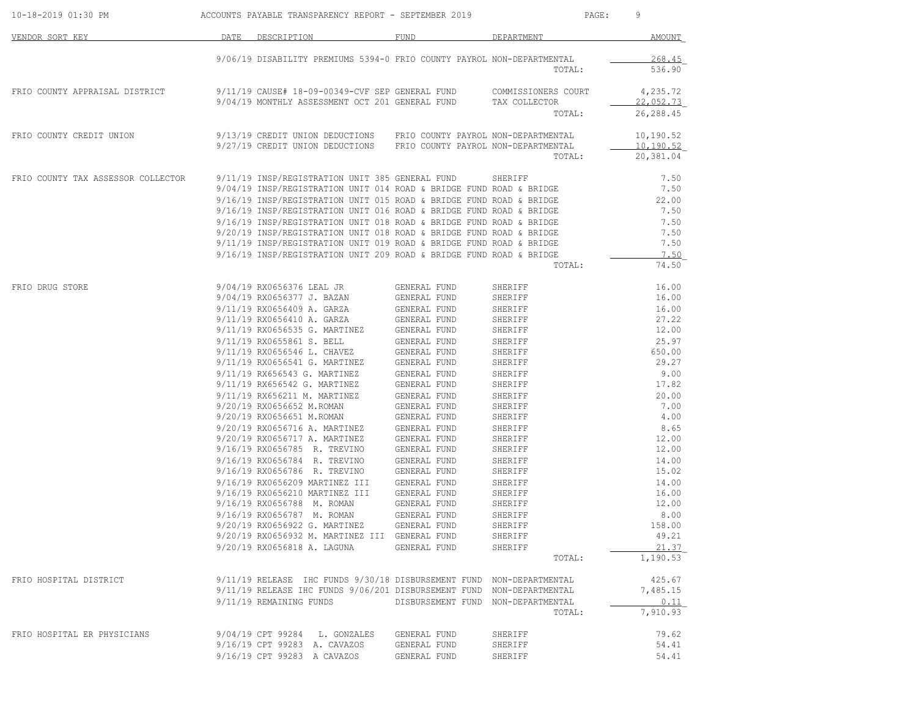| VENDOR SORT KEY | DATE | DESCRIPTION | FUND | DEPARTMENT | AMOUNT |
|---|---|---|---|---|---|
| | 9/06/19 | DISABILITY PREMIUMS 5394-0 | FRIO COUNTY PAYROL | NON-DEPARTMENTAL | 268.45 |
| | | | | TOTAL: | 536.90 |
| FRIO COUNTY APPRAISAL DISTRICT | 9/11/19 | CAUSE# 18-09-00349-CVF SEP | GENERAL FUND | COMMISSIONERS COURT | 4,235.72 |
| | 9/04/19 | MONTHLY ASSESSMENT OCT 201 | GENERAL FUND | TAX COLLECTOR | 22,052.73 |
| | | | | TOTAL: | 26,288.45 |
| FRIO COUNTY CREDIT UNION | 9/13/19 | CREDIT UNION DEDUCTIONS | FRIO COUNTY PAYROL | NON-DEPARTMENTAL | 10,190.52 |
| | 9/27/19 | CREDIT UNION DEDUCTIONS | FRIO COUNTY PAYROL | NON-DEPARTMENTAL | 10,190.52 |
| | | | | TOTAL: | 20,381.04 |
| FRIO COUNTY TAX ASSESSOR COLLECTOR | 9/11/19 | INSP/REGISTRATION UNIT 385 | GENERAL FUND | SHERIFF | 7.50 |
| | 9/04/19 | INSP/REGISTRATION UNIT 014 | ROAD & BRIDGE FUND | ROAD & BRIDGE | 7.50 |
| | 9/16/19 | INSP/REGISTRATION UNIT 015 | ROAD & BRIDGE FUND | ROAD & BRIDGE | 22.00 |
| | 9/16/19 | INSP/REGISTRATION UNIT 016 | ROAD & BRIDGE FUND | ROAD & BRIDGE | 7.50 |
| | 9/16/19 | INSP/REGISTRATION UNIT 018 | ROAD & BRIDGE FUND | ROAD & BRIDGE | 7.50 |
| | 9/20/19 | INSP/REGISTRATION UNIT 018 | ROAD & BRIDGE FUND | ROAD & BRIDGE | 7.50 |
| | 9/11/19 | INSP/REGISTRATION UNIT 019 | ROAD & BRIDGE FUND | ROAD & BRIDGE | 7.50 |
| | 9/16/19 | INSP/REGISTRATION UNIT 209 | ROAD & BRIDGE FUND | ROAD & BRIDGE | 7.50 |
| | | | | TOTAL: | 74.50 |
| FRIO DRUG STORE | 9/04/19 | RX0656376 LEAL JR | GENERAL FUND | SHERIFF | 16.00 |
| | 9/04/19 | RX0656377 J. BAZAN | GENERAL FUND | SHERIFF | 16.00 |
| | 9/11/19 | RX0656409 A. GARZA | GENERAL FUND | SHERIFF | 16.00 |
| | 9/11/19 | RX0656410 A. GARZA | GENERAL FUND | SHERIFF | 27.22 |
| | 9/11/19 | RX0656535 G. MARTINEZ | GENERAL FUND | SHERIFF | 12.00 |
| | 9/11/19 | RX0655861 S. BELL | GENERAL FUND | SHERIFF | 25.97 |
| | 9/11/19 | RX0656546 L. CHAVEZ | GENERAL FUND | SHERIFF | 650.00 |
| | 9/11/19 | RX0656541 G. MARTINEZ | GENERAL FUND | SHERIFF | 29.27 |
| | 9/11/19 | RX656543 G. MARTINEZ | GENERAL FUND | SHERIFF | 9.00 |
| | 9/11/19 | RX656542 G. MARTINEZ | GENERAL FUND | SHERIFF | 17.82 |
| | 9/11/19 | RX656211 M. MARTINEZ | GENERAL FUND | SHERIFF | 20.00 |
| | 9/20/19 | RX0656652 M.ROMAN | GENERAL FUND | SHERIFF | 7.00 |
| | 9/20/19 | RX0656651 M.ROMAN | GENERAL FUND | SHERIFF | 4.00 |
| | 9/20/19 | RX0656716 A. MARTINEZ | GENERAL FUND | SHERIFF | 8.65 |
| | 9/20/19 | RX0656717 A. MARTINEZ | GENERAL FUND | SHERIFF | 12.00 |
| | 9/16/19 | RX0656785 R. TREVINO | GENERAL FUND | SHERIFF | 12.00 |
| | 9/16/19 | RX0656784 R. TREVINO | GENERAL FUND | SHERIFF | 14.00 |
| | 9/16/19 | RX0656786 R. TREVINO | GENERAL FUND | SHERIFF | 15.02 |
| | 9/16/19 | RX0656209 MARTINEZ III | GENERAL FUND | SHERIFF | 14.00 |
| | 9/16/19 | RX0656210 MARTINEZ III | GENERAL FUND | SHERIFF | 16.00 |
| | 9/16/19 | RX0656788 M. ROMAN | GENERAL FUND | SHERIFF | 12.00 |
| | 9/16/19 | RX0656787 M. ROMAN | GENERAL FUND | SHERIFF | 8.00 |
| | 9/20/19 | RX0656922 G. MARTINEZ | GENERAL FUND | SHERIFF | 158.00 |
| | 9/20/19 | RX0656932 M. MARTINEZ III | GENERAL FUND | SHERIFF | 49.21 |
| | 9/20/19 | RX0656818 A. LAGUNA | GENERAL FUND | SHERIFF | 21.37 |
| | | | | TOTAL: | 1,190.53 |
| FRIO HOSPITAL DISTRICT | 9/11/19 | RELEASE IHC FUNDS 9/30/18 | DISBURSEMENT FUND | NON-DEPARTMENTAL | 425.67 |
| | 9/11/19 | RELEASE IHC FUNDS 9/06/201 | DISBURSEMENT FUND | NON-DEPARTMENTAL | 7,485.15 |
| | 9/11/19 | REMAINING FUNDS | DISBURSEMENT FUND | NON-DEPARTMENTAL | 0.11 |
| | | | | TOTAL: | 7,910.93 |
| FRIO HOSPITAL ER PHYSICIANS | 9/04/19 | CPT 99284 L. GONZALES | GENERAL FUND | SHERIFF | 79.62 |
| | 9/16/19 | CPT 99283 A. CAVAZOS | GENERAL FUND | SHERIFF | 54.41 |
| | 9/16/19 | CPT 99283 A CAVAZOS | GENERAL FUND | SHERIFF | 54.41 |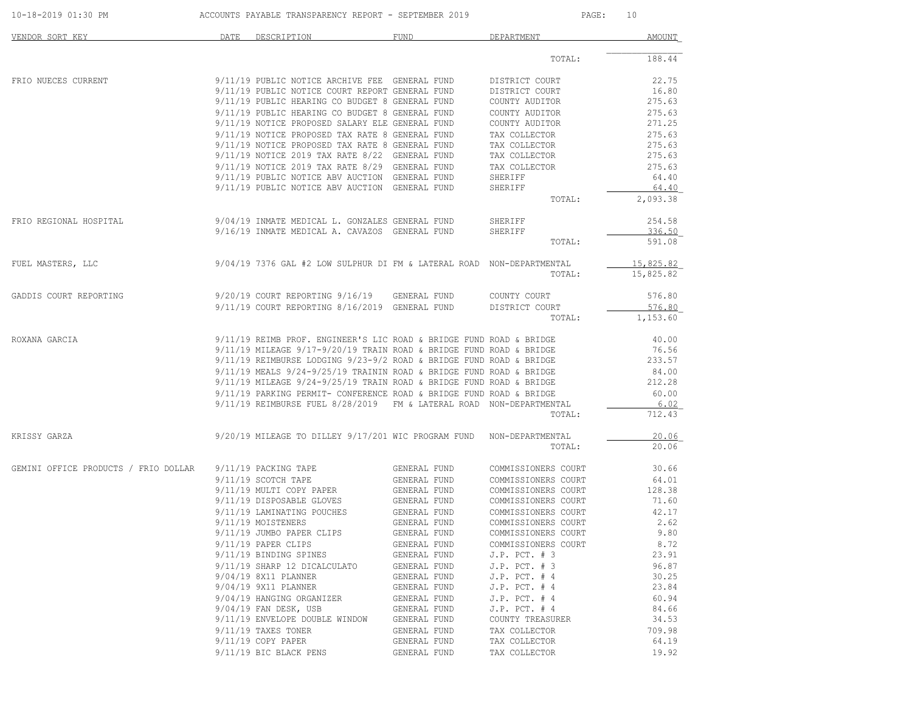# ACCOUNTS PAYABLE TRANSPARENCY REPORT - SEPTEMBER 2019

| VENDOR SORT KEY | DATE | DESCRIPTION | FUND | DEPARTMENT | AMOUNT |
|---|---|---|---|---|---|
| | | | | TOTAL: | 188.44 |
| FRIO NUECES CURRENT | 9/11/19 | PUBLIC NOTICE ARCHIVE FEE | GENERAL FUND | DISTRICT COURT | 22.75 |
| | 9/11/19 | PUBLIC NOTICE COURT REPORT | GENERAL FUND | DISTRICT COURT | 16.80 |
| | 9/11/19 | PUBLIC HEARING CO BUDGET 8 | GENERAL FUND | COUNTY AUDITOR | 275.63 |
| | 9/11/19 | PUBLIC HEARING CO BUDGET 8 | GENERAL FUND | COUNTY AUDITOR | 275.63 |
| | 9/11/19 | NOTICE PROPOSED SALARY ELE | GENERAL FUND | COUNTY AUDITOR | 271.25 |
| | 9/11/19 | NOTICE PROPOSED TAX RATE 8 | GENERAL FUND | TAX COLLECTOR | 275.63 |
| | 9/11/19 | NOTICE PROPOSED TAX RATE 8 | GENERAL FUND | TAX COLLECTOR | 275.63 |
| | 9/11/19 | NOTICE 2019 TAX RATE 8/22 | GENERAL FUND | TAX COLLECTOR | 275.63 |
| | 9/11/19 | NOTICE 2019 TAX RATE 8/29 | GENERAL FUND | TAX COLLECTOR | 275.63 |
| | 9/11/19 | PUBLIC NOTICE ABV AUCTION | GENERAL FUND | SHERIFF | 64.40 |
| | 9/11/19 | PUBLIC NOTICE ABV AUCTION | GENERAL FUND | SHERIFF | 64.40 |
| | | | | TOTAL: | 2,093.38 |
| FRIO REGIONAL HOSPITAL | 9/04/19 | INMATE MEDICAL L. GONZALES | GENERAL FUND | SHERIFF | 254.58 |
| | 9/16/19 | INMATE MEDICAL A. CAVAZOS | GENERAL FUND | SHERIFF | 336.50 |
| | | | | TOTAL: | 591.08 |
| FUEL MASTERS, LLC | 9/04/19 | 7376 GAL #2 LOW SULPHUR DI | FM & LATERAL ROAD | NON-DEPARTMENTAL | 15,825.82 |
| | | | | TOTAL: | 15,825.82 |
| GADDIS COURT REPORTING | 9/20/19 | COURT REPORTING 9/16/19 | GENERAL FUND | COUNTY COURT | 576.80 |
| | 9/11/19 | COURT REPORTING 8/16/2019 | GENERAL FUND | DISTRICT COURT | 576.80 |
| | | | | TOTAL: | 1,153.60 |
| ROXANA GARCIA | 9/11/19 | REIMB PROF. ENGINEER'S LIC | ROAD & BRIDGE FUND | ROAD & BRIDGE | 40.00 |
| | 9/11/19 | MILEAGE 9/17-9/20/19 TRAIN | ROAD & BRIDGE FUND | ROAD & BRIDGE | 76.56 |
| | 9/11/19 | REIMBURSE LODGING 9/23-9/2 | ROAD & BRIDGE FUND | ROAD & BRIDGE | 233.57 |
| | 9/11/19 | MEALS 9/24-9/25/19 TRAININ | ROAD & BRIDGE FUND | ROAD & BRIDGE | 84.00 |
| | 9/11/19 | MILEAGE 9/24-9/25/19 TRAIN | ROAD & BRIDGE FUND | ROAD & BRIDGE | 212.28 |
| | 9/11/19 | PARKING PERMIT- CONFERENCE | ROAD & BRIDGE FUND | ROAD & BRIDGE | 60.00 |
| | 9/11/19 | REIMBURSE FUEL 8/28/2019 | FM & LATERAL ROAD | NON-DEPARTMENTAL | 6.02 |
| | | | | TOTAL: | 712.43 |
| KRISSY GARZA | 9/20/19 | MILEAGE TO DILLEY 9/17/201 | WIC PROGRAM FUND | NON-DEPARTMENTAL | 20.06 |
| | | | | TOTAL: | 20.06 |
| GEMINI OFFICE PRODUCTS / FRIO DOLLAR | 9/11/19 | PACKING TAPE | GENERAL FUND | COMMISSIONERS COURT | 30.66 |
| | 9/11/19 | SCOTCH TAPE | GENERAL FUND | COMMISSIONERS COURT | 64.01 |
| | 9/11/19 | MULTI COPY PAPER | GENERAL FUND | COMMISSIONERS COURT | 128.38 |
| | 9/11/19 | DISPOSABLE GLOVES | GENERAL FUND | COMMISSIONERS COURT | 71.60 |
| | 9/11/19 | LAMINATING POUCHES | GENERAL FUND | COMMISSIONERS COURT | 42.17 |
| | 9/11/19 | MOISTENERS | GENERAL FUND | COMMISSIONERS COURT | 2.62 |
| | 9/11/19 | JUMBO PAPER CLIPS | GENERAL FUND | COMMISSIONERS COURT | 9.80 |
| | 9/11/19 | PAPER CLIPS | GENERAL FUND | COMMISSIONERS COURT | 8.72 |
| | 9/11/19 | BINDING SPINES | GENERAL FUND | J.P. PCT. # 3 | 23.91 |
| | 9/11/19 | SHARP 12 DICALCULATO | GENERAL FUND | J.P. PCT. # 3 | 96.87 |
| | 9/04/19 | 8X11 PLANNER | GENERAL FUND | J.P. PCT. # 4 | 30.25 |
| | 9/04/19 | 9X11 PLANNER | GENERAL FUND | J.P. PCT. # 4 | 23.84 |
| | 9/04/19 | HANGING ORGANIZER | GENERAL FUND | J.P. PCT. # 4 | 60.94 |
| | 9/04/19 | FAN DESK, USB | GENERAL FUND | J.P. PCT. # 4 | 84.66 |
| | 9/11/19 | ENVELOPE DOUBLE WINDOW | GENERAL FUND | COUNTY TREASURER | 34.53 |
| | 9/11/19 | TAXES TONER | GENERAL FUND | TAX COLLECTOR | 709.98 |
| | 9/11/19 | COPY PAPER | GENERAL FUND | TAX COLLECTOR | 64.19 |
| | 9/11/19 | BIC BLACK PENS | GENERAL FUND | TAX COLLECTOR | 19.92 |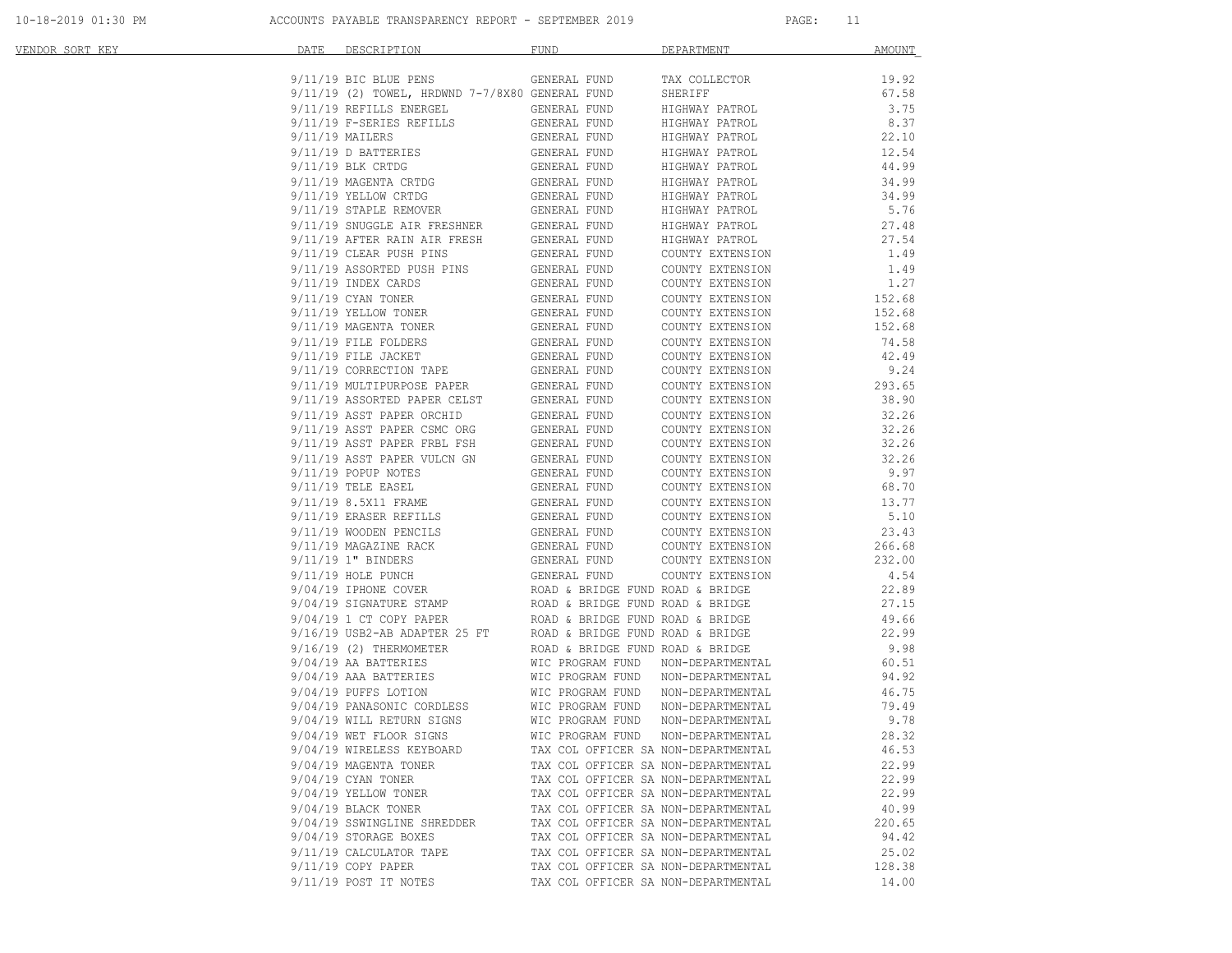ACCOUNTS PAYABLE TRANSPARENCY REPORT - SEPTEMBER 2019

| VENDOR SORT KEY | DATE | DESCRIPTION | FUND | DEPARTMENT | AMOUNT |
|---|---|---|---|---|---|
| | 9/11/19 | BIC BLUE PENS | GENERAL FUND | TAX COLLECTOR | 19.92 |
| | 9/11/19 | (2) TOWEL, HRDWND 7-7/8X80 | GENERAL FUND | SHERIFF | 67.58 |
| | 9/11/19 | REFILLS ENERGEL | GENERAL FUND | HIGHWAY PATROL | 3.75 |
| | 9/11/19 | F-SERIES REFILLS | GENERAL FUND | HIGHWAY PATROL | 8.37 |
| | 9/11/19 | MAILERS | GENERAL FUND | HIGHWAY PATROL | 22.10 |
| | 9/11/19 | D BATTERIES | GENERAL FUND | HIGHWAY PATROL | 12.54 |
| | 9/11/19 | BLK CRTDG | GENERAL FUND | HIGHWAY PATROL | 44.99 |
| | 9/11/19 | MAGENTA CRTDG | GENERAL FUND | HIGHWAY PATROL | 34.99 |
| | 9/11/19 | YELLOW CRTDG | GENERAL FUND | HIGHWAY PATROL | 34.99 |
| | 9/11/19 | STAPLE REMOVER | GENERAL FUND | HIGHWAY PATROL | 5.76 |
| | 9/11/19 | SNUGGLE AIR FRESHNER | GENERAL FUND | HIGHWAY PATROL | 27.48 |
| | 9/11/19 | AFTER RAIN AIR FRESH | GENERAL FUND | HIGHWAY PATROL | 27.54 |
| | 9/11/19 | CLEAR PUSH PINS | GENERAL FUND | COUNTY EXTENSION | 1.49 |
| | 9/11/19 | ASSORTED PUSH PINS | GENERAL FUND | COUNTY EXTENSION | 1.49 |
| | 9/11/19 | INDEX CARDS | GENERAL FUND | COUNTY EXTENSION | 1.27 |
| | 9/11/19 | CYAN TONER | GENERAL FUND | COUNTY EXTENSION | 152.68 |
| | 9/11/19 | YELLOW TONER | GENERAL FUND | COUNTY EXTENSION | 152.68 |
| | 9/11/19 | MAGENTA TONER | GENERAL FUND | COUNTY EXTENSION | 152.68 |
| | 9/11/19 | FILE FOLDERS | GENERAL FUND | COUNTY EXTENSION | 74.58 |
| | 9/11/19 | FILE JACKET | GENERAL FUND | COUNTY EXTENSION | 42.49 |
| | 9/11/19 | CORRECTION TAPE | GENERAL FUND | COUNTY EXTENSION | 9.24 |
| | 9/11/19 | MULTIPURPOSE PAPER | GENERAL FUND | COUNTY EXTENSION | 293.65 |
| | 9/11/19 | ASSORTED PAPER CELST | GENERAL FUND | COUNTY EXTENSION | 38.90 |
| | 9/11/19 | ASST PAPER ORCHID | GENERAL FUND | COUNTY EXTENSION | 32.26 |
| | 9/11/19 | ASST PAPER CSMC ORG | GENERAL FUND | COUNTY EXTENSION | 32.26 |
| | 9/11/19 | ASST PAPER FRBL FSH | GENERAL FUND | COUNTY EXTENSION | 32.26 |
| | 9/11/19 | ASST PAPER VULCN GN | GENERAL FUND | COUNTY EXTENSION | 32.26 |
| | 9/11/19 | POPUP NOTES | GENERAL FUND | COUNTY EXTENSION | 9.97 |
| | 9/11/19 | TELE EASEL | GENERAL FUND | COUNTY EXTENSION | 68.70 |
| | 9/11/19 | 8.5X11 FRAME | GENERAL FUND | COUNTY EXTENSION | 13.77 |
| | 9/11/19 | ERASER REFILLS | GENERAL FUND | COUNTY EXTENSION | 5.10 |
| | 9/11/19 | WOODEN PENCILS | GENERAL FUND | COUNTY EXTENSION | 23.43 |
| | 9/11/19 | MAGAZINE RACK | GENERAL FUND | COUNTY EXTENSION | 266.68 |
| | 9/11/19 | 1" BINDERS | GENERAL FUND | COUNTY EXTENSION | 232.00 |
| | 9/11/19 | HOLE PUNCH | GENERAL FUND | COUNTY EXTENSION | 4.54 |
| | 9/04/19 | IPHONE COVER | ROAD & BRIDGE FUND | ROAD & BRIDGE | 22.89 |
| | 9/04/19 | SIGNATURE STAMP | ROAD & BRIDGE FUND | ROAD & BRIDGE | 27.15 |
| | 9/04/19 | 1 CT COPY PAPER | ROAD & BRIDGE FUND | ROAD & BRIDGE | 49.66 |
| | 9/16/19 | USB2-AB ADAPTER 25 FT | ROAD & BRIDGE FUND | ROAD & BRIDGE | 22.99 |
| | 9/16/19 | (2) THERMOMETER | ROAD & BRIDGE FUND | ROAD & BRIDGE | 9.98 |
| | 9/04/19 | AA BATTERIES | WIC PROGRAM FUND | NON-DEPARTMENTAL | 60.51 |
| | 9/04/19 | AAA BATTERIES | WIC PROGRAM FUND | NON-DEPARTMENTAL | 94.92 |
| | 9/04/19 | PUFFS LOTION | WIC PROGRAM FUND | NON-DEPARTMENTAL | 46.75 |
| | 9/04/19 | PANASONIC CORDLESS | WIC PROGRAM FUND | NON-DEPARTMENTAL | 79.49 |
| | 9/04/19 | WILL RETURN SIGNS | WIC PROGRAM FUND | NON-DEPARTMENTAL | 9.78 |
| | 9/04/19 | WET FLOOR SIGNS | WIC PROGRAM FUND | NON-DEPARTMENTAL | 28.32 |
| | 9/04/19 | WIRELESS KEYBOARD | TAX COL OFFICER SA | NON-DEPARTMENTAL | 46.53 |
| | 9/04/19 | MAGENTA TONER | TAX COL OFFICER SA | NON-DEPARTMENTAL | 22.99 |
| | 9/04/19 | CYAN TONER | TAX COL OFFICER SA | NON-DEPARTMENTAL | 22.99 |
| | 9/04/19 | YELLOW TONER | TAX COL OFFICER SA | NON-DEPARTMENTAL | 22.99 |
| | 9/04/19 | BLACK TONER | TAX COL OFFICER SA | NON-DEPARTMENTAL | 40.99 |
| | 9/04/19 | SSWINGLINE SHREDDER | TAX COL OFFICER SA | NON-DEPARTMENTAL | 220.65 |
| | 9/04/19 | STORAGE BOXES | TAX COL OFFICER SA | NON-DEPARTMENTAL | 94.42 |
| | 9/11/19 | CALCULATOR TAPE | TAX COL OFFICER SA | NON-DEPARTMENTAL | 25.02 |
| | 9/11/19 | COPY PAPER | TAX COL OFFICER SA | NON-DEPARTMENTAL | 128.38 |
| | 9/11/19 | POST IT NOTES | TAX COL OFFICER SA | NON-DEPARTMENTAL | 14.00 |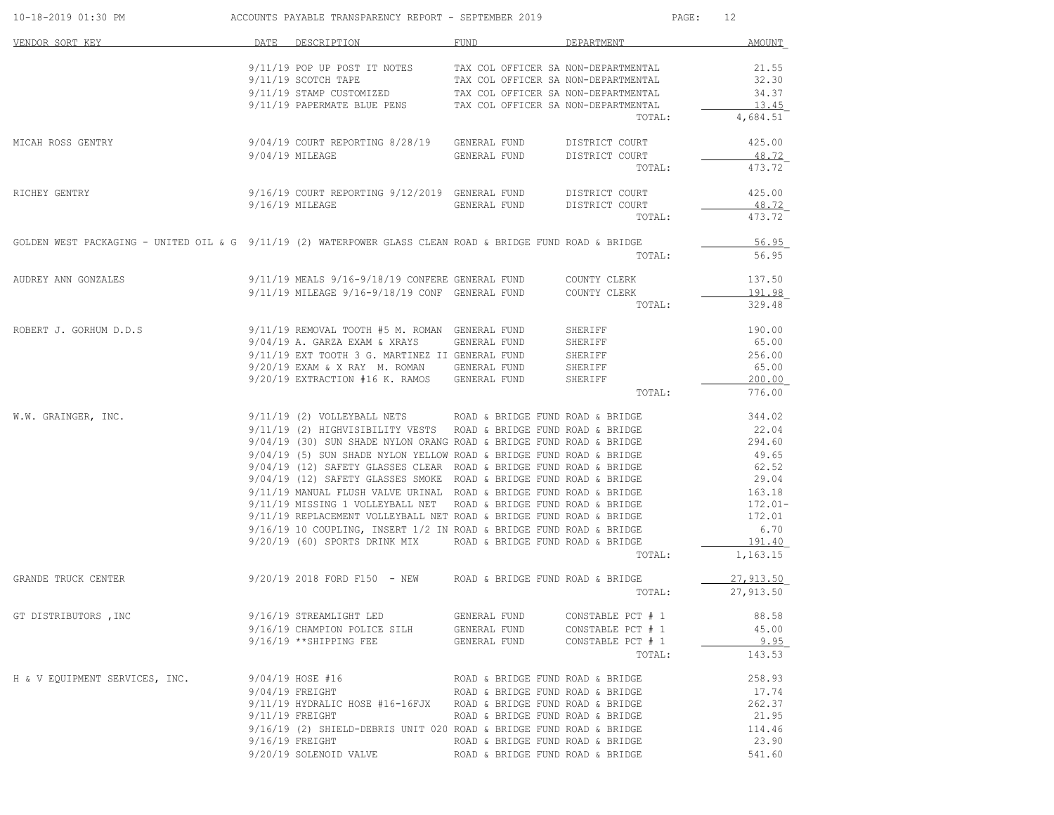| VENDOR SORT KEY | DATE | DESCRIPTION | FUND | DEPARTMENT | AMOUNT |
|---|---|---|---|---|---|
| | 9/11/19 | POP UP POST IT NOTES | TAX COL OFFICER SA | NON-DEPARTMENTAL | 21.55 |
| | 9/11/19 | SCOTCH TAPE | TAX COL OFFICER SA | NON-DEPARTMENTAL | 32.30 |
| | 9/11/19 | STAMP CUSTOMIZED | TAX COL OFFICER SA | NON-DEPARTMENTAL | 34.37 |
| | 9/11/19 | PAPERMATE BLUE PENS | TAX COL OFFICER SA | NON-DEPARTMENTAL | 13.45 |
| | | | | TOTAL: | 4,684.51 |
| MICAH ROSS GENTRY | 9/04/19 | COURT REPORTING 8/28/19 | GENERAL FUND | DISTRICT COURT | 425.00 |
| | 9/04/19 | MILEAGE | GENERAL FUND | DISTRICT COURT | 48.72 |
| | | | | TOTAL: | 473.72 |
| RICHEY GENTRY | 9/16/19 | COURT REPORTING 9/12/2019 | GENERAL FUND | DISTRICT COURT | 425.00 |
| | 9/16/19 | MILEAGE | GENERAL FUND | DISTRICT COURT | 48.72 |
| | | | | TOTAL: | 473.72 |
| GOLDEN WEST PACKAGING - UNITED OIL & G | 9/11/19 | (2) WATERPOWER GLASS CLEAN | ROAD & BRIDGE FUND | ROAD & BRIDGE | 56.95 |
| | | | | TOTAL: | 56.95 |
| AUDREY ANN GONZALES | 9/11/19 | MEALS 9/16-9/18/19 CONFERE | GENERAL FUND | COUNTY CLERK | 137.50 |
| | 9/11/19 | MILEAGE 9/16-9/18/19 CONF | GENERAL FUND | COUNTY CLERK | 191.98 |
| | | | | TOTAL: | 329.48 |
| ROBERT J. GORHUM D.D.S | 9/11/19 | REMOVAL TOOTH #5 M. ROMAN | GENERAL FUND | SHERIFF | 190.00 |
| | 9/04/19 | A. GARZA EXAM & XRAYS | GENERAL FUND | SHERIFF | 65.00 |
| | 9/11/19 | EXT TOOTH 3 G. MARTINEZ II | GENERAL FUND | SHERIFF | 256.00 |
| | 9/20/19 | EXAM & X RAY M. ROMAN | GENERAL FUND | SHERIFF | 65.00 |
| | 9/20/19 | EXTRACTION #16 K. RAMOS | GENERAL FUND | SHERIFF | 200.00 |
| | | | | TOTAL: | 776.00 |
| W.W. GRAINGER, INC. | 9/11/19 | (2) VOLLEYBALL NETS | ROAD & BRIDGE FUND | ROAD & BRIDGE | 344.02 |
| | 9/11/19 | (2) HIGHVISIBILITY VESTS | ROAD & BRIDGE FUND | ROAD & BRIDGE | 22.04 |
| | 9/04/19 | (30) SUN SHADE NYLON ORANG | ROAD & BRIDGE FUND | ROAD & BRIDGE | 294.60 |
| | 9/04/19 | (5) SUN SHADE NYLON YELLOW | ROAD & BRIDGE FUND | ROAD & BRIDGE | 49.65 |
| | 9/04/19 | (12) SAFETY GLASSES CLEAR | ROAD & BRIDGE FUND | ROAD & BRIDGE | 62.52 |
| | 9/04/19 | (12) SAFETY GLASSES SMOKE | ROAD & BRIDGE FUND | ROAD & BRIDGE | 29.04 |
| | 9/11/19 | MANUAL FLUSH VALVE URINAL | ROAD & BRIDGE FUND | ROAD & BRIDGE | 163.18 |
| | 9/11/19 | MISSING 1 VOLLEYBALL NET | ROAD & BRIDGE FUND | ROAD & BRIDGE | 172.01- |
| | 9/11/19 | REPLACEMENT VOLLEYBALL NET | ROAD & BRIDGE FUND | ROAD & BRIDGE | 172.01 |
| | 9/16/19 | 10 COUPLING, INSERT 1/2 IN | ROAD & BRIDGE FUND | ROAD & BRIDGE | 6.70 |
| | 9/20/19 | (60) SPORTS DRINK MIX | ROAD & BRIDGE FUND | ROAD & BRIDGE | 191.40 |
| | | | | TOTAL: | 1,163.15 |
| GRANDE TRUCK CENTER | 9/20/19 | 2018 FORD F150 - NEW | ROAD & BRIDGE FUND | ROAD & BRIDGE | 27,913.50 |
| | | | | TOTAL: | 27,913.50 |
| GT DISTRIBUTORS ,INC | 9/16/19 | STREAMLIGHT LED | GENERAL FUND | CONSTABLE PCT # 1 | 88.58 |
| | 9/16/19 | CHAMPION POLICE SILH | GENERAL FUND | CONSTABLE PCT # 1 | 45.00 |
| | 9/16/19 | **SHIPPING FEE | GENERAL FUND | CONSTABLE PCT # 1 | 9.95 |
| | | | | TOTAL: | 143.53 |
| H & V EQUIPMENT SERVICES, INC. | 9/04/19 | HOSE #16 | ROAD & BRIDGE FUND | ROAD & BRIDGE | 258.93 |
| | 9/04/19 | FREIGHT | ROAD & BRIDGE FUND | ROAD & BRIDGE | 17.74 |
| | 9/11/19 | HYDRALIC HOSE #16-16FJX | ROAD & BRIDGE FUND | ROAD & BRIDGE | 262.37 |
| | 9/11/19 | FREIGHT | ROAD & BRIDGE FUND | ROAD & BRIDGE | 21.95 |
| | 9/16/19 | (2) SHIELD-DEBRIS UNIT 020 | ROAD & BRIDGE FUND | ROAD & BRIDGE | 114.46 |
| | 9/16/19 | FREIGHT | ROAD & BRIDGE FUND | ROAD & BRIDGE | 23.90 |
| | 9/20/19 | SOLENOID VALVE | ROAD & BRIDGE FUND | ROAD & BRIDGE | 541.60 |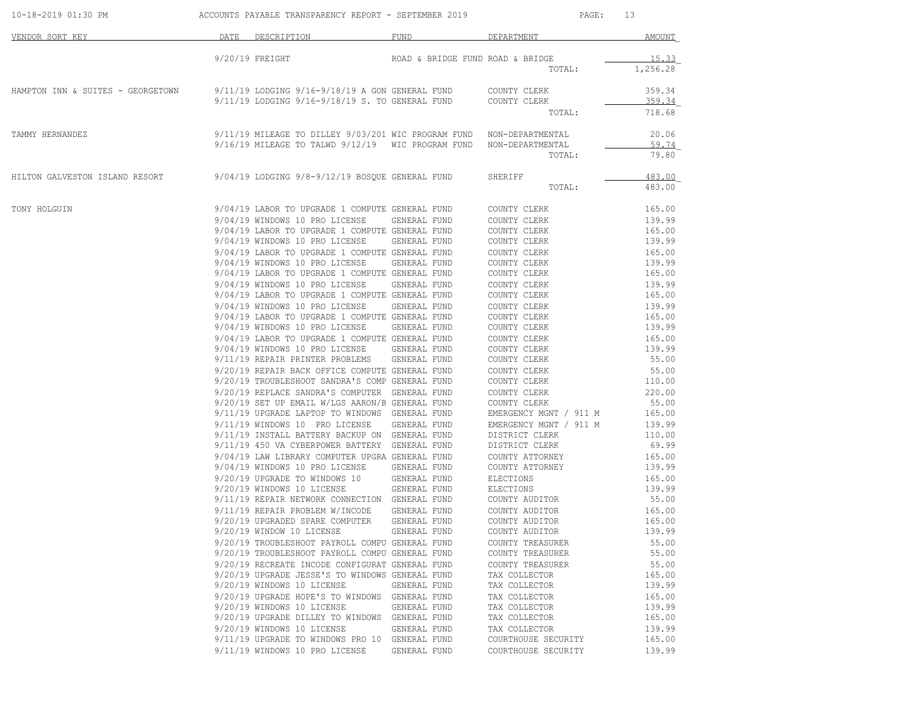ACCOUNTS PAYABLE TRANSPARENCY REPORT - SEPTEMBER 2019

| VENDOR SORT KEY | DATE | DESCRIPTION | FUND | DEPARTMENT | AMOUNT |
|---|---|---|---|---|---|
| | 9/20/19 | FREIGHT | ROAD & BRIDGE FUND | ROAD & BRIDGE | 15.33 |
| | | | | TOTAL: | 1,256.28 |
| HAMPTON INN & SUITES - GEORGETOWN | 9/11/19 | LODGING 9/16-9/18/19 A GON | GENERAL FUND | COUNTY CLERK | 359.34 |
| | 9/11/19 | LODGING 9/16-9/18/19 S. TO | GENERAL FUND | COUNTY CLERK | 359.34 |
| | | | | TOTAL: | 718.68 |
| TAMMY HERNANDEZ | 9/11/19 | MILEAGE TO DILLEY 9/03/201 | WIC PROGRAM FUND | NON-DEPARTMENTAL | 20.06 |
| | 9/16/19 | MILEAGE TO TALWD 9/12/19 | WIC PROGRAM FUND | NON-DEPARTMENTAL | 59.74 |
| | | | | TOTAL: | 79.80 |
| HILTON GALVESTON ISLAND RESORT | 9/04/19 | LODGING 9/8-9/12/19 BOSQUE | GENERAL FUND | SHERIFF | 483.00 |
| | | | | TOTAL: | 483.00 |
| TONY HOLGUIN | 9/04/19 | LABOR TO UPGRADE 1 COMPUTE | GENERAL FUND | COUNTY CLERK | 165.00 |
| | 9/04/19 | WINDOWS 10 PRO LICENSE | GENERAL FUND | COUNTY CLERK | 139.99 |
| | 9/04/19 | LABOR TO UPGRADE 1 COMPUTE | GENERAL FUND | COUNTY CLERK | 165.00 |
| | 9/04/19 | WINDOWS 10 PRO LICENSE | GENERAL FUND | COUNTY CLERK | 139.99 |
| | 9/04/19 | LABOR TO UPGRADE 1 COMPUTE | GENERAL FUND | COUNTY CLERK | 165.00 |
| | 9/04/19 | WINDOWS 10 PRO LICENSE | GENERAL FUND | COUNTY CLERK | 139.99 |
| | 9/04/19 | LABOR TO UPGRADE 1 COMPUTE | GENERAL FUND | COUNTY CLERK | 165.00 |
| | 9/04/19 | WINDOWS 10 PRO LICENSE | GENERAL FUND | COUNTY CLERK | 139.99 |
| | 9/04/19 | LABOR TO UPGRADE 1 COMPUTE | GENERAL FUND | COUNTY CLERK | 165.00 |
| | 9/04/19 | WINDOWS 10 PRO LICENSE | GENERAL FUND | COUNTY CLERK | 139.99 |
| | 9/04/19 | LABOR TO UPGRADE 1 COMPUTE | GENERAL FUND | COUNTY CLERK | 165.00 |
| | 9/04/19 | WINDOWS 10 PRO LICENSE | GENERAL FUND | COUNTY CLERK | 139.99 |
| | 9/04/19 | LABOR TO UPGRADE 1 COMPUTE | GENERAL FUND | COUNTY CLERK | 165.00 |
| | 9/04/19 | WINDOWS 10 PRO LICENSE | GENERAL FUND | COUNTY CLERK | 139.99 |
| | 9/11/19 | REPAIR PRINTER PROBLEMS | GENERAL FUND | COUNTY CLERK | 55.00 |
| | 9/20/19 | REPAIR BACK OFFICE COMPUTE | GENERAL FUND | COUNTY CLERK | 55.00 |
| | 9/20/19 | TROUBLESHOOT SANDRA'S COMP | GENERAL FUND | COUNTY CLERK | 110.00 |
| | 9/20/19 | REPLACE SANDRA'S COMPUTER | GENERAL FUND | COUNTY CLERK | 220.00 |
| | 9/20/19 | SET UP EMAIL W/LGS AARON/B | GENERAL FUND | COUNTY CLERK | 55.00 |
| | 9/11/19 | UPGRADE LAPTOP TO WINDOWS | GENERAL FUND | EMERGENCY MGNT / 911 M | 165.00 |
| | 9/11/19 | WINDOWS 10 PRO LICENSE | GENERAL FUND | EMERGENCY MGNT / 911 M | 139.99 |
| | 9/11/19 | INSTALL BATTERY BACKUP ON | GENERAL FUND | DISTRICT CLERK | 110.00 |
| | 9/11/19 | 450 VA CYBERPOWER BATTERY | GENERAL FUND | DISTRICT CLERK | 69.99 |
| | 9/04/19 | LAW LIBRARY COMPUTER UPGRA | GENERAL FUND | COUNTY ATTORNEY | 165.00 |
| | 9/04/19 | WINDOWS 10 PRO LICENSE | GENERAL FUND | COUNTY ATTORNEY | 139.99 |
| | 9/20/19 | UPGRADE TO WINDOWS 10 | GENERAL FUND | ELECTIONS | 165.00 |
| | 9/20/19 | WINDOWS 10 LICENSE | GENERAL FUND | ELECTIONS | 139.99 |
| | 9/11/19 | REPAIR NETWORK CONNECTION | GENERAL FUND | COUNTY AUDITOR | 55.00 |
| | 9/11/19 | REPAIR PROBLEM W/INCODE | GENERAL FUND | COUNTY AUDITOR | 165.00 |
| | 9/20/19 | UPGRADED SPARE COMPUTER | GENERAL FUND | COUNTY AUDITOR | 165.00 |
| | 9/20/19 | WINDOW 10 LICENSE | GENERAL FUND | COUNTY AUDITOR | 139.99 |
| | 9/20/19 | TROUBLESHOOT PAYROLL COMPU | GENERAL FUND | COUNTY TREASURER | 55.00 |
| | 9/20/19 | TROUBLESHOOT PAYROLL COMPU | GENERAL FUND | COUNTY TREASURER | 55.00 |
| | 9/20/19 | RECREATE INCODE CONFIGURAT | GENERAL FUND | COUNTY TREASURER | 55.00 |
| | 9/20/19 | UPGRADE JESSE'S TO WINDOWS | GENERAL FUND | TAX COLLECTOR | 165.00 |
| | 9/20/19 | WINDOWS 10 LICENSE | GENERAL FUND | TAX COLLECTOR | 139.99 |
| | 9/20/19 | UPGRADE HOPE'S TO WINDOWS | GENERAL FUND | TAX COLLECTOR | 165.00 |
| | 9/20/19 | WINDOWS 10 LICENSE | GENERAL FUND | TAX COLLECTOR | 139.99 |
| | 9/20/19 | UPGRADE DILLEY TO WINDOWS | GENERAL FUND | TAX COLLECTOR | 165.00 |
| | 9/20/19 | WINDOWS 10 LICENSE | GENERAL FUND | TAX COLLECTOR | 139.99 |
| | 9/11/19 | UPGRADE TO WINDOWS PRO 10 | GENERAL FUND | COURTHOUSE SECURITY | 165.00 |
| | 9/11/19 | WINDOWS 10 PRO LICENSE | GENERAL FUND | COURTHOUSE SECURITY | 139.99 |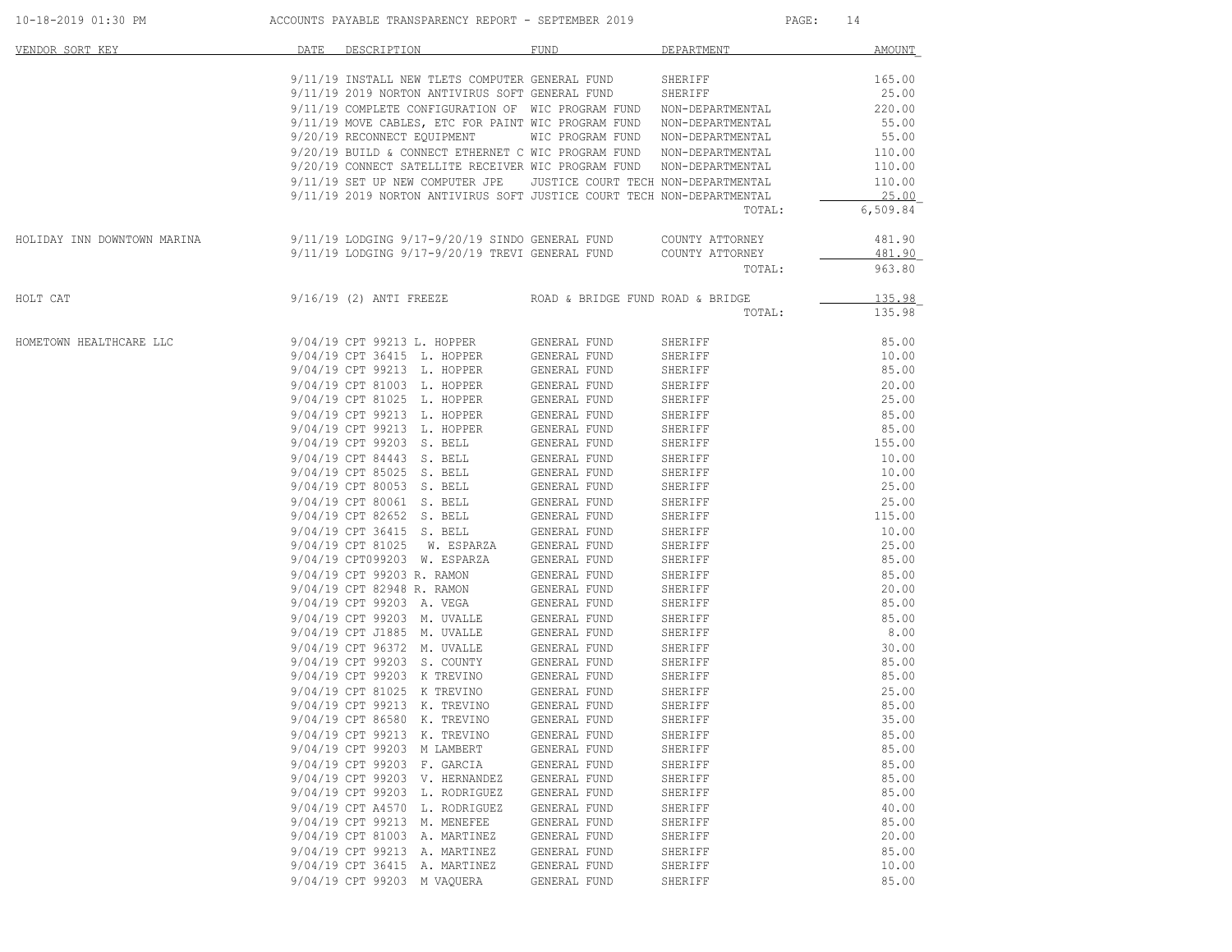| VENDOR SORT KEY | DATE | DESCRIPTION | FUND | DEPARTMENT | AMOUNT |
|---|---|---|---|---|---|
| | 9/11/19 | INSTALL NEW TLETS COMPUTER | GENERAL FUND | SHERIFF | 165.00 |
| | 9/11/19 | 2019 NORTON ANTIVIRUS SOFT | GENERAL FUND | SHERIFF | 25.00 |
| | 9/11/19 | COMPLETE CONFIGURATION OF | WIC PROGRAM FUND | NON-DEPARTMENTAL | 220.00 |
| | 9/11/19 | MOVE CABLES, ETC FOR PAINT | WIC PROGRAM FUND | NON-DEPARTMENTAL | 55.00 |
| | 9/20/19 | RECONNECT EQUIPMENT | WIC PROGRAM FUND | NON-DEPARTMENTAL | 55.00 |
| | 9/20/19 | BUILD & CONNECT ETHERNET C | WIC PROGRAM FUND | NON-DEPARTMENTAL | 110.00 |
| | 9/20/19 | CONNECT SATELLITE RECEIVER | WIC PROGRAM FUND | NON-DEPARTMENTAL | 110.00 |
| | 9/11/19 | SET UP NEW COMPUTER JPE | JUSTICE COURT TECH | NON-DEPARTMENTAL | 110.00 |
| | 9/11/19 | 2019 NORTON ANTIVIRUS SOFT | JUSTICE COURT TECH | NON-DEPARTMENTAL | 25.00 |
| | | | | TOTAL: | 6,509.84 |
| HOLIDAY INN DOWNTOWN MARINA | 9/11/19 | LODGING 9/17-9/20/19 SINDO | GENERAL FUND | COUNTY ATTORNEY | 481.90 |
| | 9/11/19 | LODGING 9/17-9/20/19 TREVI | GENERAL FUND | COUNTY ATTORNEY | 481.90 |
| | | | | TOTAL: | 963.80 |
| HOLT CAT | 9/16/19 | (2) ANTI FREEZE | ROAD & BRIDGE FUND | ROAD & BRIDGE | 135.98 |
| | | | | TOTAL: | 135.98 |
| HOMETOWN HEALTHCARE LLC | 9/04/19 | CPT 99213 L. HOPPER | GENERAL FUND | SHERIFF | 85.00 |
| | 9/04/19 | CPT 36415 L. HOPPER | GENERAL FUND | SHERIFF | 10.00 |
| | 9/04/19 | CPT 99213 L. HOPPER | GENERAL FUND | SHERIFF | 85.00 |
| | 9/04/19 | CPT 81003 L. HOPPER | GENERAL FUND | SHERIFF | 20.00 |
| | 9/04/19 | CPT 81025 L. HOPPER | GENERAL FUND | SHERIFF | 25.00 |
| | 9/04/19 | CPT 99213 L. HOPPER | GENERAL FUND | SHERIFF | 85.00 |
| | 9/04/19 | CPT 99213 L. HOPPER | GENERAL FUND | SHERIFF | 85.00 |
| | 9/04/19 | CPT 99203 S. BELL | GENERAL FUND | SHERIFF | 155.00 |
| | 9/04/19 | CPT 84443 S. BELL | GENERAL FUND | SHERIFF | 10.00 |
| | 9/04/19 | CPT 85025 S. BELL | GENERAL FUND | SHERIFF | 10.00 |
| | 9/04/19 | CPT 80053 S. BELL | GENERAL FUND | SHERIFF | 25.00 |
| | 9/04/19 | CPT 80061 S. BELL | GENERAL FUND | SHERIFF | 25.00 |
| | 9/04/19 | CPT 82652 S. BELL | GENERAL FUND | SHERIFF | 115.00 |
| | 9/04/19 | CPT 36415 S. BELL | GENERAL FUND | SHERIFF | 10.00 |
| | 9/04/19 | CPT 81025 W. ESPARZA | GENERAL FUND | SHERIFF | 25.00 |
| | 9/04/19 | CPT099203 W. ESPARZA | GENERAL FUND | SHERIFF | 85.00 |
| | 9/04/19 | CPT 99203 R. RAMON | GENERAL FUND | SHERIFF | 85.00 |
| | 9/04/19 | CPT 82948 R. RAMON | GENERAL FUND | SHERIFF | 20.00 |
| | 9/04/19 | CPT 99203 A. VEGA | GENERAL FUND | SHERIFF | 85.00 |
| | 9/04/19 | CPT 99203 M. UVALLE | GENERAL FUND | SHERIFF | 85.00 |
| | 9/04/19 | CPT J1885 M. UVALLE | GENERAL FUND | SHERIFF | 8.00 |
| | 9/04/19 | CPT 96372 M. UVALLE | GENERAL FUND | SHERIFF | 30.00 |
| | 9/04/19 | CPT 99203 S. COUNTY | GENERAL FUND | SHERIFF | 85.00 |
| | 9/04/19 | CPT 99203 K TREVINO | GENERAL FUND | SHERIFF | 85.00 |
| | 9/04/19 | CPT 81025 K TREVINO | GENERAL FUND | SHERIFF | 25.00 |
| | 9/04/19 | CPT 99213 K. TREVINO | GENERAL FUND | SHERIFF | 85.00 |
| | 9/04/19 | CPT 86580 K. TREVINO | GENERAL FUND | SHERIFF | 35.00 |
| | 9/04/19 | CPT 99213 K. TREVINO | GENERAL FUND | SHERIFF | 85.00 |
| | 9/04/19 | CPT 99203 M LAMBERT | GENERAL FUND | SHERIFF | 85.00 |
| | 9/04/19 | CPT 99203 F. GARCIA | GENERAL FUND | SHERIFF | 85.00 |
| | 9/04/19 | CPT 99203 V. HERNANDEZ | GENERAL FUND | SHERIFF | 85.00 |
| | 9/04/19 | CPT 99203 L. RODRIGUEZ | GENERAL FUND | SHERIFF | 85.00 |
| | 9/04/19 | CPT A4570 L. RODRIGUEZ | GENERAL FUND | SHERIFF | 40.00 |
| | 9/04/19 | CPT 99213 M. MENEFEE | GENERAL FUND | SHERIFF | 85.00 |
| | 9/04/19 | CPT 81003 A. MARTINEZ | GENERAL FUND | SHERIFF | 20.00 |
| | 9/04/19 | CPT 99213 A. MARTINEZ | GENERAL FUND | SHERIFF | 85.00 |
| | 9/04/19 | CPT 36415 A. MARTINEZ | GENERAL FUND | SHERIFF | 10.00 |
| | 9/04/19 | CPT 99203 M VAQUERA | GENERAL FUND | SHERIFF | 85.00 |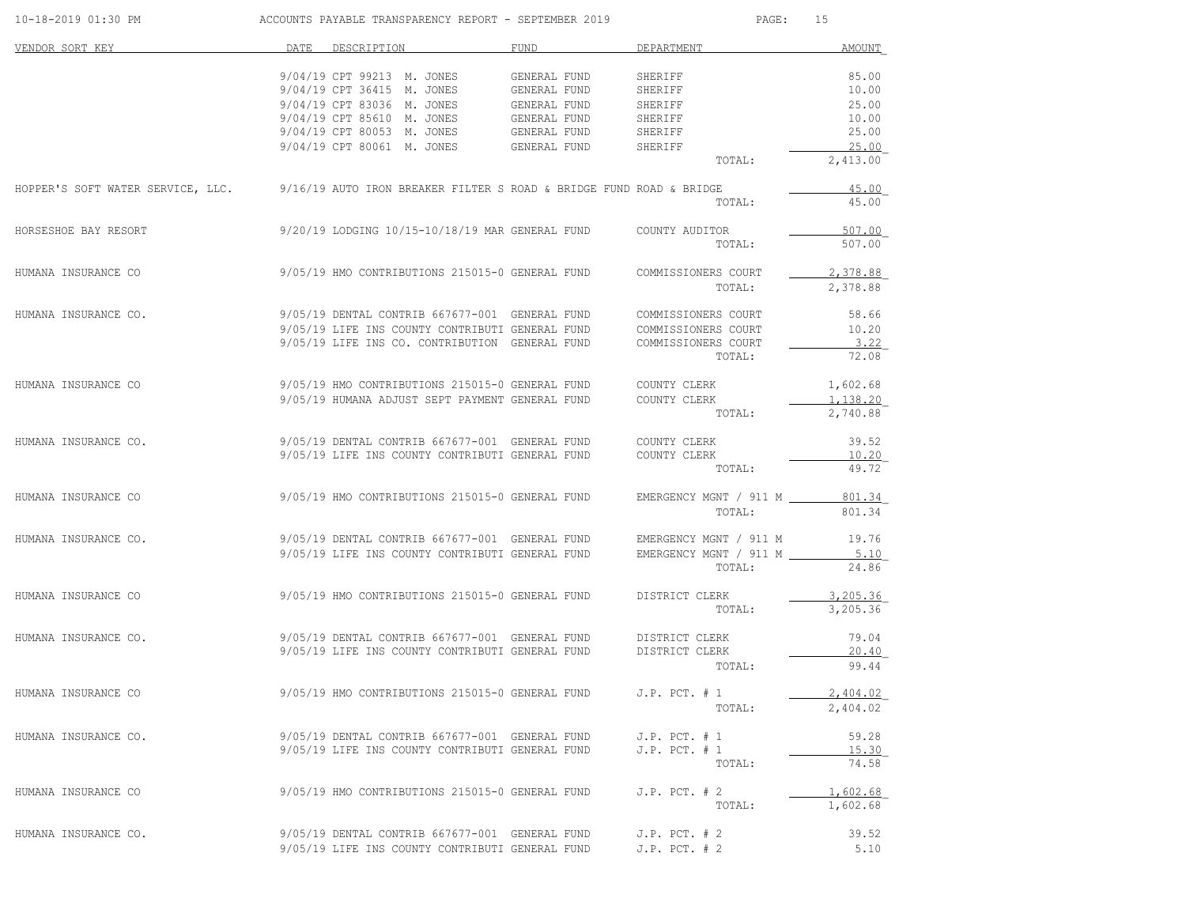| VENDOR SORT KEY | DATE | DESCRIPTION | FUND | DEPARTMENT | AMOUNT |
|---|---|---|---|---|---|
| | 9/04/19 | CPT 99213 M. JONES | GENERAL FUND | SHERIFF | 85.00 |
| | 9/04/19 | CPT 36415 M. JONES | GENERAL FUND | SHERIFF | 10.00 |
| | 9/04/19 | CPT 83036 M. JONES | GENERAL FUND | SHERIFF | 25.00 |
| | 9/04/19 | CPT 85610 M. JONES | GENERAL FUND | SHERIFF | 10.00 |
| | 9/04/19 | CPT 80053 M. JONES | GENERAL FUND | SHERIFF | 25.00 |
| | 9/04/19 | CPT 80061 M. JONES | GENERAL FUND | SHERIFF | 25.00 |
| | | | | TOTAL: | 2,413.00 |
| HOPPER'S SOFT WATER SERVICE, LLC. | 9/16/19 | AUTO IRON BREAKER FILTER S | ROAD & BRIDGE FUND | ROAD & BRIDGE | 45.00 |
| | | | | TOTAL: | 45.00 |
| HORSESHOE BAY RESORT | 9/20/19 | LODGING 10/15-10/18/19 MAR | GENERAL FUND | COUNTY AUDITOR | 507.00 |
| | | | | TOTAL: | 507.00 |
| HUMANA INSURANCE CO | 9/05/19 | HMO CONTRIBUTIONS 215015-0 | GENERAL FUND | COMMISSIONERS COURT | 2,378.88 |
| | | | | TOTAL: | 2,378.88 |
| HUMANA INSURANCE CO. | 9/05/19 | DENTAL CONTRIB 667677-001 | GENERAL FUND | COMMISSIONERS COURT | 58.66 |
| | 9/05/19 | LIFE INS COUNTY CONTRIBUTI | GENERAL FUND | COMMISSIONERS COURT | 10.20 |
| | 9/05/19 | LIFE INS CO. CONTRIBUTION | GENERAL FUND | COMMISSIONERS COURT | 3.22 |
| | | | | TOTAL: | 72.08 |
| HUMANA INSURANCE CO | 9/05/19 | HMO CONTRIBUTIONS 215015-0 | GENERAL FUND | COUNTY CLERK | 1,602.68 |
| | 9/05/19 | HUMANA ADJUST SEPT PAYMENT | GENERAL FUND | COUNTY CLERK | 1,138.20 |
| | | | | TOTAL: | 2,740.88 |
| HUMANA INSURANCE CO. | 9/05/19 | DENTAL CONTRIB 667677-001 | GENERAL FUND | COUNTY CLERK | 39.52 |
| | 9/05/19 | LIFE INS COUNTY CONTRIBUTI | GENERAL FUND | COUNTY CLERK | 10.20 |
| | | | | TOTAL: | 49.72 |
| HUMANA INSURANCE CO | 9/05/19 | HMO CONTRIBUTIONS 215015-0 | GENERAL FUND | EMERGENCY MGNT / 911 M | 801.34 |
| | | | | TOTAL: | 801.34 |
| HUMANA INSURANCE CO. | 9/05/19 | DENTAL CONTRIB 667677-001 | GENERAL FUND | EMERGENCY MGNT / 911 M | 19.76 |
| | 9/05/19 | LIFE INS COUNTY CONTRIBUTI | GENERAL FUND | EMERGENCY MGNT / 911 M | 5.10 |
| | | | | TOTAL: | 24.86 |
| HUMANA INSURANCE CO | 9/05/19 | HMO CONTRIBUTIONS 215015-0 | GENERAL FUND | DISTRICT CLERK | 3,205.36 |
| | | | | TOTAL: | 3,205.36 |
| HUMANA INSURANCE CO. | 9/05/19 | DENTAL CONTRIB 667677-001 | GENERAL FUND | DISTRICT CLERK | 79.04 |
| | 9/05/19 | LIFE INS COUNTY CONTRIBUTI | GENERAL FUND | DISTRICT CLERK | 20.40 |
| | | | | TOTAL: | 99.44 |
| HUMANA INSURANCE CO | 9/05/19 | HMO CONTRIBUTIONS 215015-0 | GENERAL FUND | J.P. PCT. # 1 | 2,404.02 |
| | | | | TOTAL: | 2,404.02 |
| HUMANA INSURANCE CO. | 9/05/19 | DENTAL CONTRIB 667677-001 | GENERAL FUND | J.P. PCT. # 1 | 59.28 |
| | 9/05/19 | LIFE INS COUNTY CONTRIBUTI | GENERAL FUND | J.P. PCT. # 1 | 15.30 |
| | | | | TOTAL: | 74.58 |
| HUMANA INSURANCE CO | 9/05/19 | HMO CONTRIBUTIONS 215015-0 | GENERAL FUND | J.P. PCT. # 2 | 1,602.68 |
| | | | | TOTAL: | 1,602.68 |
| HUMANA INSURANCE CO. | 9/05/19 | DENTAL CONTRIB 667677-001 | GENERAL FUND | J.P. PCT. # 2 | 39.52 |
| | 9/05/19 | LIFE INS COUNTY CONTRIBUTI | GENERAL FUND | J.P. PCT. # 2 | 5.10 |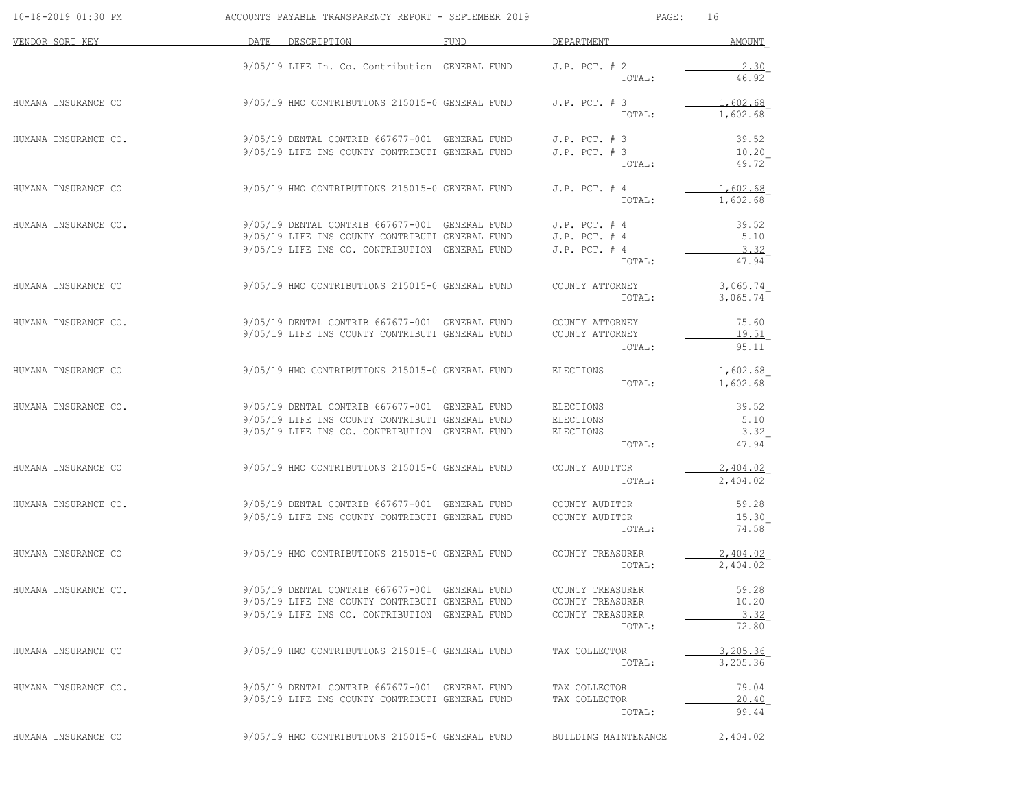| VENDOR SORT KEY | DATE | DESCRIPTION | FUND | DEPARTMENT | AMOUNT |
|---|---|---|---|---|---|
| | 9/05/19 | LIFE In. Co. Contribution | GENERAL FUND | J.P. PCT. # 2 | 2.30 |
| | | | | TOTAL: | 46.92 |
| HUMANA INSURANCE CO | 9/05/19 | HMO CONTRIBUTIONS 215015-0 | GENERAL FUND | J.P. PCT. # 3 | 1,602.68 |
| | | | | TOTAL: | 1,602.68 |
| HUMANA INSURANCE CO. | 9/05/19 | DENTAL CONTRIB 667677-001 | GENERAL FUND | J.P. PCT. # 3 | 39.52 |
| | 9/05/19 | LIFE INS COUNTY CONTRIBUTI | GENERAL FUND | J.P. PCT. # 3 | 10.20 |
| | | | | TOTAL: | 49.72 |
| HUMANA INSURANCE CO | 9/05/19 | HMO CONTRIBUTIONS 215015-0 | GENERAL FUND | J.P. PCT. # 4 | 1,602.68 |
| | | | | TOTAL: | 1,602.68 |
| HUMANA INSURANCE CO. | 9/05/19 | DENTAL CONTRIB 667677-001 | GENERAL FUND | J.P. PCT. # 4 | 39.52 |
| | 9/05/19 | LIFE INS COUNTY CONTRIBUTI | GENERAL FUND | J.P. PCT. # 4 | 5.10 |
| | 9/05/19 | LIFE INS CO. CONTRIBUTION | GENERAL FUND | J.P. PCT. # 4 | 3.32 |
| | | | | TOTAL: | 47.94 |
| HUMANA INSURANCE CO | 9/05/19 | HMO CONTRIBUTIONS 215015-0 | GENERAL FUND | COUNTY ATTORNEY | 3,065.74 |
| | | | | TOTAL: | 3,065.74 |
| HUMANA INSURANCE CO. | 9/05/19 | DENTAL CONTRIB 667677-001 | GENERAL FUND | COUNTY ATTORNEY | 75.60 |
| | 9/05/19 | LIFE INS COUNTY CONTRIBUTI | GENERAL FUND | COUNTY ATTORNEY | 19.51 |
| | | | | TOTAL: | 95.11 |
| HUMANA INSURANCE CO | 9/05/19 | HMO CONTRIBUTIONS 215015-0 | GENERAL FUND | ELECTIONS | 1,602.68 |
| | | | | TOTAL: | 1,602.68 |
| HUMANA INSURANCE CO. | 9/05/19 | DENTAL CONTRIB 667677-001 | GENERAL FUND | ELECTIONS | 39.52 |
| | 9/05/19 | LIFE INS COUNTY CONTRIBUTI | GENERAL FUND | ELECTIONS | 5.10 |
| | 9/05/19 | LIFE INS CO. CONTRIBUTION | GENERAL FUND | ELECTIONS | 3.32 |
| | | | | TOTAL: | 47.94 |
| HUMANA INSURANCE CO | 9/05/19 | HMO CONTRIBUTIONS 215015-0 | GENERAL FUND | COUNTY AUDITOR | 2,404.02 |
| | | | | TOTAL: | 2,404.02 |
| HUMANA INSURANCE CO. | 9/05/19 | DENTAL CONTRIB 667677-001 | GENERAL FUND | COUNTY AUDITOR | 59.28 |
| | 9/05/19 | LIFE INS COUNTY CONTRIBUTI | GENERAL FUND | COUNTY AUDITOR | 15.30 |
| | | | | TOTAL: | 74.58 |
| HUMANA INSURANCE CO | 9/05/19 | HMO CONTRIBUTIONS 215015-0 | GENERAL FUND | COUNTY TREASURER | 2,404.02 |
| | | | | TOTAL: | 2,404.02 |
| HUMANA INSURANCE CO. | 9/05/19 | DENTAL CONTRIB 667677-001 | GENERAL FUND | COUNTY TREASURER | 59.28 |
| | 9/05/19 | LIFE INS COUNTY CONTRIBUTI | GENERAL FUND | COUNTY TREASURER | 10.20 |
| | 9/05/19 | LIFE INS CO. CONTRIBUTION | GENERAL FUND | COUNTY TREASURER | 3.32 |
| | | | | TOTAL: | 72.80 |
| HUMANA INSURANCE CO | 9/05/19 | HMO CONTRIBUTIONS 215015-0 | GENERAL FUND | TAX COLLECTOR | 3,205.36 |
| | | | | TOTAL: | 3,205.36 |
| HUMANA INSURANCE CO. | 9/05/19 | DENTAL CONTRIB 667677-001 | GENERAL FUND | TAX COLLECTOR | 79.04 |
| | 9/05/19 | LIFE INS COUNTY CONTRIBUTI | GENERAL FUND | TAX COLLECTOR | 20.40 |
| | | | | TOTAL: | 99.44 |
| HUMANA INSURANCE CO | 9/05/19 | HMO CONTRIBUTIONS 215015-0 | GENERAL FUND | BUILDING MAINTENANCE | 2,404.02 |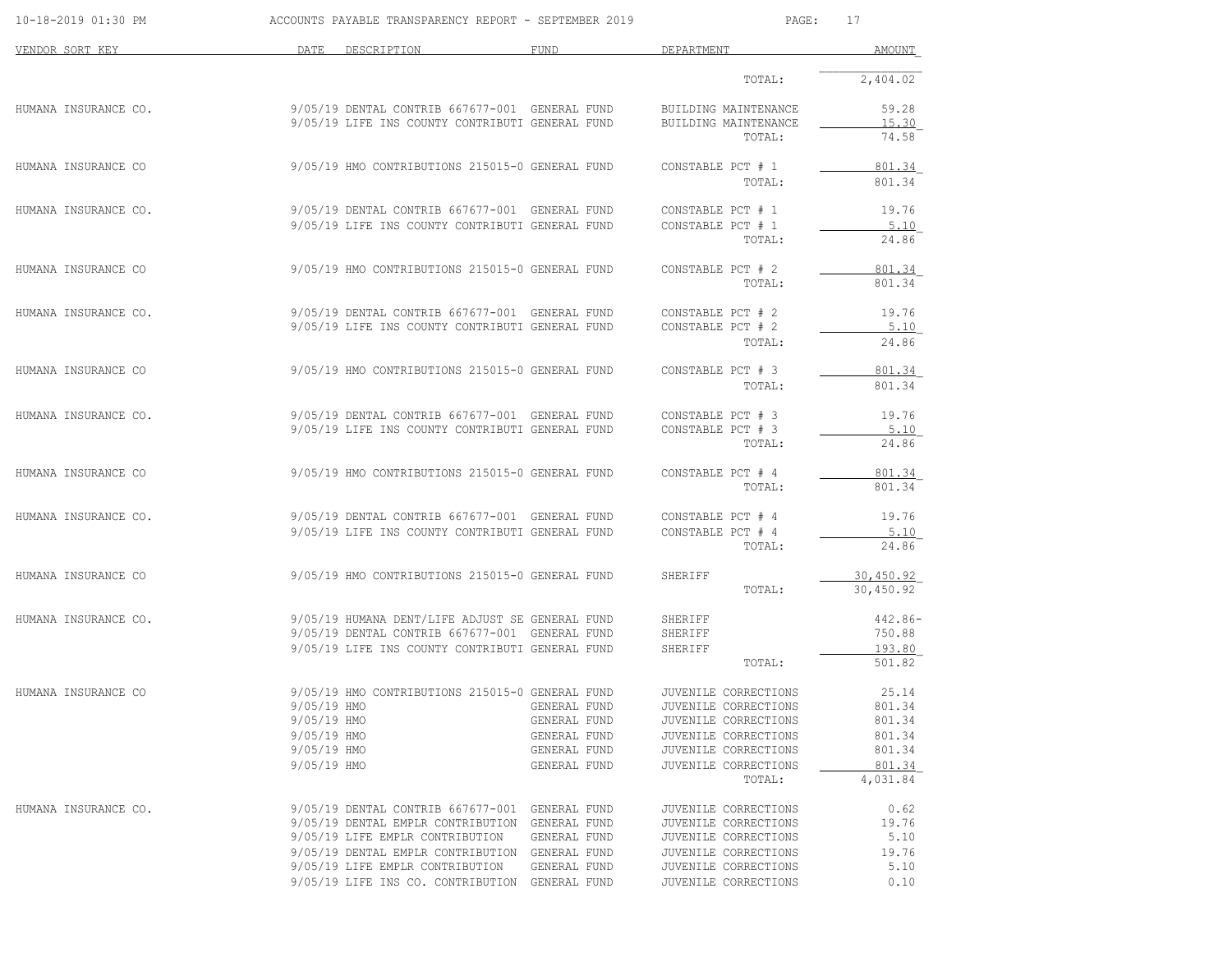| VENDOR SORT KEY | DATE | DESCRIPTION | FUND | DEPARTMENT | AMOUNT |
|---|---|---|---|---|---|
| | | | | TOTAL: | 2,404.02 |
| HUMANA INSURANCE CO. | 9/05/19 | DENTAL CONTRIB 667677-001 | GENERAL FUND | BUILDING MAINTENANCE | 59.28 |
| | 9/05/19 | LIFE INS COUNTY CONTRIBUTI | GENERAL FUND | BUILDING MAINTENANCE | 15.30 |
| | | | | TOTAL: | 74.58 |
| HUMANA INSURANCE CO | 9/05/19 | HMO CONTRIBUTIONS 215015-0 | GENERAL FUND | CONSTABLE PCT # 1 | 801.34 |
| | | | | TOTAL: | 801.34 |
| HUMANA INSURANCE CO. | 9/05/19 | DENTAL CONTRIB 667677-001 | GENERAL FUND | CONSTABLE PCT # 1 | 19.76 |
| | 9/05/19 | LIFE INS COUNTY CONTRIBUTI | GENERAL FUND | CONSTABLE PCT # 1 | 5.10 |
| | | | | TOTAL: | 24.86 |
| HUMANA INSURANCE CO | 9/05/19 | HMO CONTRIBUTIONS 215015-0 | GENERAL FUND | CONSTABLE PCT # 2 | 801.34 |
| | | | | TOTAL: | 801.34 |
| HUMANA INSURANCE CO. | 9/05/19 | DENTAL CONTRIB 667677-001 | GENERAL FUND | CONSTABLE PCT # 2 | 19.76 |
| | 9/05/19 | LIFE INS COUNTY CONTRIBUTI | GENERAL FUND | CONSTABLE PCT # 2 | 5.10 |
| | | | | TOTAL: | 24.86 |
| HUMANA INSURANCE CO | 9/05/19 | HMO CONTRIBUTIONS 215015-0 | GENERAL FUND | CONSTABLE PCT # 3 | 801.34 |
| | | | | TOTAL: | 801.34 |
| HUMANA INSURANCE CO. | 9/05/19 | DENTAL CONTRIB 667677-001 | GENERAL FUND | CONSTABLE PCT # 3 | 19.76 |
| | 9/05/19 | LIFE INS COUNTY CONTRIBUTI | GENERAL FUND | CONSTABLE PCT # 3 | 5.10 |
| | | | | TOTAL: | 24.86 |
| HUMANA INSURANCE CO | 9/05/19 | HMO CONTRIBUTIONS 215015-0 | GENERAL FUND | CONSTABLE PCT # 4 | 801.34 |
| | | | | TOTAL: | 801.34 |
| HUMANA INSURANCE CO. | 9/05/19 | DENTAL CONTRIB 667677-001 | GENERAL FUND | CONSTABLE PCT # 4 | 19.76 |
| | 9/05/19 | LIFE INS COUNTY CONTRIBUTI | GENERAL FUND | CONSTABLE PCT # 4 | 5.10 |
| | | | | TOTAL: | 24.86 |
| HUMANA INSURANCE CO | 9/05/19 | HMO CONTRIBUTIONS 215015-0 | GENERAL FUND | SHERIFF | 30,450.92 |
| | | | | TOTAL: | 30,450.92 |
| HUMANA INSURANCE CO. | 9/05/19 | HUMANA DENT/LIFE ADJUST SE | GENERAL FUND | SHERIFF | 442.86- |
| | 9/05/19 | DENTAL CONTRIB 667677-001 | GENERAL FUND | SHERIFF | 750.88 |
| | 9/05/19 | LIFE INS COUNTY CONTRIBUTI | GENERAL FUND | SHERIFF | 193.80 |
| | | | | TOTAL: | 501.82 |
| HUMANA INSURANCE CO | 9/05/19 | HMO CONTRIBUTIONS 215015-0 | GENERAL FUND | JUVENILE CORRECTIONS | 25.14 |
| | 9/05/19 | HMO | GENERAL FUND | JUVENILE CORRECTIONS | 801.34 |
| | 9/05/19 | HMO | GENERAL FUND | JUVENILE CORRECTIONS | 801.34 |
| | 9/05/19 | HMO | GENERAL FUND | JUVENILE CORRECTIONS | 801.34 |
| | 9/05/19 | HMO | GENERAL FUND | JUVENILE CORRECTIONS | 801.34 |
| | 9/05/19 | HMO | GENERAL FUND | JUVENILE CORRECTIONS | 801.34 |
| | | | | TOTAL: | 4,031.84 |
| HUMANA INSURANCE CO. | 9/05/19 | DENTAL CONTRIB 667677-001 | GENERAL FUND | JUVENILE CORRECTIONS | 0.62 |
| | 9/05/19 | DENTAL EMPLR CONTRIBUTION | GENERAL FUND | JUVENILE CORRECTIONS | 19.76 |
| | 9/05/19 | LIFE EMPLR CONTRIBUTION | GENERAL FUND | JUVENILE CORRECTIONS | 5.10 |
| | 9/05/19 | DENTAL EMPLR CONTRIBUTION | GENERAL FUND | JUVENILE CORRECTIONS | 19.76 |
| | 9/05/19 | LIFE EMPLR CONTRIBUTION | GENERAL FUND | JUVENILE CORRECTIONS | 5.10 |
| | 9/05/19 | LIFE INS CO. CONTRIBUTION | GENERAL FUND | JUVENILE CORRECTIONS | 0.10 |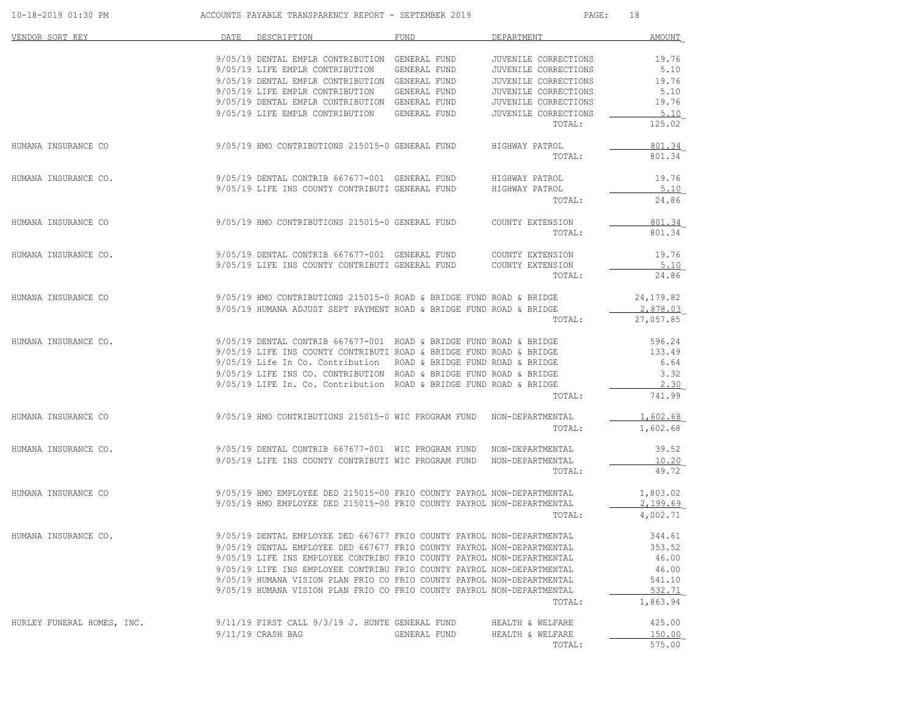# ACCOUNTS PAYABLE TRANSPARENCY REPORT - SEPTEMBER 2019

10-18-2019 01:30 PM

| VENDOR SORT KEY | DATE | DESCRIPTION | FUND | DEPARTMENT | AMOUNT |
|---|---|---|---|---|---|
| | 9/05/19 | DENTAL EMPLR CONTRIBUTION | GENERAL FUND | JUVENILE CORRECTIONS | 19.76 |
| | 9/05/19 | LIFE EMPLR CONTRIBUTION | GENERAL FUND | JUVENILE CORRECTIONS | 5.10 |
| | 9/05/19 | DENTAL EMPLR CONTRIBUTION | GENERAL FUND | JUVENILE CORRECTIONS | 19.76 |
| | 9/05/19 | LIFE EMPLR CONTRIBUTION | GENERAL FUND | JUVENILE CORRECTIONS | 5.10 |
| | 9/05/19 | DENTAL EMPLR CONTRIBUTION | GENERAL FUND | JUVENILE CORRECTIONS | 19.76 |
| | 9/05/19 | LIFE EMPLR CONTRIBUTION | GENERAL FUND | JUVENILE CORRECTIONS | 5.10 |
| | | | | TOTAL: | 125.02 |
| HUMANA INSURANCE CO | 9/05/19 | HMO CONTRIBUTIONS 215015-0 | GENERAL FUND | HIGHWAY PATROL | 801.34 |
| | | | | TOTAL: | 801.34 |
| HUMANA INSURANCE CO. | 9/05/19 | DENTAL CONTRIB 667677-001 | GENERAL FUND | HIGHWAY PATROL | 19.76 |
| | 9/05/19 | LIFE INS COUNTY CONTRIBUTI | GENERAL FUND | HIGHWAY PATROL | 5.10 |
| | | | | TOTAL: | 24.86 |
| HUMANA INSURANCE CO | 9/05/19 | HMO CONTRIBUTIONS 215015-0 | GENERAL FUND | COUNTY EXTENSION | 801.34 |
| | | | | TOTAL: | 801.34 |
| HUMANA INSURANCE CO. | 9/05/19 | DENTAL CONTRIB 667677-001 | GENERAL FUND | COUNTY EXTENSION | 19.76 |
| | 9/05/19 | LIFE INS COUNTY CONTRIBUTI | GENERAL FUND | COUNTY EXTENSION | 5.10 |
| | | | | TOTAL: | 24.86 |
| HUMANA INSURANCE CO | 9/05/19 | HMO CONTRIBUTIONS 215015-0 | ROAD & BRIDGE FUND | ROAD & BRIDGE | 24,179.82 |
| | 9/05/19 | HUMANA ADJUST SEPT PAYMENT | ROAD & BRIDGE FUND | ROAD & BRIDGE | 2,878.03 |
| | | | | TOTAL: | 27,057.85 |
| HUMANA INSURANCE CO. | 9/05/19 | DENTAL CONTRIB 667677-001 | ROAD & BRIDGE FUND | ROAD & BRIDGE | 596.24 |
| | 9/05/19 | LIFE INS COUNTY CONTRIBUTI | ROAD & BRIDGE FUND | ROAD & BRIDGE | 133.49 |
| | 9/05/19 | Life In Co. Contribution | ROAD & BRIDGE FUND | ROAD & BRIDGE | 6.64 |
| | 9/05/19 | LIFE INS CO. CONTRIBUTION | ROAD & BRIDGE FUND | ROAD & BRIDGE | 3.32 |
| | 9/05/19 | LIFE In. Co. Contribution | ROAD & BRIDGE FUND | ROAD & BRIDGE | 2.30 |
| | | | | TOTAL: | 741.99 |
| HUMANA INSURANCE CO | 9/05/19 | HMO CONTRIBUTIONS 215015-0 | WIC PROGRAM FUND | NON-DEPARTMENTAL | 1,602.68 |
| | | | | TOTAL: | 1,602.68 |
| HUMANA INSURANCE CO. | 9/05/19 | DENTAL CONTRIB 667677-001 | WIC PROGRAM FUND | NON-DEPARTMENTAL | 39.52 |
| | 9/05/19 | LIFE INS COUNTY CONTRIBUTI | WIC PROGRAM FUND | NON-DEPARTMENTAL | 10.20 |
| | | | | TOTAL: | 49.72 |
| HUMANA INSURANCE CO | 9/05/19 | HMO EMPLOYEE DED 215015-00 | FRIO COUNTY PAYROL | NON-DEPARTMENTAL | 1,803.02 |
| | 9/05/19 | HMO EMPLOYEE DED 215015-00 | FRIO COUNTY PAYROL | NON-DEPARTMENTAL | 2,199.69 |
| | | | | TOTAL: | 4,002.71 |
| HUMANA INSURANCE CO. | 9/05/19 | DENTAL EMPLOYEE DED 667677 | FRIO COUNTY PAYROL | NON-DEPARTMENTAL | 344.61 |
| | 9/05/19 | DENTAL EMPLOYEE DED 667677 | FRIO COUNTY PAYROL | NON-DEPARTMENTAL | 353.52 |
| | 9/05/19 | LIFE INS EMPLOYEE CONTRIBU | FRIO COUNTY PAYROL | NON-DEPARTMENTAL | 46.00 |
| | 9/05/19 | LIFE INS EMPLOYEE CONTRIBU | FRIO COUNTY PAYROL | NON-DEPARTMENTAL | 46.00 |
| | 9/05/19 | HUMANA VISION PLAN FRIO CO | FRIO COUNTY PAYROL | NON-DEPARTMENTAL | 541.10 |
| | 9/05/19 | HUMANA VISION PLAN FRIO CO | FRIO COUNTY PAYROL | NON-DEPARTMENTAL | 532.71 |
| | | | | TOTAL: | 1,863.94 |
| HURLEY FUNERAL HOMES, INC. | 9/11/19 | FIRST CALL 9/3/19 J. HUNTE | GENERAL FUND | HEALTH & WELFARE | 425.00 |
| | 9/11/19 | CRASH BAG | GENERAL FUND | HEALTH & WELFARE | 150.00 |
| | | | | TOTAL: | 575.00 |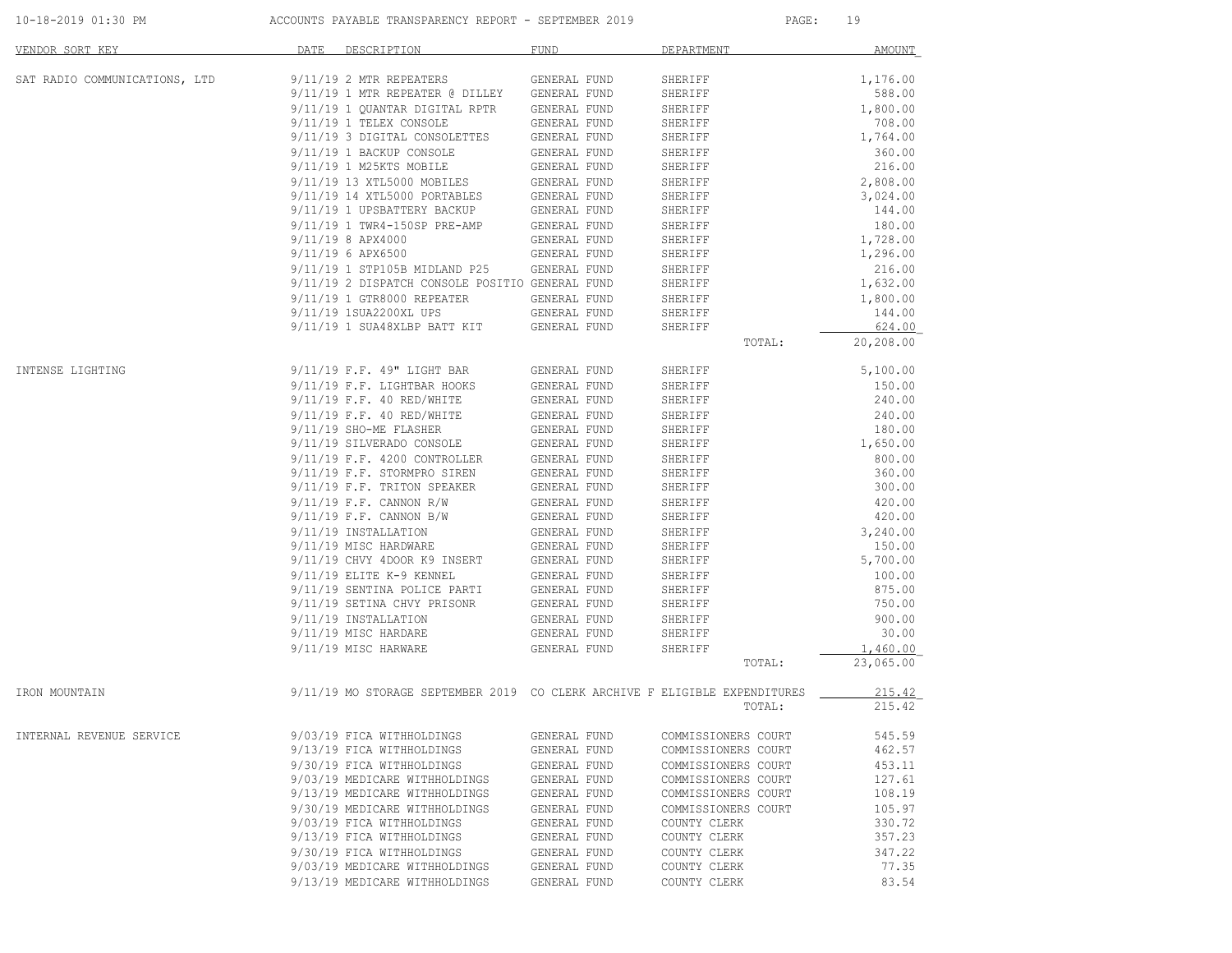ACCOUNTS PAYABLE TRANSPARENCY REPORT - SEPTEMBER 2019

| VENDOR SORT KEY | DATE | DESCRIPTION | FUND | DEPARTMENT | AMOUNT |
|---|---|---|---|---|---|
| SAT RADIO COMMUNICATIONS, LTD | 9/11/19 | 2 MTR REPEATERS | GENERAL FUND | SHERIFF | 1,176.00 |
| | 9/11/19 | 1 MTR REPEATER @ DILLEY | GENERAL FUND | SHERIFF | 588.00 |
| | 9/11/19 | 1 QUANTAR DIGITAL RPTR | GENERAL FUND | SHERIFF | 1,800.00 |
| | 9/11/19 | 1 TELEX CONSOLE | GENERAL FUND | SHERIFF | 708.00 |
| | 9/11/19 | 3 DIGITAL CONSOLETTES | GENERAL FUND | SHERIFF | 1,764.00 |
| | 9/11/19 | 1 BACKUP CONSOLE | GENERAL FUND | SHERIFF | 360.00 |
| | 9/11/19 | 1 M25KTS MOBILE | GENERAL FUND | SHERIFF | 216.00 |
| | 9/11/19 | 13 XTL5000 MOBILES | GENERAL FUND | SHERIFF | 2,808.00 |
| | 9/11/19 | 14 XTL5000 PORTABLES | GENERAL FUND | SHERIFF | 3,024.00 |
| | 9/11/19 | 1 UPSBATTERY BACKUP | GENERAL FUND | SHERIFF | 144.00 |
| | 9/11/19 | 1 TWR4-150SP PRE-AMP | GENERAL FUND | SHERIFF | 180.00 |
| | 9/11/19 | 8 APX4000 | GENERAL FUND | SHERIFF | 1,728.00 |
| | 9/11/19 | 6 APX6500 | GENERAL FUND | SHERIFF | 1,296.00 |
| | 9/11/19 | 1 STP105B MIDLAND P25 | GENERAL FUND | SHERIFF | 216.00 |
| | 9/11/19 | 2 DISPATCH CONSOLE POSITIO | GENERAL FUND | SHERIFF | 1,632.00 |
| | 9/11/19 | 1 GTR8000 REPEATER | GENERAL FUND | SHERIFF | 1,800.00 |
| | 9/11/19 | 1SUA2200XL UPS | GENERAL FUND | SHERIFF | 144.00 |
| | 9/11/19 | 1 SUA48XLBP BATT KIT | GENERAL FUND | SHERIFF | 624.00 |
| | | | | TOTAL: | 20,208.00 |
| INTENSE LIGHTING | 9/11/19 | F.F. 49" LIGHT BAR | GENERAL FUND | SHERIFF | 5,100.00 |
| | 9/11/19 | F.F. LIGHTBAR HOOKS | GENERAL FUND | SHERIFF | 150.00 |
| | 9/11/19 | F.F. 40 RED/WHITE | GENERAL FUND | SHERIFF | 240.00 |
| | 9/11/19 | F.F. 40 RED/WHITE | GENERAL FUND | SHERIFF | 240.00 |
| | 9/11/19 | SHO-ME FLASHER | GENERAL FUND | SHERIFF | 180.00 |
| | 9/11/19 | SILVERADO CONSOLE | GENERAL FUND | SHERIFF | 1,650.00 |
| | 9/11/19 | F.F. 4200 CONTROLLER | GENERAL FUND | SHERIFF | 800.00 |
| | 9/11/19 | F.F. STORMPRO SIREN | GENERAL FUND | SHERIFF | 360.00 |
| | 9/11/19 | F.F. TRITON SPEAKER | GENERAL FUND | SHERIFF | 300.00 |
| | 9/11/19 | F.F. CANNON R/W | GENERAL FUND | SHERIFF | 420.00 |
| | 9/11/19 | F.F. CANNON B/W | GENERAL FUND | SHERIFF | 420.00 |
| | 9/11/19 | INSTALLATION | GENERAL FUND | SHERIFF | 3,240.00 |
| | 9/11/19 | MISC HARDWARE | GENERAL FUND | SHERIFF | 150.00 |
| | 9/11/19 | CHVY 4DOOR K9 INSERT | GENERAL FUND | SHERIFF | 5,700.00 |
| | 9/11/19 | ELITE K-9 KENNEL | GENERAL FUND | SHERIFF | 100.00 |
| | 9/11/19 | SENTINA POLICE PARTI | GENERAL FUND | SHERIFF | 875.00 |
| | 9/11/19 | SETINA CHVY PRISONR | GENERAL FUND | SHERIFF | 750.00 |
| | 9/11/19 | INSTALLATION | GENERAL FUND | SHERIFF | 900.00 |
| | 9/11/19 | MISC HARDARE | GENERAL FUND | SHERIFF | 30.00 |
| | 9/11/19 | MISC HARWARE | GENERAL FUND | SHERIFF | 1,460.00 |
| | | | | TOTAL: | 23,065.00 |
| IRON MOUNTAIN | 9/11/19 | MO STORAGE SEPTEMBER 2019 | CO CLERK ARCHIVE F | ELIGIBLE EXPENDITURES | 215.42 |
| | | | | TOTAL: | 215.42 |
| INTERNAL REVENUE SERVICE | 9/03/19 | FICA WITHHOLDINGS | GENERAL FUND | COMMISSIONERS COURT | 545.59 |
| | 9/13/19 | FICA WITHHOLDINGS | GENERAL FUND | COMMISSIONERS COURT | 462.57 |
| | 9/30/19 | FICA WITHHOLDINGS | GENERAL FUND | COMMISSIONERS COURT | 453.11 |
| | 9/03/19 | MEDICARE WITHHOLDINGS | GENERAL FUND | COMMISSIONERS COURT | 127.61 |
| | 9/13/19 | MEDICARE WITHHOLDINGS | GENERAL FUND | COMMISSIONERS COURT | 108.19 |
| | 9/30/19 | MEDICARE WITHHOLDINGS | GENERAL FUND | COMMISSIONERS COURT | 105.97 |
| | 9/03/19 | FICA WITHHOLDINGS | GENERAL FUND | COUNTY CLERK | 330.72 |
| | 9/13/19 | FICA WITHHOLDINGS | GENERAL FUND | COUNTY CLERK | 357.23 |
| | 9/30/19 | FICA WITHHOLDINGS | GENERAL FUND | COUNTY CLERK | 347.22 |
| | 9/03/19 | MEDICARE WITHHOLDINGS | GENERAL FUND | COUNTY CLERK | 77.35 |
| | 9/13/19 | MEDICARE WITHHOLDINGS | GENERAL FUND | COUNTY CLERK | 83.54 |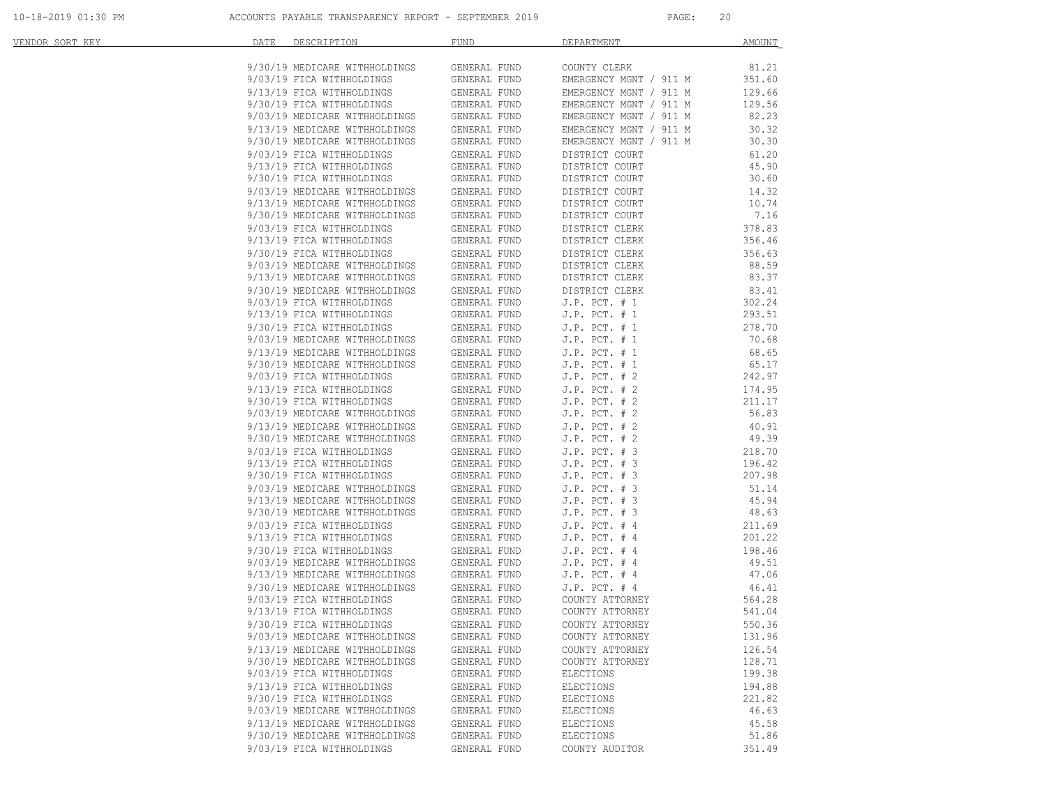| VENDOR SORT KEY | DATE | DESCRIPTION | FUND | DEPARTMENT | AMOUNT |
|---|---|---|---|---|---|
| | 9/30/19 | MEDICARE WITHHOLDINGS | GENERAL FUND | COUNTY CLERK | 81.21 |
| | 9/03/19 | FICA WITHHOLDINGS | GENERAL FUND | EMERGENCY MGNT / 911 M | 351.60 |
| | 9/13/19 | FICA WITHHOLDINGS | GENERAL FUND | EMERGENCY MGNT / 911 M | 129.66 |
| | 9/30/19 | FICA WITHHOLDINGS | GENERAL FUND | EMERGENCY MGNT / 911 M | 129.56 |
| | 9/03/19 | MEDICARE WITHHOLDINGS | GENERAL FUND | EMERGENCY MGNT / 911 M | 82.23 |
| | 9/13/19 | MEDICARE WITHHOLDINGS | GENERAL FUND | EMERGENCY MGNT / 911 M | 30.32 |
| | 9/30/19 | MEDICARE WITHHOLDINGS | GENERAL FUND | EMERGENCY MGNT / 911 M | 30.30 |
| | 9/03/19 | FICA WITHHOLDINGS | GENERAL FUND | DISTRICT COURT | 61.20 |
| | 9/13/19 | FICA WITHHOLDINGS | GENERAL FUND | DISTRICT COURT | 45.90 |
| | 9/30/19 | FICA WITHHOLDINGS | GENERAL FUND | DISTRICT COURT | 30.60 |
| | 9/03/19 | MEDICARE WITHHOLDINGS | GENERAL FUND | DISTRICT COURT | 14.32 |
| | 9/13/19 | MEDICARE WITHHOLDINGS | GENERAL FUND | DISTRICT COURT | 10.74 |
| | 9/30/19 | MEDICARE WITHHOLDINGS | GENERAL FUND | DISTRICT COURT | 7.16 |
| | 9/03/19 | FICA WITHHOLDINGS | GENERAL FUND | DISTRICT CLERK | 378.83 |
| | 9/13/19 | FICA WITHHOLDINGS | GENERAL FUND | DISTRICT CLERK | 356.46 |
| | 9/30/19 | FICA WITHHOLDINGS | GENERAL FUND | DISTRICT CLERK | 356.63 |
| | 9/03/19 | MEDICARE WITHHOLDINGS | GENERAL FUND | DISTRICT CLERK | 88.59 |
| | 9/13/19 | MEDICARE WITHHOLDINGS | GENERAL FUND | DISTRICT CLERK | 83.37 |
| | 9/30/19 | MEDICARE WITHHOLDINGS | GENERAL FUND | DISTRICT CLERK | 83.41 |
| | 9/03/19 | FICA WITHHOLDINGS | GENERAL FUND | J.P. PCT. # 1 | 302.24 |
| | 9/13/19 | FICA WITHHOLDINGS | GENERAL FUND | J.P. PCT. # 1 | 293.51 |
| | 9/30/19 | FICA WITHHOLDINGS | GENERAL FUND | J.P. PCT. # 1 | 278.70 |
| | 9/03/19 | MEDICARE WITHHOLDINGS | GENERAL FUND | J.P. PCT. # 1 | 70.68 |
| | 9/13/19 | MEDICARE WITHHOLDINGS | GENERAL FUND | J.P. PCT. # 1 | 68.65 |
| | 9/30/19 | MEDICARE WITHHOLDINGS | GENERAL FUND | J.P. PCT. # 1 | 65.17 |
| | 9/03/19 | FICA WITHHOLDINGS | GENERAL FUND | J.P. PCT. # 2 | 242.97 |
| | 9/13/19 | FICA WITHHOLDINGS | GENERAL FUND | J.P. PCT. # 2 | 174.95 |
| | 9/30/19 | FICA WITHHOLDINGS | GENERAL FUND | J.P. PCT. # 2 | 211.17 |
| | 9/03/19 | MEDICARE WITHHOLDINGS | GENERAL FUND | J.P. PCT. # 2 | 56.83 |
| | 9/13/19 | MEDICARE WITHHOLDINGS | GENERAL FUND | J.P. PCT. # 2 | 40.91 |
| | 9/30/19 | MEDICARE WITHHOLDINGS | GENERAL FUND | J.P. PCT. # 2 | 49.39 |
| | 9/03/19 | FICA WITHHOLDINGS | GENERAL FUND | J.P. PCT. # 3 | 218.70 |
| | 9/13/19 | FICA WITHHOLDINGS | GENERAL FUND | J.P. PCT. # 3 | 196.42 |
| | 9/30/19 | FICA WITHHOLDINGS | GENERAL FUND | J.P. PCT. # 3 | 207.98 |
| | 9/03/19 | MEDICARE WITHHOLDINGS | GENERAL FUND | J.P. PCT. # 3 | 51.14 |
| | 9/13/19 | MEDICARE WITHHOLDINGS | GENERAL FUND | J.P. PCT. # 3 | 45.94 |
| | 9/30/19 | MEDICARE WITHHOLDINGS | GENERAL FUND | J.P. PCT. # 3 | 48.63 |
| | 9/03/19 | FICA WITHHOLDINGS | GENERAL FUND | J.P. PCT. # 4 | 211.69 |
| | 9/13/19 | FICA WITHHOLDINGS | GENERAL FUND | J.P. PCT. # 4 | 201.22 |
| | 9/30/19 | FICA WITHHOLDINGS | GENERAL FUND | J.P. PCT. # 4 | 198.46 |
| | 9/03/19 | MEDICARE WITHHOLDINGS | GENERAL FUND | J.P. PCT. # 4 | 49.51 |
| | 9/13/19 | MEDICARE WITHHOLDINGS | GENERAL FUND | J.P. PCT. # 4 | 47.06 |
| | 9/30/19 | MEDICARE WITHHOLDINGS | GENERAL FUND | J.P. PCT. # 4 | 46.41 |
| | 9/03/19 | FICA WITHHOLDINGS | GENERAL FUND | COUNTY ATTORNEY | 564.28 |
| | 9/13/19 | FICA WITHHOLDINGS | GENERAL FUND | COUNTY ATTORNEY | 541.04 |
| | 9/30/19 | FICA WITHHOLDINGS | GENERAL FUND | COUNTY ATTORNEY | 550.36 |
| | 9/03/19 | MEDICARE WITHHOLDINGS | GENERAL FUND | COUNTY ATTORNEY | 131.96 |
| | 9/13/19 | MEDICARE WITHHOLDINGS | GENERAL FUND | COUNTY ATTORNEY | 126.54 |
| | 9/30/19 | MEDICARE WITHHOLDINGS | GENERAL FUND | COUNTY ATTORNEY | 128.71 |
| | 9/03/19 | FICA WITHHOLDINGS | GENERAL FUND | ELECTIONS | 199.38 |
| | 9/13/19 | FICA WITHHOLDINGS | GENERAL FUND | ELECTIONS | 194.88 |
| | 9/30/19 | FICA WITHHOLDINGS | GENERAL FUND | ELECTIONS | 221.82 |
| | 9/03/19 | MEDICARE WITHHOLDINGS | GENERAL FUND | ELECTIONS | 46.63 |
| | 9/13/19 | MEDICARE WITHHOLDINGS | GENERAL FUND | ELECTIONS | 45.58 |
| | 9/30/19 | MEDICARE WITHHOLDINGS | GENERAL FUND | ELECTIONS | 51.86 |
| | 9/03/19 | FICA WITHHOLDINGS | GENERAL FUND | COUNTY AUDITOR | 351.49 |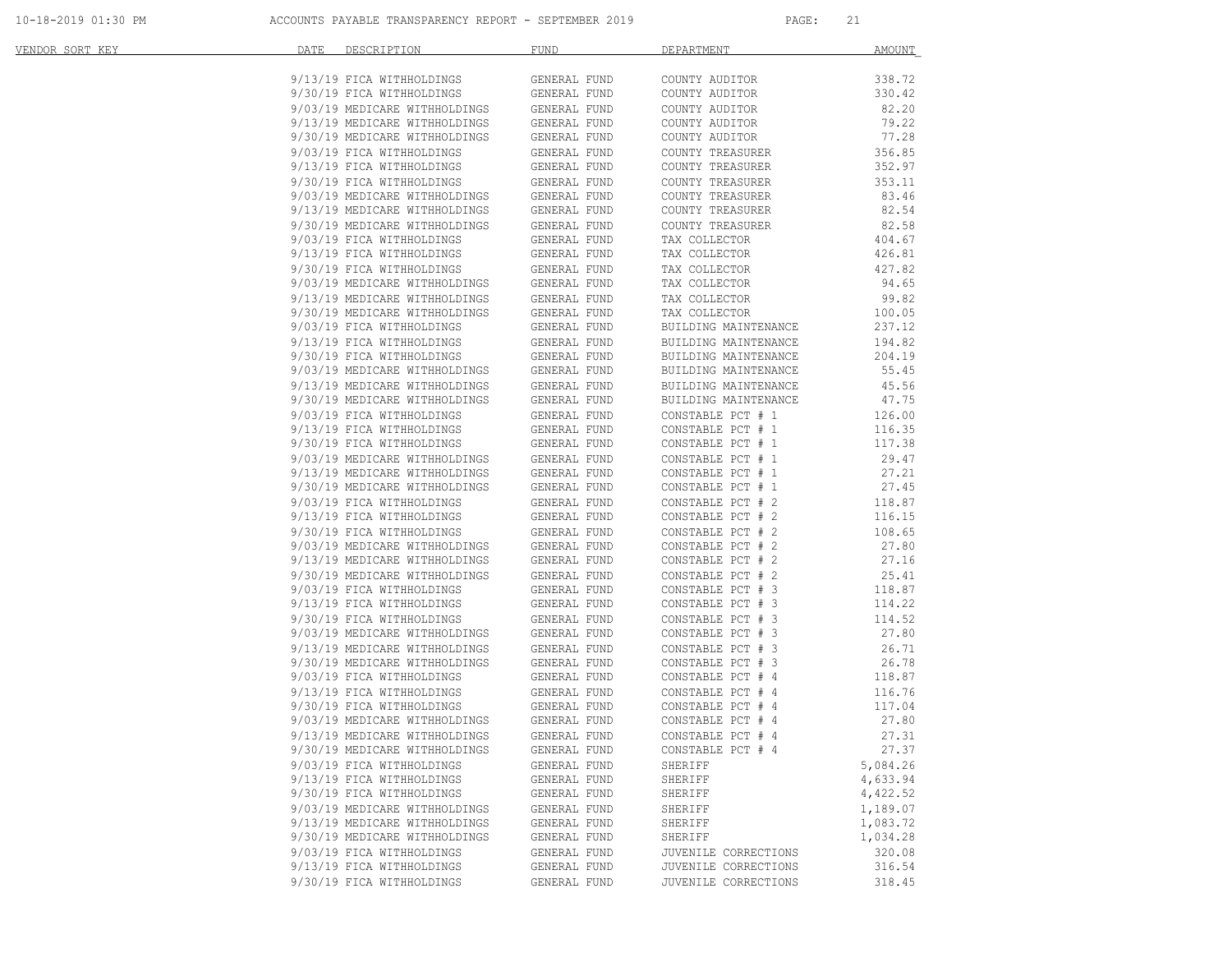| VENDOR SORT KEY | DATE | DESCRIPTION | FUND | DEPARTMENT | AMOUNT |
|---|---|---|---|---|---|
| | 9/13/19 | FICA WITHHOLDINGS | GENERAL FUND | COUNTY AUDITOR | 338.72 |
| | 9/30/19 | FICA WITHHOLDINGS | GENERAL FUND | COUNTY AUDITOR | 330.42 |
| | 9/03/19 | MEDICARE WITHHOLDINGS | GENERAL FUND | COUNTY AUDITOR | 82.20 |
| | 9/13/19 | MEDICARE WITHHOLDINGS | GENERAL FUND | COUNTY AUDITOR | 79.22 |
| | 9/30/19 | MEDICARE WITHHOLDINGS | GENERAL FUND | COUNTY AUDITOR | 77.28 |
| | 9/03/19 | FICA WITHHOLDINGS | GENERAL FUND | COUNTY TREASURER | 356.85 |
| | 9/13/19 | FICA WITHHOLDINGS | GENERAL FUND | COUNTY TREASURER | 352.97 |
| | 9/30/19 | FICA WITHHOLDINGS | GENERAL FUND | COUNTY TREASURER | 353.11 |
| | 9/03/19 | MEDICARE WITHHOLDINGS | GENERAL FUND | COUNTY TREASURER | 83.46 |
| | 9/13/19 | MEDICARE WITHHOLDINGS | GENERAL FUND | COUNTY TREASURER | 82.54 |
| | 9/30/19 | MEDICARE WITHHOLDINGS | GENERAL FUND | COUNTY TREASURER | 82.58 |
| | 9/03/19 | FICA WITHHOLDINGS | GENERAL FUND | TAX COLLECTOR | 404.67 |
| | 9/13/19 | FICA WITHHOLDINGS | GENERAL FUND | TAX COLLECTOR | 426.81 |
| | 9/30/19 | FICA WITHHOLDINGS | GENERAL FUND | TAX COLLECTOR | 427.82 |
| | 9/03/19 | MEDICARE WITHHOLDINGS | GENERAL FUND | TAX COLLECTOR | 94.65 |
| | 9/13/19 | MEDICARE WITHHOLDINGS | GENERAL FUND | TAX COLLECTOR | 99.82 |
| | 9/30/19 | MEDICARE WITHHOLDINGS | GENERAL FUND | TAX COLLECTOR | 100.05 |
| | 9/03/19 | FICA WITHHOLDINGS | GENERAL FUND | BUILDING MAINTENANCE | 237.12 |
| | 9/13/19 | FICA WITHHOLDINGS | GENERAL FUND | BUILDING MAINTENANCE | 194.82 |
| | 9/30/19 | FICA WITHHOLDINGS | GENERAL FUND | BUILDING MAINTENANCE | 204.19 |
| | 9/03/19 | MEDICARE WITHHOLDINGS | GENERAL FUND | BUILDING MAINTENANCE | 55.45 |
| | 9/13/19 | MEDICARE WITHHOLDINGS | GENERAL FUND | BUILDING MAINTENANCE | 45.56 |
| | 9/30/19 | MEDICARE WITHHOLDINGS | GENERAL FUND | BUILDING MAINTENANCE | 47.75 |
| | 9/03/19 | FICA WITHHOLDINGS | GENERAL FUND | CONSTABLE PCT # 1 | 126.00 |
| | 9/13/19 | FICA WITHHOLDINGS | GENERAL FUND | CONSTABLE PCT # 1 | 116.35 |
| | 9/30/19 | FICA WITHHOLDINGS | GENERAL FUND | CONSTABLE PCT # 1 | 117.38 |
| | 9/03/19 | MEDICARE WITHHOLDINGS | GENERAL FUND | CONSTABLE PCT # 1 | 29.47 |
| | 9/13/19 | MEDICARE WITHHOLDINGS | GENERAL FUND | CONSTABLE PCT # 1 | 27.21 |
| | 9/30/19 | MEDICARE WITHHOLDINGS | GENERAL FUND | CONSTABLE PCT # 1 | 27.45 |
| | 9/03/19 | FICA WITHHOLDINGS | GENERAL FUND | CONSTABLE PCT # 2 | 118.87 |
| | 9/13/19 | FICA WITHHOLDINGS | GENERAL FUND | CONSTABLE PCT # 2 | 116.15 |
| | 9/30/19 | FICA WITHHOLDINGS | GENERAL FUND | CONSTABLE PCT # 2 | 108.65 |
| | 9/03/19 | MEDICARE WITHHOLDINGS | GENERAL FUND | CONSTABLE PCT # 2 | 27.80 |
| | 9/13/19 | MEDICARE WITHHOLDINGS | GENERAL FUND | CONSTABLE PCT # 2 | 27.16 |
| | 9/30/19 | MEDICARE WITHHOLDINGS | GENERAL FUND | CONSTABLE PCT # 2 | 25.41 |
| | 9/03/19 | FICA WITHHOLDINGS | GENERAL FUND | CONSTABLE PCT # 3 | 118.87 |
| | 9/13/19 | FICA WITHHOLDINGS | GENERAL FUND | CONSTABLE PCT # 3 | 114.22 |
| | 9/30/19 | FICA WITHHOLDINGS | GENERAL FUND | CONSTABLE PCT # 3 | 114.52 |
| | 9/03/19 | MEDICARE WITHHOLDINGS | GENERAL FUND | CONSTABLE PCT # 3 | 27.80 |
| | 9/13/19 | MEDICARE WITHHOLDINGS | GENERAL FUND | CONSTABLE PCT # 3 | 26.71 |
| | 9/30/19 | MEDICARE WITHHOLDINGS | GENERAL FUND | CONSTABLE PCT # 3 | 26.78 |
| | 9/03/19 | FICA WITHHOLDINGS | GENERAL FUND | CONSTABLE PCT # 4 | 118.87 |
| | 9/13/19 | FICA WITHHOLDINGS | GENERAL FUND | CONSTABLE PCT # 4 | 116.76 |
| | 9/30/19 | FICA WITHHOLDINGS | GENERAL FUND | CONSTABLE PCT # 4 | 117.04 |
| | 9/03/19 | MEDICARE WITHHOLDINGS | GENERAL FUND | CONSTABLE PCT # 4 | 27.80 |
| | 9/13/19 | MEDICARE WITHHOLDINGS | GENERAL FUND | CONSTABLE PCT # 4 | 27.31 |
| | 9/30/19 | MEDICARE WITHHOLDINGS | GENERAL FUND | CONSTABLE PCT # 4 | 27.37 |
| | 9/03/19 | FICA WITHHOLDINGS | GENERAL FUND | SHERIFF | 5,084.26 |
| | 9/13/19 | FICA WITHHOLDINGS | GENERAL FUND | SHERIFF | 4,633.94 |
| | 9/30/19 | FICA WITHHOLDINGS | GENERAL FUND | SHERIFF | 4,422.52 |
| | 9/03/19 | MEDICARE WITHHOLDINGS | GENERAL FUND | SHERIFF | 1,189.07 |
| | 9/13/19 | MEDICARE WITHHOLDINGS | GENERAL FUND | SHERIFF | 1,083.72 |
| | 9/30/19 | MEDICARE WITHHOLDINGS | GENERAL FUND | SHERIFF | 1,034.28 |
| | 9/03/19 | FICA WITHHOLDINGS | GENERAL FUND | JUVENILE CORRECTIONS | 320.08 |
| | 9/13/19 | FICA WITHHOLDINGS | GENERAL FUND | JUVENILE CORRECTIONS | 316.54 |
| | 9/30/19 | FICA WITHHOLDINGS | GENERAL FUND | JUVENILE CORRECTIONS | 318.45 |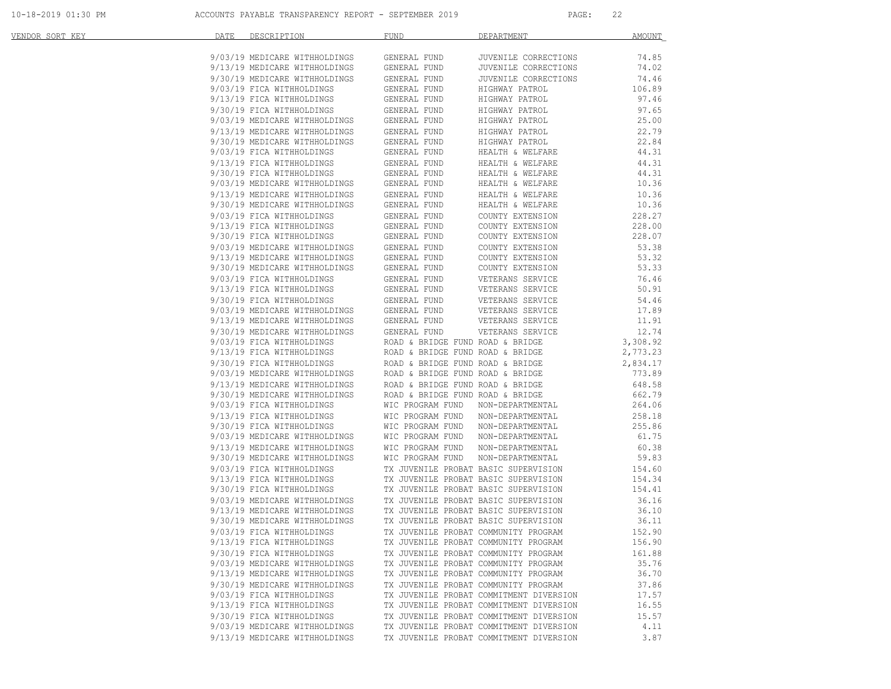| VENDOR SORT KEY | DATE | DESCRIPTION | FUND | DEPARTMENT | AMOUNT |
|---|---|---|---|---|---|
| | 9/03/19 | MEDICARE WITHHOLDINGS | GENERAL FUND | JUVENILE CORRECTIONS | 74.85 |
| | 9/13/19 | MEDICARE WITHHOLDINGS | GENERAL FUND | JUVENILE CORRECTIONS | 74.02 |
| | 9/30/19 | MEDICARE WITHHOLDINGS | GENERAL FUND | JUVENILE CORRECTIONS | 74.46 |
| | 9/03/19 | FICA WITHHOLDINGS | GENERAL FUND | HIGHWAY PATROL | 106.89 |
| | 9/13/19 | FICA WITHHOLDINGS | GENERAL FUND | HIGHWAY PATROL | 97.46 |
| | 9/30/19 | FICA WITHHOLDINGS | GENERAL FUND | HIGHWAY PATROL | 97.65 |
| | 9/03/19 | MEDICARE WITHHOLDINGS | GENERAL FUND | HIGHWAY PATROL | 25.00 |
| | 9/13/19 | MEDICARE WITHHOLDINGS | GENERAL FUND | HIGHWAY PATROL | 22.79 |
| | 9/30/19 | MEDICARE WITHHOLDINGS | GENERAL FUND | HIGHWAY PATROL | 22.84 |
| | 9/03/19 | FICA WITHHOLDINGS | GENERAL FUND | HEALTH & WELFARE | 44.31 |
| | 9/13/19 | FICA WITHHOLDINGS | GENERAL FUND | HEALTH & WELFARE | 44.31 |
| | 9/30/19 | FICA WITHHOLDINGS | GENERAL FUND | HEALTH & WELFARE | 44.31 |
| | 9/03/19 | MEDICARE WITHHOLDINGS | GENERAL FUND | HEALTH & WELFARE | 10.36 |
| | 9/13/19 | MEDICARE WITHHOLDINGS | GENERAL FUND | HEALTH & WELFARE | 10.36 |
| | 9/30/19 | MEDICARE WITHHOLDINGS | GENERAL FUND | HEALTH & WELFARE | 10.36 |
| | 9/03/19 | FICA WITHHOLDINGS | GENERAL FUND | COUNTY EXTENSION | 228.27 |
| | 9/13/19 | FICA WITHHOLDINGS | GENERAL FUND | COUNTY EXTENSION | 228.00 |
| | 9/30/19 | FICA WITHHOLDINGS | GENERAL FUND | COUNTY EXTENSION | 228.07 |
| | 9/03/19 | MEDICARE WITHHOLDINGS | GENERAL FUND | COUNTY EXTENSION | 53.38 |
| | 9/13/19 | MEDICARE WITHHOLDINGS | GENERAL FUND | COUNTY EXTENSION | 53.32 |
| | 9/30/19 | MEDICARE WITHHOLDINGS | GENERAL FUND | COUNTY EXTENSION | 53.33 |
| | 9/03/19 | FICA WITHHOLDINGS | GENERAL FUND | VETERANS SERVICE | 76.46 |
| | 9/13/19 | FICA WITHHOLDINGS | GENERAL FUND | VETERANS SERVICE | 50.91 |
| | 9/30/19 | FICA WITHHOLDINGS | GENERAL FUND | VETERANS SERVICE | 54.46 |
| | 9/03/19 | MEDICARE WITHHOLDINGS | GENERAL FUND | VETERANS SERVICE | 17.89 |
| | 9/13/19 | MEDICARE WITHHOLDINGS | GENERAL FUND | VETERANS SERVICE | 11.91 |
| | 9/30/19 | MEDICARE WITHHOLDINGS | GENERAL FUND | VETERANS SERVICE | 12.74 |
| | 9/03/19 | FICA WITHHOLDINGS | ROAD & BRIDGE FUND | ROAD & BRIDGE | 3,308.92 |
| | 9/13/19 | FICA WITHHOLDINGS | ROAD & BRIDGE FUND | ROAD & BRIDGE | 2,773.23 |
| | 9/30/19 | FICA WITHHOLDINGS | ROAD & BRIDGE FUND | ROAD & BRIDGE | 2,834.17 |
| | 9/03/19 | MEDICARE WITHHOLDINGS | ROAD & BRIDGE FUND | ROAD & BRIDGE | 773.89 |
| | 9/13/19 | MEDICARE WITHHOLDINGS | ROAD & BRIDGE FUND | ROAD & BRIDGE | 648.58 |
| | 9/30/19 | MEDICARE WITHHOLDINGS | ROAD & BRIDGE FUND | ROAD & BRIDGE | 662.79 |
| | 9/03/19 | FICA WITHHOLDINGS | WIC PROGRAM FUND | NON-DEPARTMENTAL | 264.06 |
| | 9/13/19 | FICA WITHHOLDINGS | WIC PROGRAM FUND | NON-DEPARTMENTAL | 258.18 |
| | 9/30/19 | FICA WITHHOLDINGS | WIC PROGRAM FUND | NON-DEPARTMENTAL | 255.86 |
| | 9/03/19 | MEDICARE WITHHOLDINGS | WIC PROGRAM FUND | NON-DEPARTMENTAL | 61.75 |
| | 9/13/19 | MEDICARE WITHHOLDINGS | WIC PROGRAM FUND | NON-DEPARTMENTAL | 60.38 |
| | 9/30/19 | MEDICARE WITHHOLDINGS | WIC PROGRAM FUND | NON-DEPARTMENTAL | 59.83 |
| | 9/03/19 | FICA WITHHOLDINGS | TX JUVENILE PROBAT | BASIC SUPERVISION | 154.60 |
| | 9/13/19 | FICA WITHHOLDINGS | TX JUVENILE PROBAT | BASIC SUPERVISION | 154.34 |
| | 9/30/19 | FICA WITHHOLDINGS | TX JUVENILE PROBAT | BASIC SUPERVISION | 154.41 |
| | 9/03/19 | MEDICARE WITHHOLDINGS | TX JUVENILE PROBAT | BASIC SUPERVISION | 36.16 |
| | 9/13/19 | MEDICARE WITHHOLDINGS | TX JUVENILE PROBAT | BASIC SUPERVISION | 36.10 |
| | 9/30/19 | MEDICARE WITHHOLDINGS | TX JUVENILE PROBAT | BASIC SUPERVISION | 36.11 |
| | 9/03/19 | FICA WITHHOLDINGS | TX JUVENILE PROBAT | COMMUNITY PROGRAM | 152.90 |
| | 9/13/19 | FICA WITHHOLDINGS | TX JUVENILE PROBAT | COMMUNITY PROGRAM | 156.90 |
| | 9/30/19 | FICA WITHHOLDINGS | TX JUVENILE PROBAT | COMMUNITY PROGRAM | 161.88 |
| | 9/03/19 | MEDICARE WITHHOLDINGS | TX JUVENILE PROBAT | COMMUNITY PROGRAM | 35.76 |
| | 9/13/19 | MEDICARE WITHHOLDINGS | TX JUVENILE PROBAT | COMMUNITY PROGRAM | 36.70 |
| | 9/30/19 | MEDICARE WITHHOLDINGS | TX JUVENILE PROBAT | COMMUNITY PROGRAM | 37.86 |
| | 9/03/19 | FICA WITHHOLDINGS | TX JUVENILE PROBAT | COMMITMENT DIVERSION | 17.57 |
| | 9/13/19 | FICA WITHHOLDINGS | TX JUVENILE PROBAT | COMMITMENT DIVERSION | 16.55 |
| | 9/30/19 | FICA WITHHOLDINGS | TX JUVENILE PROBAT | COMMITMENT DIVERSION | 15.57 |
| | 9/03/19 | MEDICARE WITHHOLDINGS | TX JUVENILE PROBAT | COMMITMENT DIVERSION | 4.11 |
| | 9/13/19 | MEDICARE WITHHOLDINGS | TX JUVENILE PROBAT | COMMITMENT DIVERSION | 3.87 |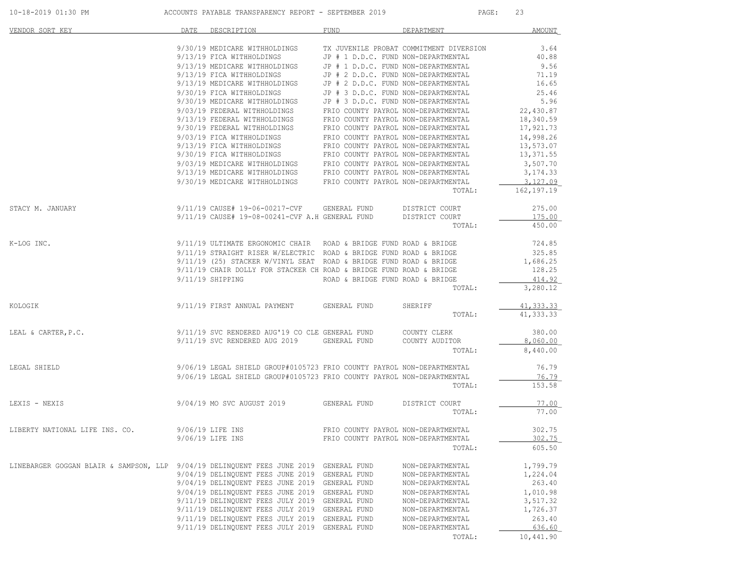| VENDOR SORT KEY | DATE | DESCRIPTION | FUND | DEPARTMENT | AMOUNT |
|---|---|---|---|---|---|
| | 9/30/19 | MEDICARE WITHHOLDINGS | TX JUVENILE PROBAT | COMMITMENT DIVERSION | 3.64 |
| | 9/13/19 | FICA WITHHOLDINGS | JP # 1 D.D.C. FUND | NON-DEPARTMENTAL | 40.88 |
| | 9/13/19 | MEDICARE WITHHOLDINGS | JP # 1 D.D.C. FUND | NON-DEPARTMENTAL | 9.56 |
| | 9/13/19 | FICA WITHHOLDINGS | JP # 2 D.D.C. FUND | NON-DEPARTMENTAL | 71.19 |
| | 9/13/19 | MEDICARE WITHHOLDINGS | JP # 2 D.D.C. FUND | NON-DEPARTMENTAL | 16.65 |
| | 9/30/19 | FICA WITHHOLDINGS | JP # 3 D.D.C. FUND | NON-DEPARTMENTAL | 25.46 |
| | 9/30/19 | MEDICARE WITHHOLDINGS | JP # 3 D.D.C. FUND | NON-DEPARTMENTAL | 5.96 |
| | 9/03/19 | FEDERAL WITHHOLDINGS | FRIO COUNTY PAYROL | NON-DEPARTMENTAL | 22,430.87 |
| | 9/13/19 | FEDERAL WITHHOLDINGS | FRIO COUNTY PAYROL | NON-DEPARTMENTAL | 18,340.59 |
| | 9/30/19 | FEDERAL WITHHOLDINGS | FRIO COUNTY PAYROL | NON-DEPARTMENTAL | 17,921.73 |
| | 9/03/19 | FICA WITHHOLDINGS | FRIO COUNTY PAYROL | NON-DEPARTMENTAL | 14,998.26 |
| | 9/13/19 | FICA WITHHOLDINGS | FRIO COUNTY PAYROL | NON-DEPARTMENTAL | 13,573.07 |
| | 9/30/19 | FICA WITHHOLDINGS | FRIO COUNTY PAYROL | NON-DEPARTMENTAL | 13,371.55 |
| | 9/03/19 | MEDICARE WITHHOLDINGS | FRIO COUNTY PAYROL | NON-DEPARTMENTAL | 3,507.70 |
| | 9/13/19 | MEDICARE WITHHOLDINGS | FRIO COUNTY PAYROL | NON-DEPARTMENTAL | 3,174.33 |
| | 9/30/19 | MEDICARE WITHHOLDINGS | FRIO COUNTY PAYROL | NON-DEPARTMENTAL | 3,127.09 |
| | | | | TOTAL: | 162,197.19 |
| STACY M. JANUARY | 9/11/19 | CAUSE# 19-06-00217-CVF | GENERAL FUND | DISTRICT COURT | 275.00 |
| | 9/11/19 | CAUSE# 19-08-00241-CVF A.H | GENERAL FUND | DISTRICT COURT | 175.00 |
| | | | | TOTAL: | 450.00 |
| K-LOG INC. | 9/11/19 | ULTIMATE ERGONOMIC CHAIR | ROAD & BRIDGE FUND | ROAD & BRIDGE | 724.85 |
| | 9/11/19 | STRAIGHT RISER W/ELECTRIC | ROAD & BRIDGE FUND | ROAD & BRIDGE | 325.85 |
| | 9/11/19 | (25) STACKER W/VINYL SEAT | ROAD & BRIDGE FUND | ROAD & BRIDGE | 1,686.25 |
| | 9/11/19 | CHAIR DOLLY FOR STACKER CH | ROAD & BRIDGE FUND | ROAD & BRIDGE | 128.25 |
| | 9/11/19 | SHIPPING | ROAD & BRIDGE FUND | ROAD & BRIDGE | 414.92 |
| | | | | TOTAL: | 3,280.12 |
| KOLOGIK | 9/11/19 | FIRST ANNUAL PAYMENT | GENERAL FUND | SHERIFF | 41,333.33 |
| | | | | TOTAL: | 41,333.33 |
| LEAL & CARTER,P.C. | 9/11/19 | SVC RENDERED AUG'19 CO CLE | GENERAL FUND | COUNTY CLERK | 380.00 |
| | 9/11/19 | SVC RENDERED AUG 2019 | GENERAL FUND | COUNTY AUDITOR | 8,060.00 |
| | | | | TOTAL: | 8,440.00 |
| LEGAL SHIELD | 9/06/19 | LEGAL SHIELD GROUP#0105723 | FRIO COUNTY PAYROL | NON-DEPARTMENTAL | 76.79 |
| | 9/06/19 | LEGAL SHIELD GROUP#0105723 | FRIO COUNTY PAYROL | NON-DEPARTMENTAL | 76.79 |
| | | | | TOTAL: | 153.58 |
| LEXIS - NEXIS | 9/04/19 | MO SVC AUGUST 2019 | GENERAL FUND | DISTRICT COURT | 77.00 |
| | | | | TOTAL: | 77.00 |
| LIBERTY NATIONAL LIFE INS. CO. | 9/06/19 | LIFE INS | FRIO COUNTY PAYROL | NON-DEPARTMENTAL | 302.75 |
| | 9/06/19 | LIFE INS | FRIO COUNTY PAYROL | NON-DEPARTMENTAL | 302.75 |
| | | | | TOTAL: | 605.50 |
| LINEBARGER GOGGAN BLAIR & SAMPSON, LLP | 9/04/19 | DELINQUENT FEES JUNE 2019 | GENERAL FUND | NON-DEPARTMENTAL | 1,799.79 |
| | 9/04/19 | DELINQUENT FEES JUNE 2019 | GENERAL FUND | NON-DEPARTMENTAL | 1,224.04 |
| | 9/04/19 | DELINQUENT FEES JUNE 2019 | GENERAL FUND | NON-DEPARTMENTAL | 263.40 |
| | 9/04/19 | DELINQUENT FEES JUNE 2019 | GENERAL FUND | NON-DEPARTMENTAL | 1,010.98 |
| | 9/11/19 | DELINQUENT FEES JULY 2019 | GENERAL FUND | NON-DEPARTMENTAL | 3,517.32 |
| | 9/11/19 | DELINQUENT FEES JULY 2019 | GENERAL FUND | NON-DEPARTMENTAL | 1,726.37 |
| | 9/11/19 | DELINQUENT FEES JULY 2019 | GENERAL FUND | NON-DEPARTMENTAL | 263.40 |
| | 9/11/19 | DELINQUENT FEES JULY 2019 | GENERAL FUND | NON-DEPARTMENTAL | 636.60 |
| | | | | TOTAL: | 10,441.90 |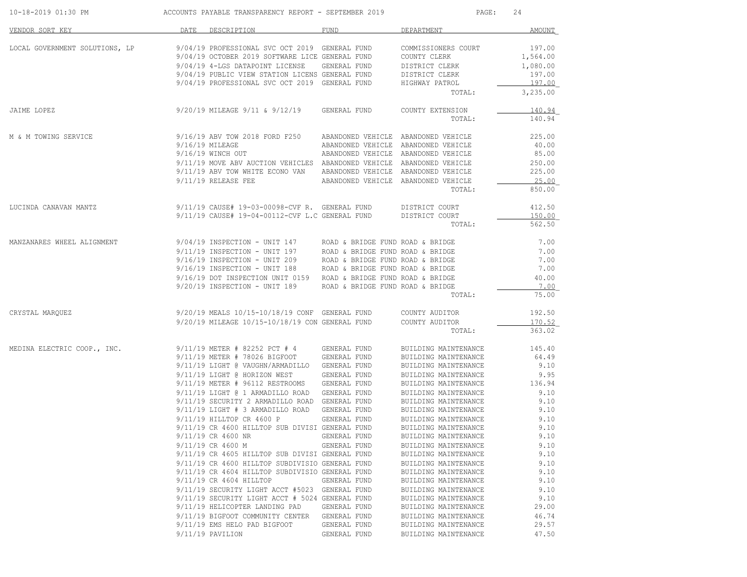| VENDOR SORT KEY | DATE | DESCRIPTION | FUND | DEPARTMENT | AMOUNT |
|---|---|---|---|---|---|
| LOCAL GOVERNMENT SOLUTIONS, LP | 9/04/19 | PROFESSIONAL SVC OCT 2019 | GENERAL FUND | COMMISSIONERS COURT | 197.00 |
| | 9/04/19 | OCTOBER 2019 SOFTWARE LICE | GENERAL FUND | COUNTY CLERK | 1,564.00 |
| | 9/04/19 | 4-LGS DATAPOINT LICENSE | GENERAL FUND | DISTRICT CLERK | 1,080.00 |
| | 9/04/19 | PUBLIC VIEW STATION LICENS | GENERAL FUND | DISTRICT CLERK | 197.00 |
| | 9/04/19 | PROFESSIONAL SVC OCT 2019 | GENERAL FUND | HIGHWAY PATROL | 197.00 |
| | | | | TOTAL: | 3,235.00 |
| JAIME LOPEZ | 9/20/19 | MILEAGE 9/11 & 9/12/19 | GENERAL FUND | COUNTY EXTENSION | 140.94 |
| | | | | TOTAL: | 140.94 |
| M & M TOWING SERVICE | 9/16/19 | ABV TOW 2018 FORD F250 | ABANDONED VEHICLE | ABANDONED VEHICLE | 225.00 |
| | 9/16/19 | MILEAGE | ABANDONED VEHICLE | ABANDONED VEHICLE | 40.00 |
| | 9/16/19 | WINCH OUT | ABANDONED VEHICLE | ABANDONED VEHICLE | 85.00 |
| | 9/11/19 | MOVE ABV AUCTION VEHICLES | ABANDONED VEHICLE | ABANDONED VEHICLE | 250.00 |
| | 9/11/19 | ABV TOW WHITE ECONO VAN | ABANDONED VEHICLE | ABANDONED VEHICLE | 225.00 |
| | 9/11/19 | RELEASE FEE | ABANDONED VEHICLE | ABANDONED VEHICLE | 25.00 |
| | | | | TOTAL: | 850.00 |
| LUCINDA CANAVAN MANTZ | 9/11/19 | CAUSE# 19-03-00098-CVF R. | GENERAL FUND | DISTRICT COURT | 412.50 |
| | 9/11/19 | CAUSE# 19-04-00112-CVF L.C | GENERAL FUND | DISTRICT COURT | 150.00 |
| | | | | TOTAL: | 562.50 |
| MANZANARES WHEEL ALIGNMENT | 9/04/19 | INSPECTION - UNIT 147 | ROAD & BRIDGE FUND | ROAD & BRIDGE | 7.00 |
| | 9/11/19 | INSPECTION - UNIT 197 | ROAD & BRIDGE FUND | ROAD & BRIDGE | 7.00 |
| | 9/16/19 | INSPECTION - UNIT 209 | ROAD & BRIDGE FUND | ROAD & BRIDGE | 7.00 |
| | 9/16/19 | INSPECTION - UNIT 188 | ROAD & BRIDGE FUND | ROAD & BRIDGE | 7.00 |
| | 9/16/19 | DOT INSPECTION UNIT 0159 | ROAD & BRIDGE FUND | ROAD & BRIDGE | 40.00 |
| | 9/20/19 | INSPECTION - UNIT 189 | ROAD & BRIDGE FUND | ROAD & BRIDGE | 7.00 |
| | | | | TOTAL: | 75.00 |
| CRYSTAL MARQUEZ | 9/20/19 | MEALS 10/15-10/18/19 CONF | GENERAL FUND | COUNTY AUDITOR | 192.50 |
| | 9/20/19 | MILEAGE 10/15-10/18/19 CON | GENERAL FUND | COUNTY AUDITOR | 170.52 |
| | | | | TOTAL: | 363.02 |
| MEDINA ELECTRIC COOP., INC. | 9/11/19 | METER # 82252 PCT # 4 | GENERAL FUND | BUILDING MAINTENANCE | 145.40 |
| | 9/11/19 | METER # 78026 BIGFOOT | GENERAL FUND | BUILDING MAINTENANCE | 64.49 |
| | 9/11/19 | LIGHT @ VAUGHN/ARMADILLO | GENERAL FUND | BUILDING MAINTENANCE | 9.10 |
| | 9/11/19 | LIGHT @ HORIZON WEST | GENERAL FUND | BUILDING MAINTENANCE | 9.95 |
| | 9/11/19 | METER # 96112 RESTROOMS | GENERAL FUND | BUILDING MAINTENANCE | 136.94 |
| | 9/11/19 | LIGHT @ 1 ARMADILLO ROAD | GENERAL FUND | BUILDING MAINTENANCE | 9.10 |
| | 9/11/19 | SECURITY 2 ARMADILLO ROAD | GENERAL FUND | BUILDING MAINTENANCE | 9.10 |
| | 9/11/19 | LIGHT # 3 ARMADILLO ROAD | GENERAL FUND | BUILDING MAINTENANCE | 9.10 |
| | 9/11/19 | HILLTOP CR 4600 P | GENERAL FUND | BUILDING MAINTENANCE | 9.10 |
| | 9/11/19 | CR 4600 HILLTOP SUB DIVISI | GENERAL FUND | BUILDING MAINTENANCE | 9.10 |
| | 9/11/19 | CR 4600 NR | GENERAL FUND | BUILDING MAINTENANCE | 9.10 |
| | 9/11/19 | CR 4600 M | GENERAL FUND | BUILDING MAINTENANCE | 9.10 |
| | 9/11/19 | CR 4605 HILLTOP SUB DIVISI | GENERAL FUND | BUILDING MAINTENANCE | 9.10 |
| | 9/11/19 | CR 4600 HILLTOP SUBDIVISIO | GENERAL FUND | BUILDING MAINTENANCE | 9.10 |
| | 9/11/19 | CR 4604 HILLTOP SUBDIVISIO | GENERAL FUND | BUILDING MAINTENANCE | 9.10 |
| | 9/11/19 | CR 4604 HILLTOP | GENERAL FUND | BUILDING MAINTENANCE | 9.10 |
| | 9/11/19 | SECURITY LIGHT ACCT #5023 | GENERAL FUND | BUILDING MAINTENANCE | 9.10 |
| | 9/11/19 | SECURITY LIGHT ACCT # 5024 | GENERAL FUND | BUILDING MAINTENANCE | 9.10 |
| | 9/11/19 | HELICOPTER LANDING PAD | GENERAL FUND | BUILDING MAINTENANCE | 29.00 |
| | 9/11/19 | BIGFOOT COMMUNITY CENTER | GENERAL FUND | BUILDING MAINTENANCE | 46.74 |
| | 9/11/19 | EMS HELO PAD BIGFOOT | GENERAL FUND | BUILDING MAINTENANCE | 29.57 |
| | 9/11/19 | PAVILION | GENERAL FUND | BUILDING MAINTENANCE | 47.50 |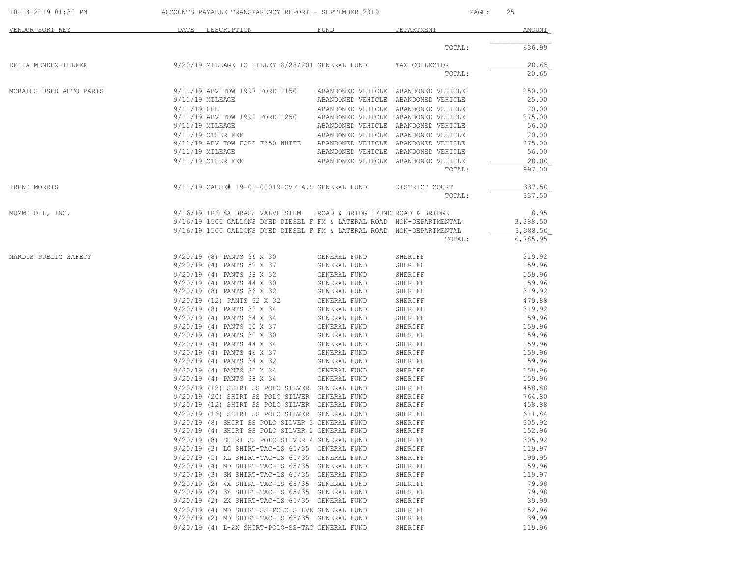ACCOUNTS PAYABLE TRANSPARENCY REPORT - SEPTEMBER 2019

| VENDOR SORT KEY | DATE | DESCRIPTION | FUND | DEPARTMENT | AMOUNT |
|---|---|---|---|---|---|
| | | | | TOTAL: | 636.99 |
| DELIA MENDEZ-TELFER | 9/20/19 | MILEAGE TO DILLEY 8/28/201 | GENERAL FUND | TAX COLLECTOR | 20.65 |
| | | | | TOTAL: | 20.65 |
| MORALES USED AUTO PARTS | 9/11/19 | ABV TOW 1997 FORD F150 | ABANDONED VEHICLE | ABANDONED VEHICLE | 250.00 |
| | 9/11/19 | MILEAGE | ABANDONED VEHICLE | ABANDONED VEHICLE | 25.00 |
| | 9/11/19 | FEE | ABANDONED VEHICLE | ABANDONED VEHICLE | 20.00 |
| | 9/11/19 | ABV TOW 1999 FORD F250 | ABANDONED VEHICLE | ABANDONED VEHICLE | 275.00 |
| | 9/11/19 | MILEAGE | ABANDONED VEHICLE | ABANDONED VEHICLE | 56.00 |
| | 9/11/19 | OTHER FEE | ABANDONED VEHICLE | ABANDONED VEHICLE | 20.00 |
| | 9/11/19 | ABV TOW FORD F350 WHITE | ABANDONED VEHICLE | ABANDONED VEHICLE | 275.00 |
| | 9/11/19 | MILEAGE | ABANDONED VEHICLE | ABANDONED VEHICLE | 56.00 |
| | 9/11/19 | OTHER FEE | ABANDONED VEHICLE | ABANDONED VEHICLE | 20.00 |
| | | | | TOTAL: | 997.00 |
| IRENE MORRIS | 9/11/19 | CAUSE# 19-01-00019-CVF A.S | GENERAL FUND | DISTRICT COURT | 337.50 |
| | | | | TOTAL: | 337.50 |
| MUMME OIL, INC. | 9/16/19 | TR618A BRASS VALVE STEM | ROAD & BRIDGE FUND | ROAD & BRIDGE | 8.95 |
| | 9/16/19 | 1500 GALLONS DYED DIESEL F | FM & LATERAL ROAD | NON-DEPARTMENTAL | 3,388.50 |
| | 9/16/19 | 1500 GALLONS DYED DIESEL F | FM & LATERAL ROAD | NON-DEPARTMENTAL | 3,388.50 |
| | | | | TOTAL: | 6,785.95 |
| NARDIS PUBLIC SAFETY | 9/20/19 | (8) PANTS 36 X 30 | GENERAL FUND | SHERIFF | 319.92 |
| | 9/20/19 | (4) PANTS 52 X 37 | GENERAL FUND | SHERIFF | 159.96 |
| | 9/20/19 | (4) PANTS 38 X 32 | GENERAL FUND | SHERIFF | 159.96 |
| | 9/20/19 | (4) PANTS 44 X 30 | GENERAL FUND | SHERIFF | 159.96 |
| | 9/20/19 | (8) PANTS 36 X 32 | GENERAL FUND | SHERIFF | 319.92 |
| | 9/20/19 | (12) PANTS 32 X 32 | GENERAL FUND | SHERIFF | 479.88 |
| | 9/20/19 | (8) PANTS 32 X 34 | GENERAL FUND | SHERIFF | 319.92 |
| | 9/20/19 | (4) PANTS 34 X 34 | GENERAL FUND | SHERIFF | 159.96 |
| | 9/20/19 | (4) PANTS 50 X 37 | GENERAL FUND | SHERIFF | 159.96 |
| | 9/20/19 | (4) PANTS 30 X 30 | GENERAL FUND | SHERIFF | 159.96 |
| | 9/20/19 | (4) PANTS 44 X 34 | GENERAL FUND | SHERIFF | 159.96 |
| | 9/20/19 | (4) PANTS 46 X 37 | GENERAL FUND | SHERIFF | 159.96 |
| | 9/20/19 | (4) PANTS 34 X 32 | GENERAL FUND | SHERIFF | 159.96 |
| | 9/20/19 | (4) PANTS 30 X 34 | GENERAL FUND | SHERIFF | 159.96 |
| | 9/20/19 | (4) PANTS 38 X 34 | GENERAL FUND | SHERIFF | 159.96 |
| | 9/20/19 | (12) SHIRT SS POLO SILVER | GENERAL FUND | SHERIFF | 458.88 |
| | 9/20/19 | (20) SHIRT SS POLO SILVER | GENERAL FUND | SHERIFF | 764.80 |
| | 9/20/19 | (12) SHIRT SS POLO SILVER | GENERAL FUND | SHERIFF | 458.88 |
| | 9/20/19 | (16) SHIRT SS POLO SILVER | GENERAL FUND | SHERIFF | 611.84 |
| | 9/20/19 | (8) SHIRT SS POLO SILVER 3 | GENERAL FUND | SHERIFF | 305.92 |
| | 9/20/19 | (4) SHIRT SS POLO SILVER 2 | GENERAL FUND | SHERIFF | 152.96 |
| | 9/20/19 | (8) SHIRT SS POLO SILVER 4 | GENERAL FUND | SHERIFF | 305.92 |
| | 9/20/19 | (3) LG SHIRT-TAC-LS 65/35 | GENERAL FUND | SHERIFF | 119.97 |
| | 9/20/19 | (5) XL SHIRT-TAC-LS 65/35 | GENERAL FUND | SHERIFF | 199.95 |
| | 9/20/19 | (4) MD SHIRT-TAC-LS 65/35 | GENERAL FUND | SHERIFF | 159.96 |
| | 9/20/19 | (3) SM SHIRT-TAC-LS 65/35 | GENERAL FUND | SHERIFF | 119.97 |
| | 9/20/19 | (2) 4X SHIRT-TAC-LS 65/35 | GENERAL FUND | SHERIFF | 79.98 |
| | 9/20/19 | (2) 3X SHIRT-TAC-LS 65/35 | GENERAL FUND | SHERIFF | 79.98 |
| | 9/20/19 | (2) 2X SHIRT-TAC-LS 65/35 | GENERAL FUND | SHERIFF | 39.99 |
| | 9/20/19 | (4) MD SHIRT-SS-POLO SILVE | GENERAL FUND | SHERIFF | 152.96 |
| | 9/20/19 | (2) MD SHIRT-TAC-LS 65/35 | GENERAL FUND | SHERIFF | 39.99 |
| | 9/20/19 | (4) L-2X SHIRT-POLO-SS-TAC | GENERAL FUND | SHERIFF | 119.96 |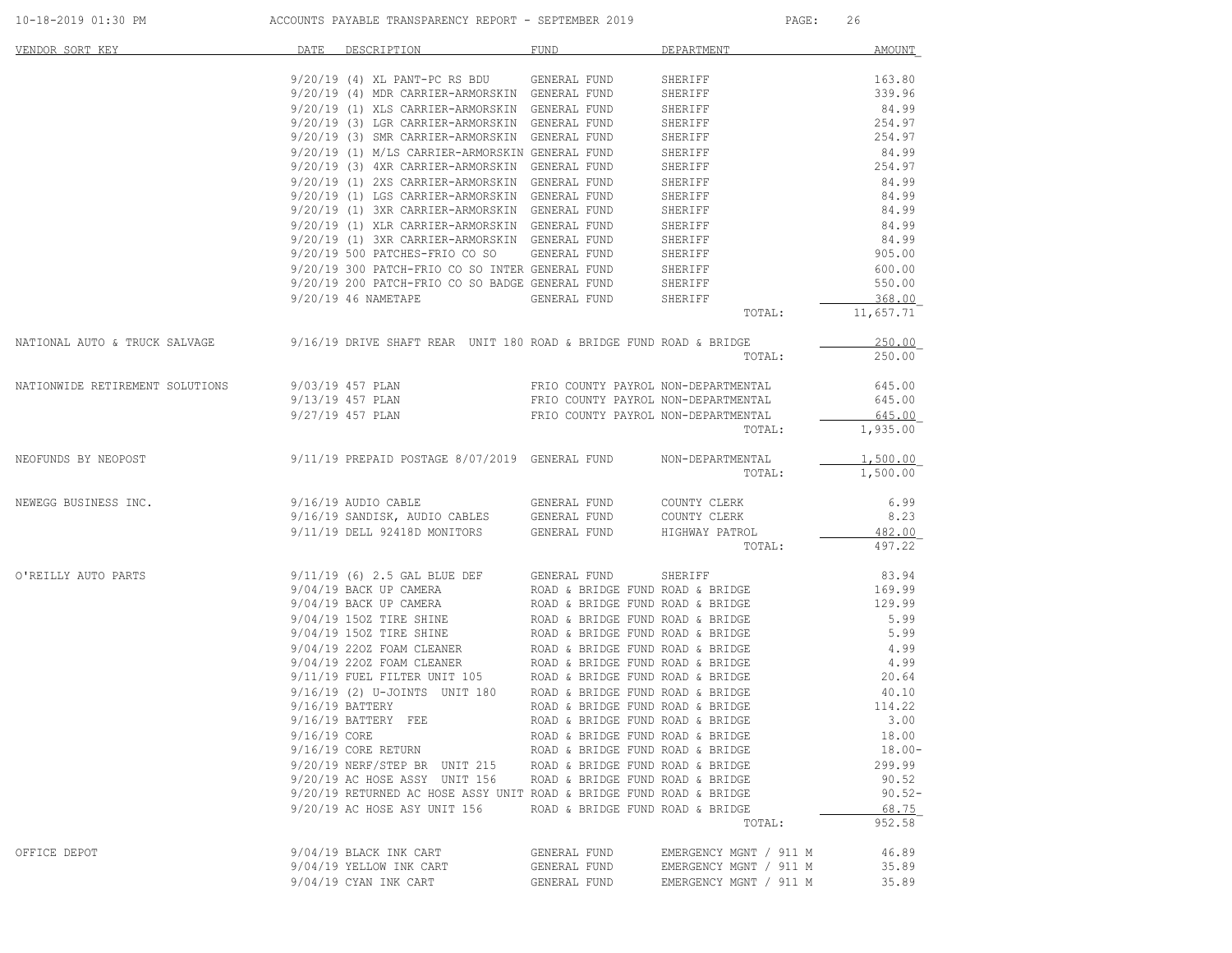| VENDOR SORT KEY | DATE | DESCRIPTION | FUND | DEPARTMENT | AMOUNT |
|---|---|---|---|---|---|
| | 9/20/19 | (4) XL PANT-PC RS BDU | GENERAL FUND | SHERIFF | 163.80 |
| | 9/20/19 | (4) MDR CARRIER-ARMORSKIN | GENERAL FUND | SHERIFF | 339.96 |
| | 9/20/19 | (1) XLS CARRIER-ARMORSKIN | GENERAL FUND | SHERIFF | 84.99 |
| | 9/20/19 | (3) LGR CARRIER-ARMORSKIN | GENERAL FUND | SHERIFF | 254.97 |
| | 9/20/19 | (3) SMR CARRIER-ARMORSKIN | GENERAL FUND | SHERIFF | 254.97 |
| | 9/20/19 | (1) M/LS CARRIER-ARMORSKIN | GENERAL FUND | SHERIFF | 84.99 |
| | 9/20/19 | (3) 4XR CARRIER-ARMORSKIN | GENERAL FUND | SHERIFF | 254.97 |
| | 9/20/19 | (1) 2XS CARRIER-ARMORSKIN | GENERAL FUND | SHERIFF | 84.99 |
| | 9/20/19 | (1) LGS CARRIER-ARMORSKIN | GENERAL FUND | SHERIFF | 84.99 |
| | 9/20/19 | (1) 3XR CARRIER-ARMORSKIN | GENERAL FUND | SHERIFF | 84.99 |
| | 9/20/19 | (1) XLR CARRIER-ARMORSKIN | GENERAL FUND | SHERIFF | 84.99 |
| | 9/20/19 | (1) 3XR CARRIER-ARMORSKIN | GENERAL FUND | SHERIFF | 84.99 |
| | 9/20/19 | 500 PATCHES-FRIO CO SO | GENERAL FUND | SHERIFF | 905.00 |
| | 9/20/19 | 300 PATCH-FRIO CO SO INTER | GENERAL FUND | SHERIFF | 600.00 |
| | 9/20/19 | 200 PATCH-FRIO CO SO BADGE | GENERAL FUND | SHERIFF | 550.00 |
| | 9/20/19 | 46 NAMETAPE | GENERAL FUND | SHERIFF | 368.00 |
| | | | | TOTAL: | 11,657.71 |
| NATIONAL AUTO & TRUCK SALVAGE | 9/16/19 | DRIVE SHAFT REAR UNIT 180 | ROAD & BRIDGE FUND | ROAD & BRIDGE | 250.00 |
| | | | | TOTAL: | 250.00 |
| NATIONWIDE RETIREMENT SOLUTIONS | 9/03/19 | 457 PLAN | FRIO COUNTY PAYROL | NON-DEPARTMENTAL | 645.00 |
| | 9/13/19 | 457 PLAN | FRIO COUNTY PAYROL | NON-DEPARTMENTAL | 645.00 |
| | 9/27/19 | 457 PLAN | FRIO COUNTY PAYROL | NON-DEPARTMENTAL | 645.00 |
| | | | | TOTAL: | 1,935.00 |
| NEOFUNDS BY NEOPOST | 9/11/19 | PREPAID POSTAGE 8/07/2019 | GENERAL FUND | NON-DEPARTMENTAL | 1,500.00 |
| | | | | TOTAL: | 1,500.00 |
| NEWEGG BUSINESS INC. | 9/16/19 | AUDIO CABLE | GENERAL FUND | COUNTY CLERK | 6.99 |
| | 9/16/19 | SANDISK, AUDIO CABLES | GENERAL FUND | COUNTY CLERK | 8.23 |
| | 9/11/19 | DELL 92418D MONITORS | GENERAL FUND | HIGHWAY PATROL | 482.00 |
| | | | | TOTAL: | 497.22 |
| O'REILLY AUTO PARTS | 9/11/19 | (6) 2.5 GAL BLUE DEF | GENERAL FUND | SHERIFF | 83.94 |
| | 9/04/19 | BACK UP CAMERA | ROAD & BRIDGE FUND | ROAD & BRIDGE | 169.99 |
| | 9/04/19 | BACK UP CAMERA | ROAD & BRIDGE FUND | ROAD & BRIDGE | 129.99 |
| | 9/04/19 | 15OZ TIRE SHINE | ROAD & BRIDGE FUND | ROAD & BRIDGE | 5.99 |
| | 9/04/19 | 15OZ TIRE SHINE | ROAD & BRIDGE FUND | ROAD & BRIDGE | 5.99 |
| | 9/04/19 | 22OZ FOAM CLEANER | ROAD & BRIDGE FUND | ROAD & BRIDGE | 4.99 |
| | 9/04/19 | 22OZ FOAM CLEANER | ROAD & BRIDGE FUND | ROAD & BRIDGE | 4.99 |
| | 9/11/19 | FUEL FILTER UNIT 105 | ROAD & BRIDGE FUND | ROAD & BRIDGE | 20.64 |
| | 9/16/19 | (2) U-JOINTS UNIT 180 | ROAD & BRIDGE FUND | ROAD & BRIDGE | 40.10 |
| | 9/16/19 | BATTERY | ROAD & BRIDGE FUND | ROAD & BRIDGE | 114.22 |
| | 9/16/19 | BATTERY FEE | ROAD & BRIDGE FUND | ROAD & BRIDGE | 3.00 |
| | 9/16/19 | CORE | ROAD & BRIDGE FUND | ROAD & BRIDGE | 18.00 |
| | 9/16/19 | CORE RETURN | ROAD & BRIDGE FUND | ROAD & BRIDGE | 18.00- |
| | 9/20/19 | NERF/STEP BR UNIT 215 | ROAD & BRIDGE FUND | ROAD & BRIDGE | 299.99 |
| | 9/20/19 | AC HOSE ASSY UNIT 156 | ROAD & BRIDGE FUND | ROAD & BRIDGE | 90.52 |
| | 9/20/19 | RETURNED AC HOSE ASSY UNIT | ROAD & BRIDGE FUND | ROAD & BRIDGE | 90.52- |
| | 9/20/19 | AC HOSE ASY UNIT 156 | ROAD & BRIDGE FUND | ROAD & BRIDGE | 68.75 |
| | | | | TOTAL: | 952.58 |
| OFFICE DEPOT | 9/04/19 | BLACK INK CART | GENERAL FUND | EMERGENCY MGNT / 911 M | 46.89 |
| | 9/04/19 | YELLOW INK CART | GENERAL FUND | EMERGENCY MGNT / 911 M | 35.89 |
| | 9/04/19 | CYAN INK CART | GENERAL FUND | EMERGENCY MGNT / 911 M | 35.89 |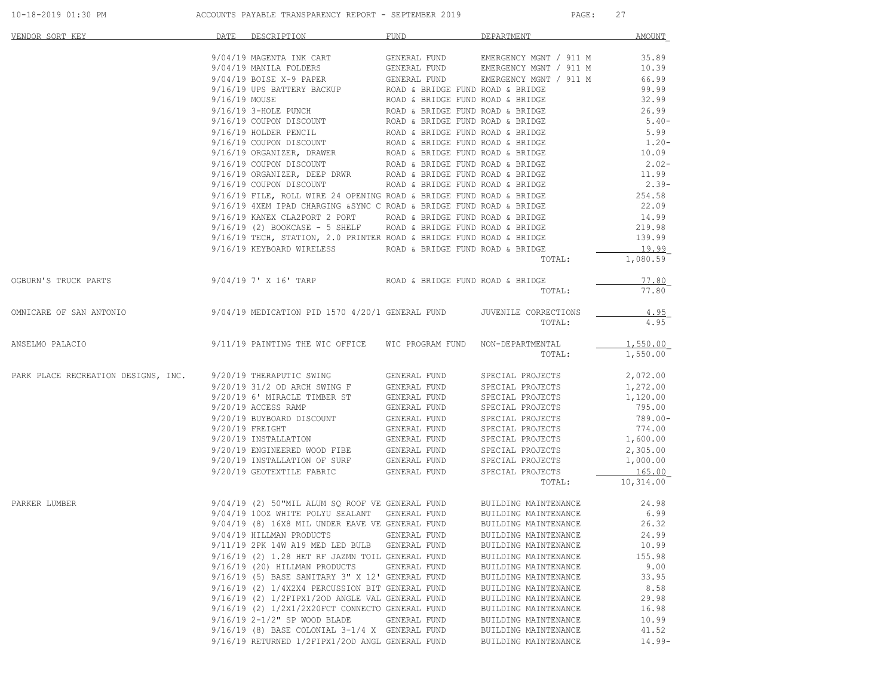ACCOUNTS PAYABLE TRANSPARENCY REPORT - SEPTEMBER 2019

| VENDOR SORT KEY | DATE | DESCRIPTION | FUND | DEPARTMENT | AMOUNT |
|---|---|---|---|---|---|
| | 9/04/19 | MAGENTA INK CART | GENERAL FUND | EMERGENCY MGNT / 911 M | 35.89 |
| | 9/04/19 | MANILA FOLDERS | GENERAL FUND | EMERGENCY MGNT / 911 M | 10.39 |
| | 9/04/19 | BOISE X-9 PAPER | GENERAL FUND | EMERGENCY MGNT / 911 M | 66.99 |
| | 9/16/19 | UPS BATTERY BACKUP | ROAD & BRIDGE FUND | ROAD & BRIDGE | 99.99 |
| | 9/16/19 | MOUSE | ROAD & BRIDGE FUND | ROAD & BRIDGE | 32.99 |
| | 9/16/19 | 3-HOLE PUNCH | ROAD & BRIDGE FUND | ROAD & BRIDGE | 26.99 |
| | 9/16/19 | COUPON DISCOUNT | ROAD & BRIDGE FUND | ROAD & BRIDGE | 5.40- |
| | 9/16/19 | HOLDER PENCIL | ROAD & BRIDGE FUND | ROAD & BRIDGE | 5.99 |
| | 9/16/19 | COUPON DISCOUNT | ROAD & BRIDGE FUND | ROAD & BRIDGE | 1.20- |
| | 9/16/19 | ORGANIZER, DRAWER | ROAD & BRIDGE FUND | ROAD & BRIDGE | 10.09 |
| | 9/16/19 | COUPON DISCOUNT | ROAD & BRIDGE FUND | ROAD & BRIDGE | 2.02- |
| | 9/16/19 | ORGANIZER, DEEP DRWR | ROAD & BRIDGE FUND | ROAD & BRIDGE | 11.99 |
| | 9/16/19 | COUPON DISCOUNT | ROAD & BRIDGE FUND | ROAD & BRIDGE | 2.39- |
| | 9/16/19 | FILE, ROLL WIRE 24 OPENING | ROAD & BRIDGE FUND | ROAD & BRIDGE | 254.58 |
| | 9/16/19 | 4XEM IPAD CHARGING &SYNC C | ROAD & BRIDGE FUND | ROAD & BRIDGE | 22.09 |
| | 9/16/19 | KANEX CLA2PORT 2 PORT | ROAD & BRIDGE FUND | ROAD & BRIDGE | 14.99 |
| | 9/16/19 | (2) BOOKCASE - 5 SHELF | ROAD & BRIDGE FUND | ROAD & BRIDGE | 219.98 |
| | 9/16/19 | TECH, STATION, 2.0 PRINTER | ROAD & BRIDGE FUND | ROAD & BRIDGE | 139.99 |
| | 9/16/19 | KEYBOARD WIRELESS | ROAD & BRIDGE FUND | ROAD & BRIDGE | 19.99 |
| | | | | TOTAL: | 1,080.59 |
| OGBURN'S TRUCK PARTS | 9/04/19 | 7' X 16' TARP | ROAD & BRIDGE FUND | ROAD & BRIDGE | 77.80 |
| | | | | TOTAL: | 77.80 |
| OMNICARE OF SAN ANTONIO | 9/04/19 | MEDICATION PID 1570 4/20/1 | GENERAL FUND | JUVENILE CORRECTIONS | 4.95 |
| | | | | TOTAL: | 4.95 |
| ANSELMO PALACIO | 9/11/19 | PAINTING THE WIC OFFICE | WIC PROGRAM FUND | NON-DEPARTMENTAL | 1,550.00 |
| | | | | TOTAL: | 1,550.00 |
| PARK PLACE RECREATION DESIGNS, INC. | 9/20/19 | THERAPUTIC SWING | GENERAL FUND | SPECIAL PROJECTS | 2,072.00 |
| | 9/20/19 | 31/2 OD ARCH SWING F | GENERAL FUND | SPECIAL PROJECTS | 1,272.00 |
| | 9/20/19 | 6' MIRACLE TIMBER ST | GENERAL FUND | SPECIAL PROJECTS | 1,120.00 |
| | 9/20/19 | ACCESS RAMP | GENERAL FUND | SPECIAL PROJECTS | 795.00 |
| | 9/20/19 | BUYBOARD DISCOUNT | GENERAL FUND | SPECIAL PROJECTS | 789.00- |
| | 9/20/19 | FREIGHT | GENERAL FUND | SPECIAL PROJECTS | 774.00 |
| | 9/20/19 | INSTALLATION | GENERAL FUND | SPECIAL PROJECTS | 1,600.00 |
| | 9/20/19 | ENGINEERED WOOD FIBE | GENERAL FUND | SPECIAL PROJECTS | 2,305.00 |
| | 9/20/19 | INSTALLATION OF SURF | GENERAL FUND | SPECIAL PROJECTS | 1,000.00 |
| | 9/20/19 | GEOTEXTILE FABRIC | GENERAL FUND | SPECIAL PROJECTS | 165.00 |
| | | | | TOTAL: | 10,314.00 |
| PARKER LUMBER | 9/04/19 | (2) 50"MIL ALUM SQ ROOF VE | GENERAL FUND | BUILDING MAINTENANCE | 24.98 |
| | 9/04/19 | 10OZ WHITE POLYU SEALANT | GENERAL FUND | BUILDING MAINTENANCE | 6.99 |
| | 9/04/19 | (8) 16X8 MIL UNDER EAVE VE | GENERAL FUND | BUILDING MAINTENANCE | 26.32 |
| | 9/04/19 | HILLMAN PRODUCTS | GENERAL FUND | BUILDING MAINTENANCE | 24.99 |
| | 9/11/19 | 2PK 14W A19 MED LED BULB | GENERAL FUND | BUILDING MAINTENANCE | 10.99 |
| | 9/16/19 | (2) 1.28 HET RF JAZMN TOIL | GENERAL FUND | BUILDING MAINTENANCE | 155.98 |
| | 9/16/19 | (20) HILLMAN PRODUCTS | GENERAL FUND | BUILDING MAINTENANCE | 9.00 |
| | 9/16/19 | (5) BASE SANITARY 3" X 12' | GENERAL FUND | BUILDING MAINTENANCE | 33.95 |
| | 9/16/19 | (2) 1/4X2X4 PERCUSSION BIT | GENERAL FUND | BUILDING MAINTENANCE | 8.58 |
| | 9/16/19 | (2) 1/2FIPX1/2OD ANGLE VAL | GENERAL FUND | BUILDING MAINTENANCE | 29.98 |
| | 9/16/19 | (2) 1/2X1/2X20FCT CONNECTO | GENERAL FUND | BUILDING MAINTENANCE | 16.98 |
| | 9/16/19 | 2-1/2" SP WOOD BLADE | GENERAL FUND | BUILDING MAINTENANCE | 10.99 |
| | 9/16/19 | (8) BASE COLONIAL 3-1/4 X | GENERAL FUND | BUILDING MAINTENANCE | 41.52 |
| | 9/16/19 | RETURNED 1/2FIPX1/2OD ANGL | GENERAL FUND | BUILDING MAINTENANCE | 14.99- |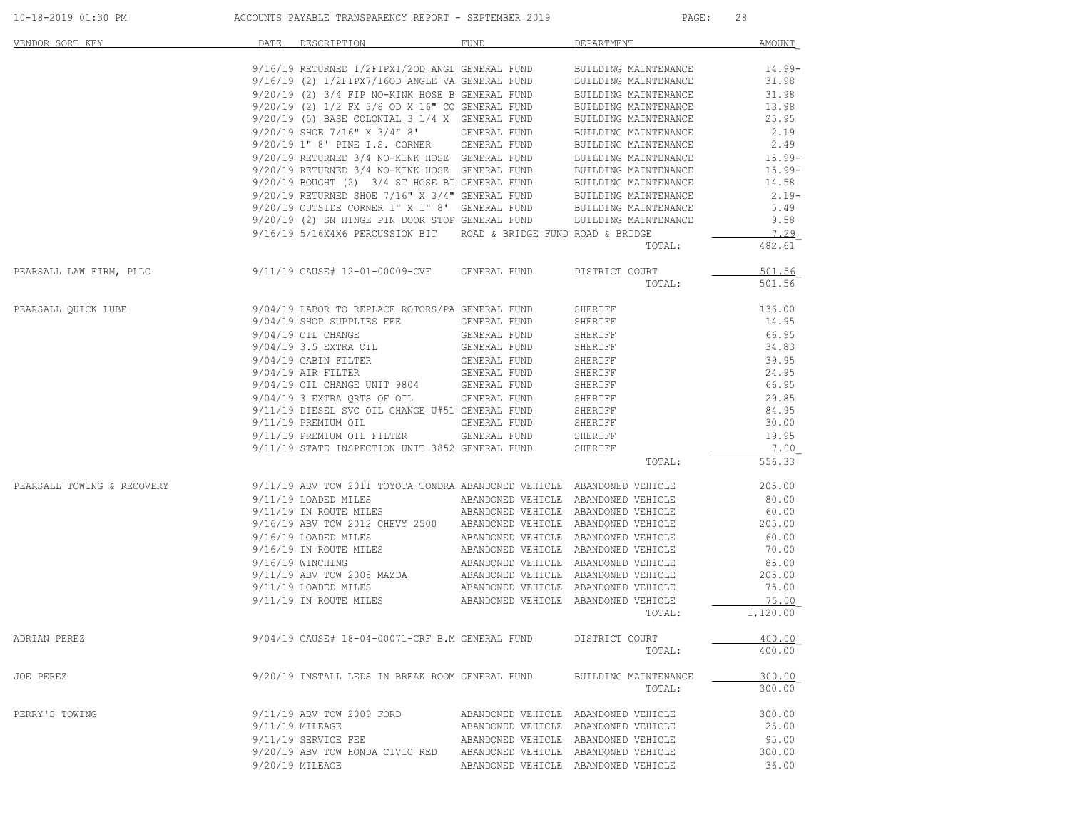| VENDOR SORT KEY | DATE | DESCRIPTION | FUND | DEPARTMENT | AMOUNT |
|---|---|---|---|---|---|
| | 9/16/19 | RETURNED 1/2FIPX1/2OD ANGL | GENERAL FUND | BUILDING MAINTENANCE | 14.99- |
| | 9/16/19 | (2) 1/2FIPX7/16OD ANGLE VA | GENERAL FUND | BUILDING MAINTENANCE | 31.98 |
| | 9/20/19 | (2) 3/4 FIP NO-KINK HOSE B | GENERAL FUND | BUILDING MAINTENANCE | 31.98 |
| | 9/20/19 | (2) 1/2 FX 3/8 OD X 16" CO | GENERAL FUND | BUILDING MAINTENANCE | 13.98 |
| | 9/20/19 | (5) BASE COLONIAL 3 1/4 X | GENERAL FUND | BUILDING MAINTENANCE | 25.95 |
| | 9/20/19 | SHOE 7/16" X 3/4" 8' | GENERAL FUND | BUILDING MAINTENANCE | 2.19 |
| | 9/20/19 | 1" 8' PINE I.S. CORNER | GENERAL FUND | BUILDING MAINTENANCE | 2.49 |
| | 9/20/19 | RETURNED 3/4 NO-KINK HOSE | GENERAL FUND | BUILDING MAINTENANCE | 15.99- |
| | 9/20/19 | RETURNED 3/4 NO-KINK HOSE | GENERAL FUND | BUILDING MAINTENANCE | 15.99- |
| | 9/20/19 | BOUGHT (2) 3/4 ST HOSE BI | GENERAL FUND | BUILDING MAINTENANCE | 14.58 |
| | 9/20/19 | RETURNED SHOE 7/16" X 3/4" | GENERAL FUND | BUILDING MAINTENANCE | 2.19- |
| | 9/20/19 | OUTSIDE CORNER 1" X 1" 8' | GENERAL FUND | BUILDING MAINTENANCE | 5.49 |
| | 9/20/19 | (2) SN HINGE PIN DOOR STOP | GENERAL FUND | BUILDING MAINTENANCE | 9.58 |
| | 9/16/19 | 5/16X4X6 PERCUSSION BIT | ROAD & BRIDGE FUND | ROAD & BRIDGE | 7.29 |
| | | | | TOTAL: | 482.61 |
| PEARSALL LAW FIRM, PLLC | 9/11/19 | CAUSE# 12-01-00009-CVF | GENERAL FUND | DISTRICT COURT | 501.56 |
| | | | | TOTAL: | 501.56 |
| PEARSALL QUICK LUBE | 9/04/19 | LABOR TO REPLACE ROTORS/PA | GENERAL FUND | SHERIFF | 136.00 |
| | 9/04/19 | SHOP SUPPLIES FEE | GENERAL FUND | SHERIFF | 14.95 |
| | 9/04/19 | OIL CHANGE | GENERAL FUND | SHERIFF | 66.95 |
| | 9/04/19 | 3.5 EXTRA OIL | GENERAL FUND | SHERIFF | 34.83 |
| | 9/04/19 | CABIN FILTER | GENERAL FUND | SHERIFF | 39.95 |
| | 9/04/19 | AIR FILTER | GENERAL FUND | SHERIFF | 24.95 |
| | 9/04/19 | OIL CHANGE UNIT 9804 | GENERAL FUND | SHERIFF | 66.95 |
| | 9/04/19 | 3 EXTRA QRTS OF OIL | GENERAL FUND | SHERIFF | 29.85 |
| | 9/11/19 | DIESEL SVC OIL CHANGE U#51 | GENERAL FUND | SHERIFF | 84.95 |
| | 9/11/19 | PREMIUM OIL | GENERAL FUND | SHERIFF | 30.00 |
| | 9/11/19 | PREMIUM OIL FILTER | GENERAL FUND | SHERIFF | 19.95 |
| | 9/11/19 | STATE INSPECTION UNIT 3852 | GENERAL FUND | SHERIFF | 7.00 |
| | | | | TOTAL: | 556.33 |
| PEARSALL TOWING & RECOVERY | 9/11/19 | ABV TOW 2011 TOYOTA TONDRA | ABANDONED VEHICLE | ABANDONED VEHICLE | 205.00 |
| | 9/11/19 | LOADED MILES | ABANDONED VEHICLE | ABANDONED VEHICLE | 80.00 |
| | 9/11/19 | IN ROUTE MILES | ABANDONED VEHICLE | ABANDONED VEHICLE | 60.00 |
| | 9/16/19 | ABV TOW 2012 CHEVY 2500 | ABANDONED VEHICLE | ABANDONED VEHICLE | 205.00 |
| | 9/16/19 | LOADED MILES | ABANDONED VEHICLE | ABANDONED VEHICLE | 60.00 |
| | 9/16/19 | IN ROUTE MILES | ABANDONED VEHICLE | ABANDONED VEHICLE | 70.00 |
| | 9/16/19 | WINCHING | ABANDONED VEHICLE | ABANDONED VEHICLE | 85.00 |
| | 9/11/19 | ABV TOW 2005 MAZDA | ABANDONED VEHICLE | ABANDONED VEHICLE | 205.00 |
| | 9/11/19 | LOADED MILES | ABANDONED VEHICLE | ABANDONED VEHICLE | 75.00 |
| | 9/11/19 | IN ROUTE MILES | ABANDONED VEHICLE | ABANDONED VEHICLE | 75.00 |
| | | | | TOTAL: | 1,120.00 |
| ADRIAN PEREZ | 9/04/19 | CAUSE# 18-04-00071-CRF B.M | GENERAL FUND | DISTRICT COURT | 400.00 |
| | | | | TOTAL: | 400.00 |
| JOE PEREZ | 9/20/19 | INSTALL LEDS IN BREAK ROOM | GENERAL FUND | BUILDING MAINTENANCE | 300.00 |
| | | | | TOTAL: | 300.00 |
| PERRY'S TOWING | 9/11/19 | ABV TOW 2009 FORD | ABANDONED VEHICLE | ABANDONED VEHICLE | 300.00 |
| | 9/11/19 | MILEAGE | ABANDONED VEHICLE | ABANDONED VEHICLE | 25.00 |
| | 9/11/19 | SERVICE FEE | ABANDONED VEHICLE | ABANDONED VEHICLE | 95.00 |
| | 9/20/19 | ABV TOW HONDA CIVIC RED | ABANDONED VEHICLE | ABANDONED VEHICLE | 300.00 |
| | 9/20/19 | MILEAGE | ABANDONED VEHICLE | ABANDONED VEHICLE | 36.00 |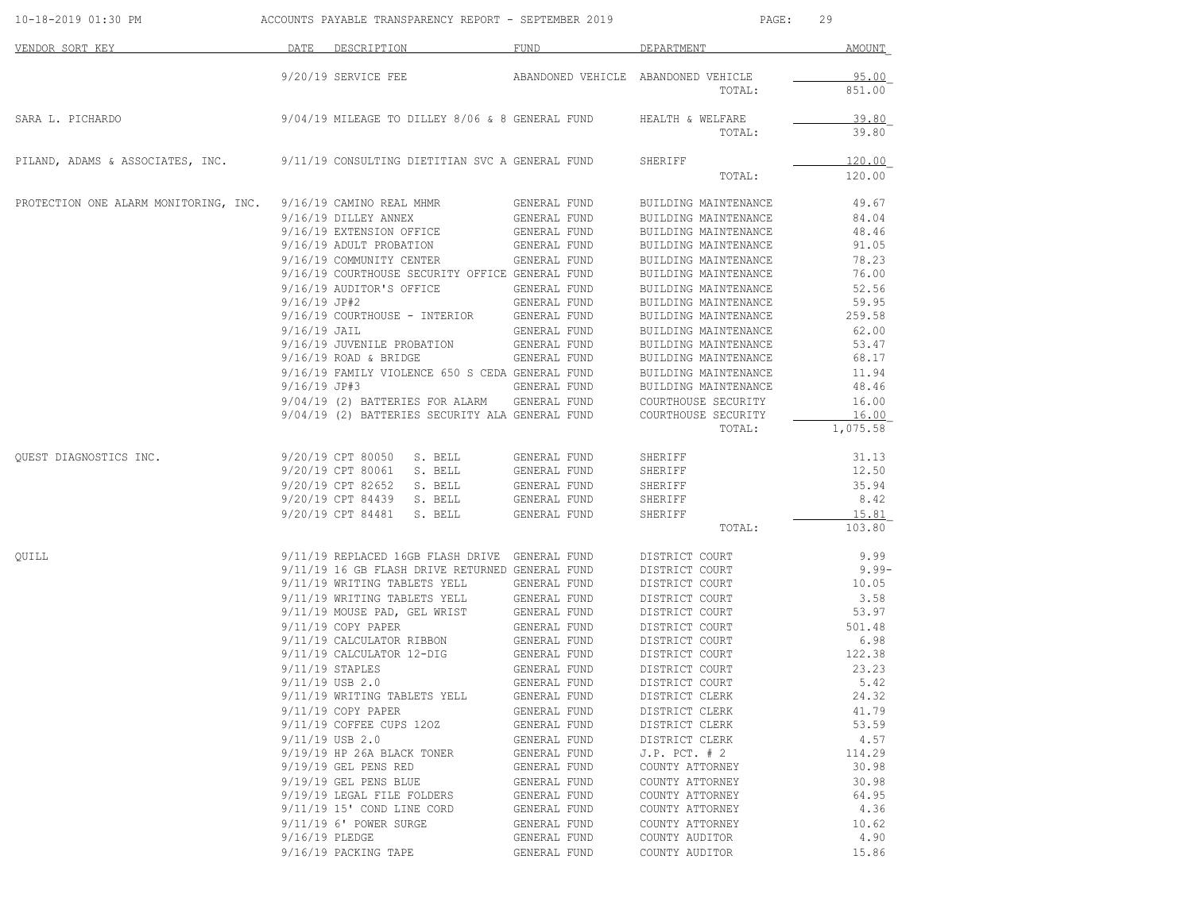| VENDOR SORT KEY | DATE | DESCRIPTION | FUND | DEPARTMENT | AMOUNT |
|---|---|---|---|---|---|
| | 9/20/19 | SERVICE FEE | ABANDONED VEHICLE | ABANDONED VEHICLE | 95.00 |
| | | | | TOTAL: | 851.00 |
| SARA L. PICHARDO | 9/04/19 | MILEAGE TO DILLEY 8/06 & 8 | GENERAL FUND | HEALTH & WELFARE | 39.80 |
| | | | | TOTAL: | 39.80 |
| PILAND, ADAMS & ASSOCIATES, INC. | 9/11/19 | CONSULTING DIETITIAN SVC A | GENERAL FUND | SHERIFF | 120.00 |
| | | | | TOTAL: | 120.00 |
| PROTECTION ONE ALARM MONITORING, INC. | 9/16/19 | CAMINO REAL MHMR | GENERAL FUND | BUILDING MAINTENANCE | 49.67 |
| | 9/16/19 | DILLEY ANNEX | GENERAL FUND | BUILDING MAINTENANCE | 84.04 |
| | 9/16/19 | EXTENSION OFFICE | GENERAL FUND | BUILDING MAINTENANCE | 48.46 |
| | 9/16/19 | ADULT PROBATION | GENERAL FUND | BUILDING MAINTENANCE | 91.05 |
| | 9/16/19 | COMMUNITY CENTER | GENERAL FUND | BUILDING MAINTENANCE | 78.23 |
| | 9/16/19 | COURTHOUSE SECURITY OFFICE | GENERAL FUND | BUILDING MAINTENANCE | 76.00 |
| | 9/16/19 | AUDITOR'S OFFICE | GENERAL FUND | BUILDING MAINTENANCE | 52.56 |
| | 9/16/19 | JP#2 | GENERAL FUND | BUILDING MAINTENANCE | 59.95 |
| | 9/16/19 | COURTHOUSE - INTERIOR | GENERAL FUND | BUILDING MAINTENANCE | 259.58 |
| | 9/16/19 | JAIL | GENERAL FUND | BUILDING MAINTENANCE | 62.00 |
| | 9/16/19 | JUVENILE PROBATION | GENERAL FUND | BUILDING MAINTENANCE | 53.47 |
| | 9/16/19 | ROAD & BRIDGE | GENERAL FUND | BUILDING MAINTENANCE | 68.17 |
| | 9/16/19 | FAMILY VIOLENCE 650 S CEDA | GENERAL FUND | BUILDING MAINTENANCE | 11.94 |
| | 9/16/19 | JP#3 | GENERAL FUND | BUILDING MAINTENANCE | 48.46 |
| | 9/04/19 | (2) BATTERIES FOR ALARM | GENERAL FUND | COURTHOUSE SECURITY | 16.00 |
| | 9/04/19 | (2) BATTERIES SECURITY ALA | GENERAL FUND | COURTHOUSE SECURITY | 16.00 |
| | | | | TOTAL: | 1,075.58 |
| QUEST DIAGNOSTICS INC. | 9/20/19 | CPT 80050 S. BELL | GENERAL FUND | SHERIFF | 31.13 |
| | 9/20/19 | CPT 80061 S. BELL | GENERAL FUND | SHERIFF | 12.50 |
| | 9/20/19 | CPT 82652 S. BELL | GENERAL FUND | SHERIFF | 35.94 |
| | 9/20/19 | CPT 84439 S. BELL | GENERAL FUND | SHERIFF | 8.42 |
| | 9/20/19 | CPT 84481 S. BELL | GENERAL FUND | SHERIFF | 15.81 |
| | | | | TOTAL: | 103.80 |
| QUILL | 9/11/19 | REPLACED 16GB FLASH DRIVE | GENERAL FUND | DISTRICT COURT | 9.99 |
| | 9/11/19 | 16 GB FLASH DRIVE RETURNED | GENERAL FUND | DISTRICT COURT | 9.99- |
| | 9/11/19 | WRITING TABLETS YELL | GENERAL FUND | DISTRICT COURT | 10.05 |
| | 9/11/19 | WRITING TABLETS YELL | GENERAL FUND | DISTRICT COURT | 3.58 |
| | 9/11/19 | MOUSE PAD, GEL WRIST | GENERAL FUND | DISTRICT COURT | 53.97 |
| | 9/11/19 | COPY PAPER | GENERAL FUND | DISTRICT COURT | 501.48 |
| | 9/11/19 | CALCULATOR RIBBON | GENERAL FUND | DISTRICT COURT | 6.98 |
| | 9/11/19 | CALCULATOR 12-DIG | GENERAL FUND | DISTRICT COURT | 122.38 |
| | 9/11/19 | STAPLES | GENERAL FUND | DISTRICT COURT | 23.23 |
| | 9/11/19 | USB 2.0 | GENERAL FUND | DISTRICT COURT | 5.42 |
| | 9/11/19 | WRITING TABLETS YELL | GENERAL FUND | DISTRICT CLERK | 24.32 |
| | 9/11/19 | COPY PAPER | GENERAL FUND | DISTRICT CLERK | 41.79 |
| | 9/11/19 | COFFEE CUPS 12OZ | GENERAL FUND | DISTRICT CLERK | 53.59 |
| | 9/11/19 | USB 2.0 | GENERAL FUND | DISTRICT CLERK | 4.57 |
| | 9/19/19 | HP 26A BLACK TONER | GENERAL FUND | J.P. PCT. # 2 | 114.29 |
| | 9/19/19 | GEL PENS RED | GENERAL FUND | COUNTY ATTORNEY | 30.98 |
| | 9/19/19 | GEL PENS BLUE | GENERAL FUND | COUNTY ATTORNEY | 30.98 |
| | 9/19/19 | LEGAL FILE FOLDERS | GENERAL FUND | COUNTY ATTORNEY | 64.95 |
| | 9/11/19 | 15' COND LINE CORD | GENERAL FUND | COUNTY ATTORNEY | 4.36 |
| | 9/11/19 | 6' POWER SURGE | GENERAL FUND | COUNTY ATTORNEY | 10.62 |
| | 9/16/19 | PLEDGE | GENERAL FUND | COUNTY AUDITOR | 4.90 |
| | 9/16/19 | PACKING TAPE | GENERAL FUND | COUNTY AUDITOR | 15.86 |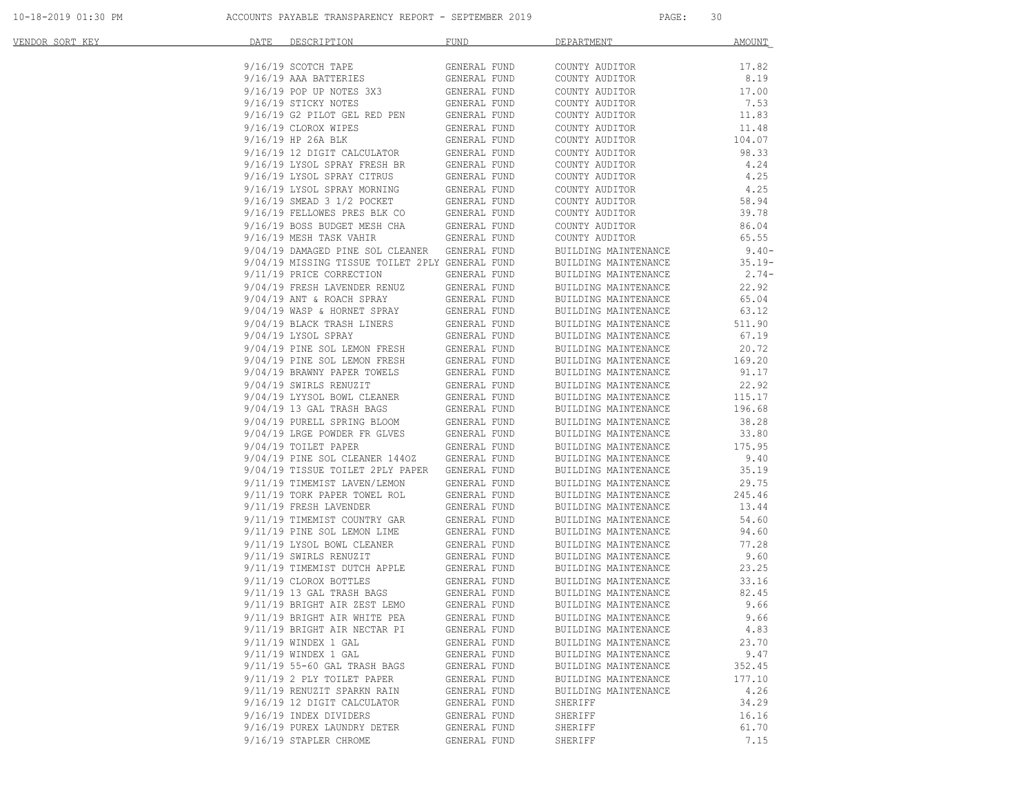| VENDOR SORT KEY | DATE | DESCRIPTION | FUND | DEPARTMENT | AMOUNT |
|---|---|---|---|---|---|
| | 9/16/19 | SCOTCH TAPE | GENERAL FUND | COUNTY AUDITOR | 17.82 |
| | 9/16/19 | AAA BATTERIES | GENERAL FUND | COUNTY AUDITOR | 8.19 |
| | 9/16/19 | POP UP NOTES 3X3 | GENERAL FUND | COUNTY AUDITOR | 17.00 |
| | 9/16/19 | STICKY NOTES | GENERAL FUND | COUNTY AUDITOR | 7.53 |
| | 9/16/19 | G2 PILOT GEL RED PEN | GENERAL FUND | COUNTY AUDITOR | 11.83 |
| | 9/16/19 | CLOROX WIPES | GENERAL FUND | COUNTY AUDITOR | 11.48 |
| | 9/16/19 | HP 26A BLK | GENERAL FUND | COUNTY AUDITOR | 104.07 |
| | 9/16/19 | 12 DIGIT CALCULATOR | GENERAL FUND | COUNTY AUDITOR | 98.33 |
| | 9/16/19 | LYSOL SPRAY FRESH BR | GENERAL FUND | COUNTY AUDITOR | 4.24 |
| | 9/16/19 | LYSOL SPRAY CITRUS | GENERAL FUND | COUNTY AUDITOR | 4.25 |
| | 9/16/19 | LYSOL SPRAY MORNING | GENERAL FUND | COUNTY AUDITOR | 4.25 |
| | 9/16/19 | SMEAD 3 1/2 POCKET | GENERAL FUND | COUNTY AUDITOR | 58.94 |
| | 9/16/19 | FELLOWES PRES BLK CO | GENERAL FUND | COUNTY AUDITOR | 39.78 |
| | 9/16/19 | BOSS BUDGET MESH CHA | GENERAL FUND | COUNTY AUDITOR | 86.04 |
| | 9/16/19 | MESH TASK VAHIR | GENERAL FUND | COUNTY AUDITOR | 65.55 |
| | 9/04/19 | DAMAGED PINE SOL CLEANER | GENERAL FUND | BUILDING MAINTENANCE | 9.40- |
| | 9/04/19 | MISSING TISSUE TOILET 2PLY | GENERAL FUND | BUILDING MAINTENANCE | 35.19- |
| | 9/11/19 | PRICE CORRECTION | GENERAL FUND | BUILDING MAINTENANCE | 2.74- |
| | 9/04/19 | FRESH LAVENDER RENUZ | GENERAL FUND | BUILDING MAINTENANCE | 22.92 |
| | 9/04/19 | ANT & ROACH SPRAY | GENERAL FUND | BUILDING MAINTENANCE | 65.04 |
| | 9/04/19 | WASP & HORNET SPRAY | GENERAL FUND | BUILDING MAINTENANCE | 63.12 |
| | 9/04/19 | BLACK TRASH LINERS | GENERAL FUND | BUILDING MAINTENANCE | 511.90 |
| | 9/04/19 | LYSOL SPRAY | GENERAL FUND | BUILDING MAINTENANCE | 67.19 |
| | 9/04/19 | PINE SOL LEMON FRESH | GENERAL FUND | BUILDING MAINTENANCE | 20.72 |
| | 9/04/19 | PINE SOL LEMON FRESH | GENERAL FUND | BUILDING MAINTENANCE | 169.20 |
| | 9/04/19 | BRAWNY PAPER TOWELS | GENERAL FUND | BUILDING MAINTENANCE | 91.17 |
| | 9/04/19 | SWIRLS RENUZIT | GENERAL FUND | BUILDING MAINTENANCE | 22.92 |
| | 9/04/19 | LYYSOL BOWL CLEANER | GENERAL FUND | BUILDING MAINTENANCE | 115.17 |
| | 9/04/19 | 13 GAL TRASH BAGS | GENERAL FUND | BUILDING MAINTENANCE | 196.68 |
| | 9/04/19 | PURELL SPRING BLOOM | GENERAL FUND | BUILDING MAINTENANCE | 38.28 |
| | 9/04/19 | LRGE POWDER FR GLVES | GENERAL FUND | BUILDING MAINTENANCE | 33.80 |
| | 9/04/19 | TOILET PAPER | GENERAL FUND | BUILDING MAINTENANCE | 175.95 |
| | 9/04/19 | PINE SOL CLEANER 144OZ | GENERAL FUND | BUILDING MAINTENANCE | 9.40 |
| | 9/04/19 | TISSUE TOILET 2PLY PAPER | GENERAL FUND | BUILDING MAINTENANCE | 35.19 |
| | 9/11/19 | TIMEMIST LAVEN/LEMON | GENERAL FUND | BUILDING MAINTENANCE | 29.75 |
| | 9/11/19 | TORK PAPER TOWEL ROL | GENERAL FUND | BUILDING MAINTENANCE | 245.46 |
| | 9/11/19 | FRESH LAVENDER | GENERAL FUND | BUILDING MAINTENANCE | 13.44 |
| | 9/11/19 | TIMEMIST COUNTRY GAR | GENERAL FUND | BUILDING MAINTENANCE | 54.60 |
| | 9/11/19 | PINE SOL LEMON LIME | GENERAL FUND | BUILDING MAINTENANCE | 94.60 |
| | 9/11/19 | LYSOL BOWL CLEANER | GENERAL FUND | BUILDING MAINTENANCE | 77.28 |
| | 9/11/19 | SWIRLS RENUZIT | GENERAL FUND | BUILDING MAINTENANCE | 9.60 |
| | 9/11/19 | TIMEMIST DUTCH APPLE | GENERAL FUND | BUILDING MAINTENANCE | 23.25 |
| | 9/11/19 | CLOROX BOTTLES | GENERAL FUND | BUILDING MAINTENANCE | 33.16 |
| | 9/11/19 | 13 GAL TRASH BAGS | GENERAL FUND | BUILDING MAINTENANCE | 82.45 |
| | 9/11/19 | BRIGHT AIR ZEST LEMO | GENERAL FUND | BUILDING MAINTENANCE | 9.66 |
| | 9/11/19 | BRIGHT AIR WHITE PEA | GENERAL FUND | BUILDING MAINTENANCE | 9.66 |
| | 9/11/19 | BRIGHT AIR NECTAR PI | GENERAL FUND | BUILDING MAINTENANCE | 4.83 |
| | 9/11/19 | WINDEX 1 GAL | GENERAL FUND | BUILDING MAINTENANCE | 23.70 |
| | 9/11/19 | WINDEX 1 GAL | GENERAL FUND | BUILDING MAINTENANCE | 9.47 |
| | 9/11/19 | 55-60 GAL TRASH BAGS | GENERAL FUND | BUILDING MAINTENANCE | 352.45 |
| | 9/11/19 | 2 PLY TOILET PAPER | GENERAL FUND | BUILDING MAINTENANCE | 177.10 |
| | 9/11/19 | RENUZIT SPARKN RAIN | GENERAL FUND | BUILDING MAINTENANCE | 4.26 |
| | 9/16/19 | 12 DIGIT CALCULATOR | GENERAL FUND | SHERIFF | 34.29 |
| | 9/16/19 | INDEX DIVIDERS | GENERAL FUND | SHERIFF | 16.16 |
| | 9/16/19 | PUREX LAUNDRY DETER | GENERAL FUND | SHERIFF | 61.70 |
| | 9/16/19 | STAPLER CHROME | GENERAL FUND | SHERIFF | 7.15 |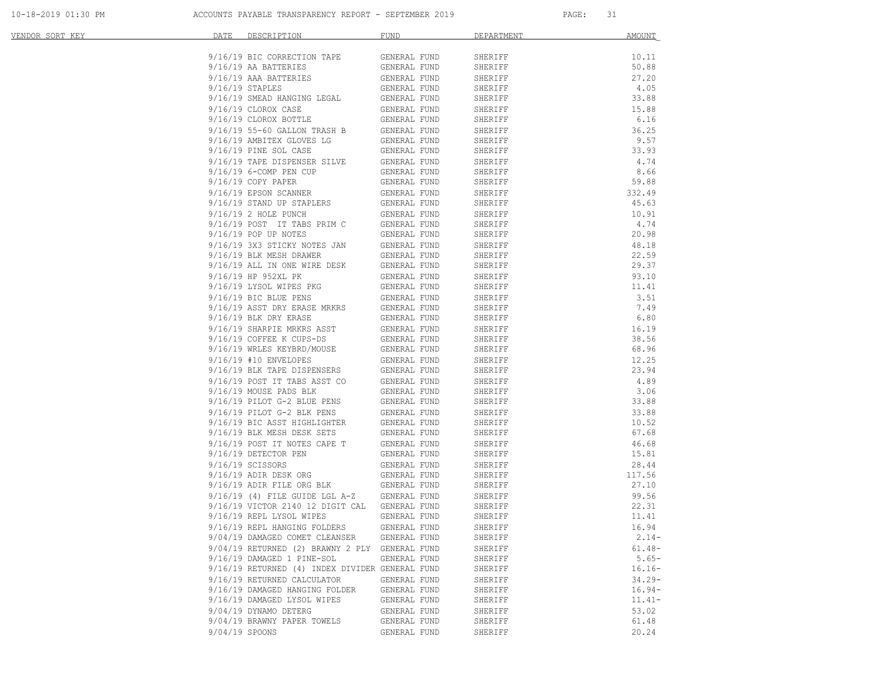| VENDOR SORT KEY | DATE | DESCRIPTION | FUND | DEPARTMENT | AMOUNT |
|---|---|---|---|---|---|
| | 9/16/19 | BIC CORRECTION TAPE | GENERAL FUND | SHERIFF | 10.11 |
| | 9/16/19 | AA BATTERIES | GENERAL FUND | SHERIFF | 50.88 |
| | 9/16/19 | AAA BATTERIES | GENERAL FUND | SHERIFF | 27.20 |
| | 9/16/19 | STAPLES | GENERAL FUND | SHERIFF | 4.05 |
| | 9/16/19 | SMEAD HANGING LEGAL | GENERAL FUND | SHERIFF | 33.88 |
| | 9/16/19 | CLOROX CASE | GENERAL FUND | SHERIFF | 15.88 |
| | 9/16/19 | CLOROX BOTTLE | GENERAL FUND | SHERIFF | 6.16 |
| | 9/16/19 | 55-60 GALLON TRASH B | GENERAL FUND | SHERIFF | 36.25 |
| | 9/16/19 | AMBITEX GLOVES LG | GENERAL FUND | SHERIFF | 9.57 |
| | 9/16/19 | PINE SOL CASE | GENERAL FUND | SHERIFF | 33.93 |
| | 9/16/19 | TAPE DISPENSER SILVE | GENERAL FUND | SHERIFF | 4.74 |
| | 9/16/19 | 6-COMP PEN CUP | GENERAL FUND | SHERIFF | 8.66 |
| | 9/16/19 | COPY PAPER | GENERAL FUND | SHERIFF | 59.88 |
| | 9/16/19 | EPSON SCANNER | GENERAL FUND | SHERIFF | 332.49 |
| | 9/16/19 | STAND UP STAPLERS | GENERAL FUND | SHERIFF | 45.63 |
| | 9/16/19 | 2 HOLE PUNCH | GENERAL FUND | SHERIFF | 10.91 |
| | 9/16/19 | POST IT TABS PRIM C | GENERAL FUND | SHERIFF | 4.74 |
| | 9/16/19 | POP UP NOTES | GENERAL FUND | SHERIFF | 20.98 |
| | 9/16/19 | 3X3 STICKY NOTES JAN | GENERAL FUND | SHERIFF | 48.18 |
| | 9/16/19 | BLK MESH DRAWER | GENERAL FUND | SHERIFF | 22.59 |
| | 9/16/19 | ALL IN ONE WIRE DESK | GENERAL FUND | SHERIFF | 29.37 |
| | 9/16/19 | HP 952XL PK | GENERAL FUND | SHERIFF | 93.10 |
| | 9/16/19 | LYSOL WIPES PKG | GENERAL FUND | SHERIFF | 11.41 |
| | 9/16/19 | BIC BLUE PENS | GENERAL FUND | SHERIFF | 3.51 |
| | 9/16/19 | ASST DRY ERASE MRKRS | GENERAL FUND | SHERIFF | 7.49 |
| | 9/16/19 | BLK DRY ERASE | GENERAL FUND | SHERIFF | 6.80 |
| | 9/16/19 | SHARPIE MRKRS ASST | GENERAL FUND | SHERIFF | 16.19 |
| | 9/16/19 | COFFEE K CUPS-DS | GENERAL FUND | SHERIFF | 38.56 |
| | 9/16/19 | WRLES KEYBRD/MOUSE | GENERAL FUND | SHERIFF | 68.96 |
| | 9/16/19 | #10 ENVELOPES | GENERAL FUND | SHERIFF | 12.25 |
| | 9/16/19 | BLK TAPE DISPENSERS | GENERAL FUND | SHERIFF | 23.94 |
| | 9/16/19 | POST IT TABS ASST CO | GENERAL FUND | SHERIFF | 4.89 |
| | 9/16/19 | MOUSE PADS BLK | GENERAL FUND | SHERIFF | 3.06 |
| | 9/16/19 | PILOT G-2 BLUE PENS | GENERAL FUND | SHERIFF | 33.88 |
| | 9/16/19 | PILOT G-2 BLK PENS | GENERAL FUND | SHERIFF | 33.88 |
| | 9/16/19 | BIC ASST HIGHLIGHTER | GENERAL FUND | SHERIFF | 10.52 |
| | 9/16/19 | BLK MESH DESK SETS | GENERAL FUND | SHERIFF | 67.68 |
| | 9/16/19 | POST IT NOTES CAPE T | GENERAL FUND | SHERIFF | 46.68 |
| | 9/16/19 | DETECTOR PEN | GENERAL FUND | SHERIFF | 15.81 |
| | 9/16/19 | SCISSORS | GENERAL FUND | SHERIFF | 28.44 |
| | 9/16/19 | ADIR DESK ORG | GENERAL FUND | SHERIFF | 117.56 |
| | 9/16/19 | ADIR FILE ORG BLK | GENERAL FUND | SHERIFF | 27.10 |
| | 9/16/19 | (4) FILE GUIDE LGL A-Z | GENERAL FUND | SHERIFF | 99.56 |
| | 9/16/19 | VICTOR 2140 12 DIGIT CAL | GENERAL FUND | SHERIFF | 22.31 |
| | 9/16/19 | REPL LYSOL WIPES | GENERAL FUND | SHERIFF | 11.41 |
| | 9/16/19 | REPL HANGING FOLDERS | GENERAL FUND | SHERIFF | 16.94 |
| | 9/04/19 | DAMAGED COMET CLEANSER | GENERAL FUND | SHERIFF | 2.14- |
| | 9/04/19 | RETURNED (2) BRAWNY 2 PLY | GENERAL FUND | SHERIFF | 61.48- |
| | 9/16/19 | DAMAGED 1 PINE-SOL | GENERAL FUND | SHERIFF | 5.65- |
| | 9/16/19 | RETURNED (4) INDEX DIVIDER | GENERAL FUND | SHERIFF | 16.16- |
| | 9/16/19 | RETURNED CALCULATOR | GENERAL FUND | SHERIFF | 34.29- |
| | 9/16/19 | DAMAGED HANGING FOLDER | GENERAL FUND | SHERIFF | 16.94- |
| | 9/16/19 | DAMAGED LYSOL WIPES | GENERAL FUND | SHERIFF | 11.41- |
| | 9/04/19 | DYNAMO DETERG | GENERAL FUND | SHERIFF | 53.02 |
| | 9/04/19 | BRAWNY PAPER TOWELS | GENERAL FUND | SHERIFF | 61.48 |
| | 9/04/19 | SPOONS | GENERAL FUND | SHERIFF | 20.24 |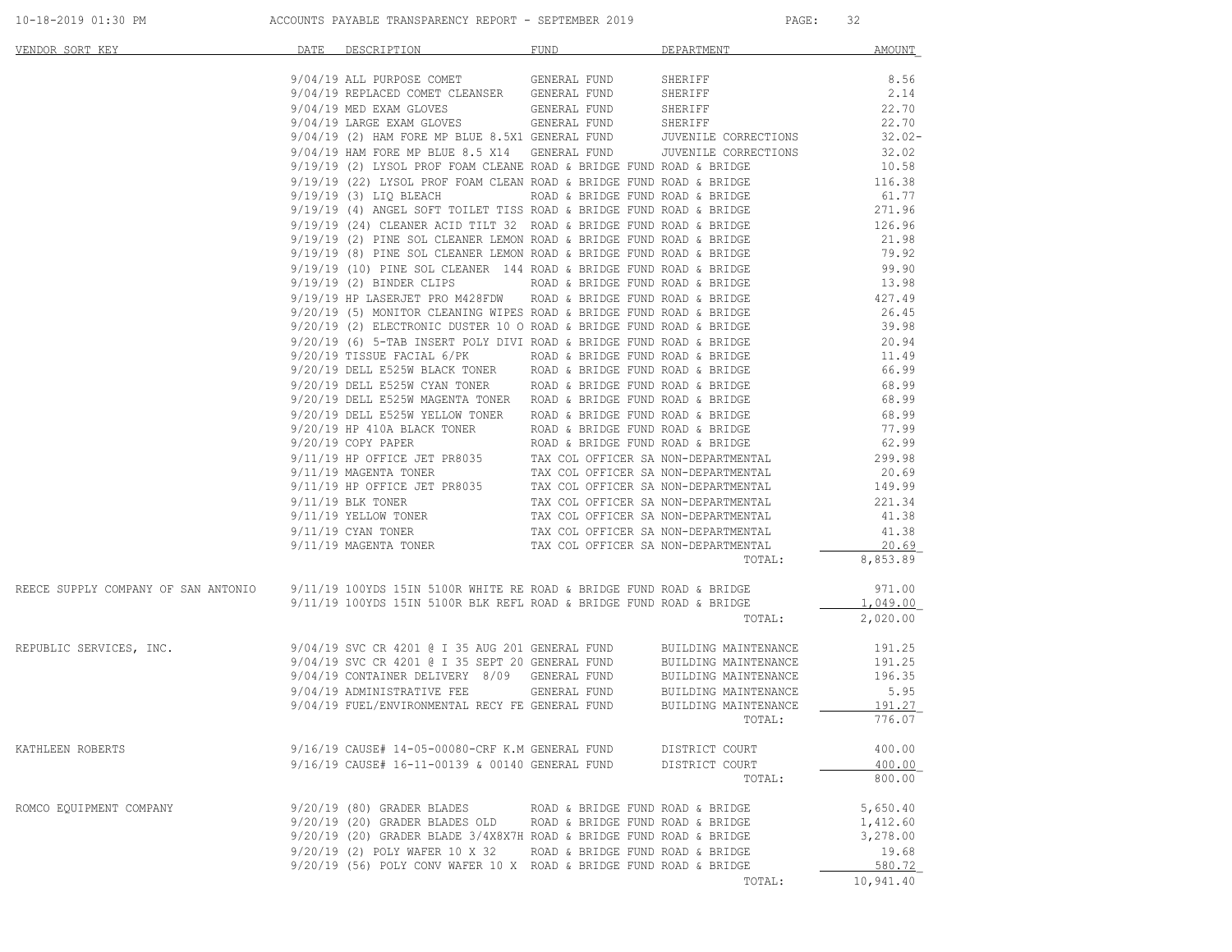| VENDOR SORT KEY | DATE | DESCRIPTION | FUND | DEPARTMENT | AMOUNT |
|---|---|---|---|---|---|
| | 9/04/19 | ALL PURPOSE COMET | GENERAL FUND | SHERIFF | 8.56 |
| | 9/04/19 | REPLACED COMET CLEANSER | GENERAL FUND | SHERIFF | 2.14 |
| | 9/04/19 | MED EXAM GLOVES | GENERAL FUND | SHERIFF | 22.70 |
| | 9/04/19 | LARGE EXAM GLOVES | GENERAL FUND | SHERIFF | 22.70 |
| | 9/04/19 | (2) HAM FORE MP BLUE 8.5X1 | GENERAL FUND | JUVENILE CORRECTIONS | 32.02- |
| | 9/04/19 | HAM FORE MP BLUE 8.5 X14 | GENERAL FUND | JUVENILE CORRECTIONS | 32.02 |
| | 9/19/19 | (2) LYSOL PROF FOAM CLEANE | ROAD & BRIDGE FUND | ROAD & BRIDGE | 10.58 |
| | 9/19/19 | (22) LYSOL PROF FOAM CLEAN | ROAD & BRIDGE FUND | ROAD & BRIDGE | 116.38 |
| | 9/19/19 | (3) LIQ BLEACH | ROAD & BRIDGE FUND | ROAD & BRIDGE | 61.77 |
| | 9/19/19 | (4) ANGEL SOFT TOILET TISS | ROAD & BRIDGE FUND | ROAD & BRIDGE | 271.96 |
| | 9/19/19 | (24) CLEANER ACID TILT 32 | ROAD & BRIDGE FUND | ROAD & BRIDGE | 126.96 |
| | 9/19/19 | (2) PINE SOL CLEANER LEMON | ROAD & BRIDGE FUND | ROAD & BRIDGE | 21.98 |
| | 9/19/19 | (8) PINE SOL CLEANER LEMON | ROAD & BRIDGE FUND | ROAD & BRIDGE | 79.92 |
| | 9/19/19 | (10) PINE SOL CLEANER 144 | ROAD & BRIDGE FUND | ROAD & BRIDGE | 99.90 |
| | 9/19/19 | (2) BINDER CLIPS | ROAD & BRIDGE FUND | ROAD & BRIDGE | 13.98 |
| | 9/19/19 | HP LASERJET PRO M428FDW | ROAD & BRIDGE FUND | ROAD & BRIDGE | 427.49 |
| | 9/20/19 | (5) MONITOR CLEANING WIPES | ROAD & BRIDGE FUND | ROAD & BRIDGE | 26.45 |
| | 9/20/19 | (2) ELECTRONIC DUSTER 10 O | ROAD & BRIDGE FUND | ROAD & BRIDGE | 39.98 |
| | 9/20/19 | (6) 5-TAB INSERT POLY DIVI | ROAD & BRIDGE FUND | ROAD & BRIDGE | 20.94 |
| | 9/20/19 | TISSUE FACIAL 6/PK | ROAD & BRIDGE FUND | ROAD & BRIDGE | 11.49 |
| | 9/20/19 | DELL E525W BLACK TONER | ROAD & BRIDGE FUND | ROAD & BRIDGE | 66.99 |
| | 9/20/19 | DELL E525W CYAN TONER | ROAD & BRIDGE FUND | ROAD & BRIDGE | 68.99 |
| | 9/20/19 | DELL E525W MAGENTA TONER | ROAD & BRIDGE FUND | ROAD & BRIDGE | 68.99 |
| | 9/20/19 | DELL E525W YELLOW TONER | ROAD & BRIDGE FUND | ROAD & BRIDGE | 68.99 |
| | 9/20/19 | HP 410A BLACK TONER | ROAD & BRIDGE FUND | ROAD & BRIDGE | 77.99 |
| | 9/20/19 | COPY PAPER | ROAD & BRIDGE FUND | ROAD & BRIDGE | 62.99 |
| | 9/11/19 | HP OFFICE JET PR8035 | TAX COL OFFICER SA | NON-DEPARTMENTAL | 299.98 |
| | 9/11/19 | MAGENTA TONER | TAX COL OFFICER SA | NON-DEPARTMENTAL | 20.69 |
| | 9/11/19 | HP OFFICE JET PR8035 | TAX COL OFFICER SA | NON-DEPARTMENTAL | 149.99 |
| | 9/11/19 | BLK TONER | TAX COL OFFICER SA | NON-DEPARTMENTAL | 221.34 |
| | 9/11/19 | YELLOW TONER | TAX COL OFFICER SA | NON-DEPARTMENTAL | 41.38 |
| | 9/11/19 | CYAN TONER | TAX COL OFFICER SA | NON-DEPARTMENTAL | 41.38 |
| | 9/11/19 | MAGENTA TONER | TAX COL OFFICER SA | NON-DEPARTMENTAL | 20.69 |
| | | | | TOTAL: | 8,853.89 |
| REECE SUPPLY COMPANY OF SAN ANTONIO | 9/11/19 | 100YDS 15IN 5100R WHITE RE | ROAD & BRIDGE FUND | ROAD & BRIDGE | 971.00 |
| | 9/11/19 | 100YDS 15IN 5100R BLK REFL | ROAD & BRIDGE FUND | ROAD & BRIDGE | 1,049.00 |
| | | | | TOTAL: | 2,020.00 |
| REPUBLIC SERVICES, INC. | 9/04/19 | SVC CR 4201 @ I 35 AUG 201 | GENERAL FUND | BUILDING MAINTENANCE | 191.25 |
| | 9/04/19 | SVC CR 4201 @ I 35 SEPT 20 | GENERAL FUND | BUILDING MAINTENANCE | 191.25 |
| | 9/04/19 | CONTAINER DELIVERY 8/09 | GENERAL FUND | BUILDING MAINTENANCE | 196.35 |
| | 9/04/19 | ADMINISTRATIVE FEE | GENERAL FUND | BUILDING MAINTENANCE | 5.95 |
| | 9/04/19 | FUEL/ENVIRONMENTAL RECY FE | GENERAL FUND | BUILDING MAINTENANCE | 191.27 |
| | | | | TOTAL: | 776.07 |
| KATHLEEN ROBERTS | 9/16/19 | CAUSE# 14-05-00080-CRF K.M | GENERAL FUND | DISTRICT COURT | 400.00 |
| | 9/16/19 | CAUSE# 16-11-00139 & 00140 | GENERAL FUND | DISTRICT COURT | 400.00 |
| | | | | TOTAL: | 800.00 |
| ROMCO EQUIPMENT COMPANY | 9/20/19 | (80) GRADER BLADES | ROAD & BRIDGE FUND | ROAD & BRIDGE | 5,650.40 |
| | 9/20/19 | (20) GRADER BLADES OLD | ROAD & BRIDGE FUND | ROAD & BRIDGE | 1,412.60 |
| | 9/20/19 | (20) GRADER BLADE 3/4X8X7H | ROAD & BRIDGE FUND | ROAD & BRIDGE | 3,278.00 |
| | 9/20/19 | (2) POLY WAFER 10 X 32 | ROAD & BRIDGE FUND | ROAD & BRIDGE | 19.68 |
| | 9/20/19 | (56) POLY CONV WAFER 10 X | ROAD & BRIDGE FUND | ROAD & BRIDGE | 580.72 |
| | | | | TOTAL: | 10,941.40 |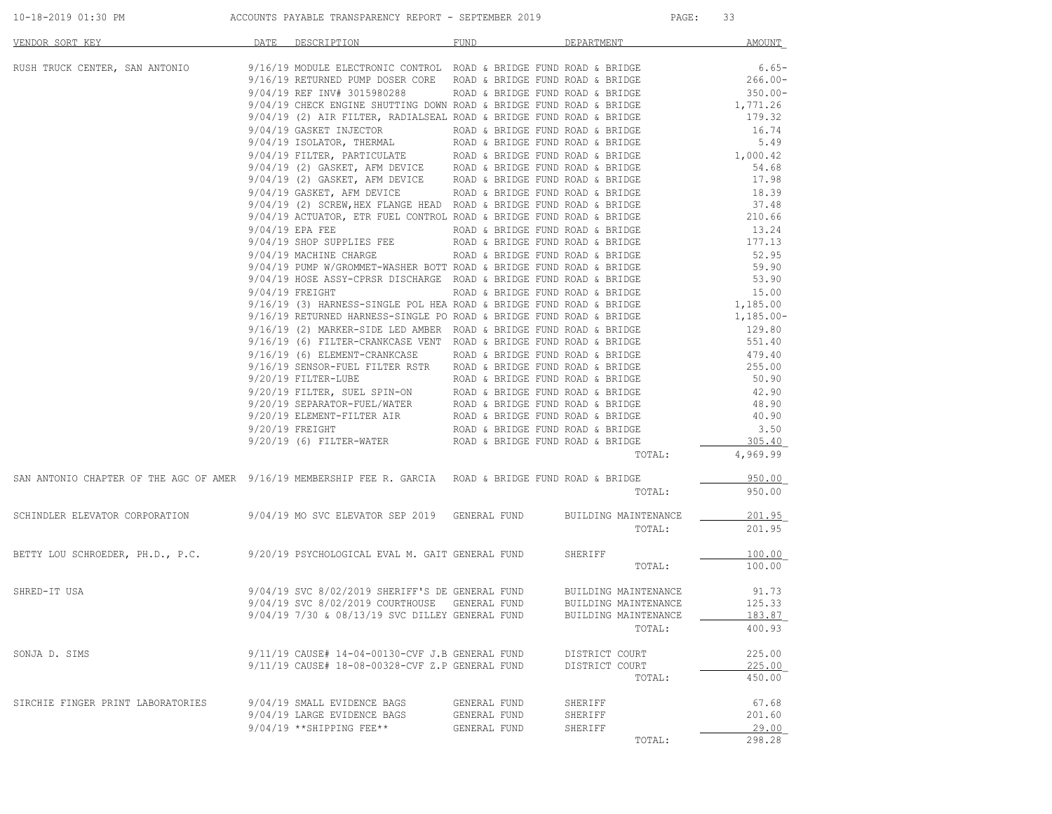ACCOUNTS PAYABLE TRANSPARENCY REPORT - SEPTEMBER 2019

| VENDOR SORT KEY | DATE | DESCRIPTION | FUND | DEPARTMENT | AMOUNT |
|---|---|---|---|---|---|
| RUSH TRUCK CENTER, SAN ANTONIO | 9/16/19 | MODULE ELECTRONIC CONTROL | ROAD & BRIDGE FUND | ROAD & BRIDGE | 6.65- |
| | 9/16/19 | RETURNED PUMP DOSER CORE | ROAD & BRIDGE FUND | ROAD & BRIDGE | 266.00- |
| | 9/04/19 | REF INV# 3015980288 | ROAD & BRIDGE FUND | ROAD & BRIDGE | 350.00- |
| | 9/04/19 | CHECK ENGINE SHUTTING DOWN | ROAD & BRIDGE FUND | ROAD & BRIDGE | 1,771.26 |
| | 9/04/19 | (2) AIR FILTER, RADIALSEAL | ROAD & BRIDGE FUND | ROAD & BRIDGE | 179.32 |
| | 9/04/19 | GASKET INJECTOR | ROAD & BRIDGE FUND | ROAD & BRIDGE | 16.74 |
| | 9/04/19 | ISOLATOR, THERMAL | ROAD & BRIDGE FUND | ROAD & BRIDGE | 5.49 |
| | 9/04/19 | FILTER, PARTICULATE | ROAD & BRIDGE FUND | ROAD & BRIDGE | 1,000.42 |
| | 9/04/19 | (2) GASKET, AFM DEVICE | ROAD & BRIDGE FUND | ROAD & BRIDGE | 54.68 |
| | 9/04/19 | (2) GASKET, AFM DEVICE | ROAD & BRIDGE FUND | ROAD & BRIDGE | 17.98 |
| | 9/04/19 | GASKET, AFM DEVICE | ROAD & BRIDGE FUND | ROAD & BRIDGE | 18.39 |
| | 9/04/19 | (2) SCREW,HEX FLANGE HEAD | ROAD & BRIDGE FUND | ROAD & BRIDGE | 37.48 |
| | 9/04/19 | ACTUATOR, ETR FUEL CONTROL | ROAD & BRIDGE FUND | ROAD & BRIDGE | 210.66 |
| | 9/04/19 | EPA FEE | ROAD & BRIDGE FUND | ROAD & BRIDGE | 13.24 |
| | 9/04/19 | SHOP SUPPLIES FEE | ROAD & BRIDGE FUND | ROAD & BRIDGE | 177.13 |
| | 9/04/19 | MACHINE CHARGE | ROAD & BRIDGE FUND | ROAD & BRIDGE | 52.95 |
| | 9/04/19 | PUMP W/GROMMET-WASHER BOTT | ROAD & BRIDGE FUND | ROAD & BRIDGE | 59.90 |
| | 9/04/19 | HOSE ASSY-CPRSR DISCHARGE | ROAD & BRIDGE FUND | ROAD & BRIDGE | 53.90 |
| | 9/04/19 | FREIGHT | ROAD & BRIDGE FUND | ROAD & BRIDGE | 15.00 |
| | 9/16/19 | (3) HARNESS-SINGLE POL HEA | ROAD & BRIDGE FUND | ROAD & BRIDGE | 1,185.00 |
| | 9/16/19 | RETURNED HARNESS-SINGLE PO | ROAD & BRIDGE FUND | ROAD & BRIDGE | 1,185.00- |
| | 9/16/19 | (2) MARKER-SIDE LED AMBER | ROAD & BRIDGE FUND | ROAD & BRIDGE | 129.80 |
| | 9/16/19 | (6) FILTER-CRANKCASE VENT | ROAD & BRIDGE FUND | ROAD & BRIDGE | 551.40 |
| | 9/16/19 | (6) ELEMENT-CRANKCASE | ROAD & BRIDGE FUND | ROAD & BRIDGE | 479.40 |
| | 9/16/19 | SENSOR-FUEL FILTER RSTR | ROAD & BRIDGE FUND | ROAD & BRIDGE | 255.00 |
| | 9/20/19 | FILTER-LUBE | ROAD & BRIDGE FUND | ROAD & BRIDGE | 50.90 |
| | 9/20/19 | FILTER, SUEL SPIN-ON | ROAD & BRIDGE FUND | ROAD & BRIDGE | 42.90 |
| | 9/20/19 | SEPARATOR-FUEL/WATER | ROAD & BRIDGE FUND | ROAD & BRIDGE | 48.90 |
| | 9/20/19 | ELEMENT-FILTER AIR | ROAD & BRIDGE FUND | ROAD & BRIDGE | 40.90 |
| | 9/20/19 | FREIGHT | ROAD & BRIDGE FUND | ROAD & BRIDGE | 3.50 |
| | 9/20/19 | (6) FILTER-WATER | ROAD & BRIDGE FUND | ROAD & BRIDGE | 305.40 |
| | | | | TOTAL: | 4,969.99 |
| SAN ANTONIO CHAPTER OF THE AGC OF AMER | 9/16/19 | MEMBERSHIP FEE R. GARCIA | ROAD & BRIDGE FUND | ROAD & BRIDGE | 950.00 |
| | | | | TOTAL: | 950.00 |
| SCHINDLER ELEVATOR CORPORATION | 9/04/19 | MO SVC ELEVATOR SEP 2019 | GENERAL FUND | BUILDING MAINTENANCE | 201.95 |
| | | | | TOTAL: | 201.95 |
| BETTY LOU SCHROEDER, PH.D., P.C. | 9/20/19 | PSYCHOLOGICAL EVAL M. GAIT | GENERAL FUND | SHERIFF | 100.00 |
| | | | | TOTAL: | 100.00 |
| SHRED-IT USA | 9/04/19 | SVC 8/02/2019 SHERIFF'S DE | GENERAL FUND | BUILDING MAINTENANCE | 91.73 |
| | 9/04/19 | SVC 8/02/2019 COURTHOUSE | GENERAL FUND | BUILDING MAINTENANCE | 125.33 |
| | 9/04/19 | 7/30 & 08/13/19 SVC DILLEY | GENERAL FUND | BUILDING MAINTENANCE | 183.87 |
| | | | | TOTAL: | 400.93 |
| SONJA D. SIMS | 9/11/19 | CAUSE# 14-04-00130-CVF J.B | GENERAL FUND | DISTRICT COURT | 225.00 |
| | 9/11/19 | CAUSE# 18-08-00328-CVF Z.P | GENERAL FUND | DISTRICT COURT | 225.00 |
| | | | | TOTAL: | 450.00 |
| SIRCHIE FINGER PRINT LABORATORIES | 9/04/19 | SMALL EVIDENCE BAGS | GENERAL FUND | SHERIFF | 67.68 |
| | 9/04/19 | LARGE EVIDENCE BAGS | GENERAL FUND | SHERIFF | 201.60 |
| | 9/04/19 | **SHIPPING FEE** | GENERAL FUND | SHERIFF | 29.00 |
| | | | | TOTAL: | 298.28 |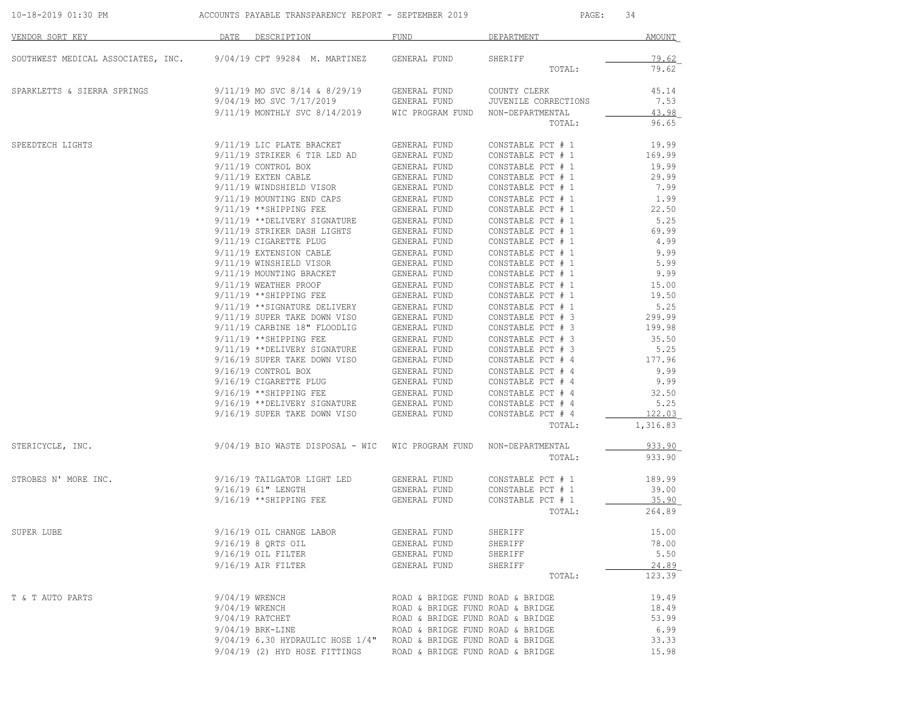ACCOUNTS PAYABLE TRANSPARENCY REPORT - SEPTEMBER 2019

| VENDOR SORT KEY | DATE | DESCRIPTION | FUND | DEPARTMENT | AMOUNT |
|---|---|---|---|---|---|
| SOUTHWEST MEDICAL ASSOCIATES, INC. | 9/04/19 | CPT 99284 M. MARTINEZ | GENERAL FUND | SHERIFF | 79.62 |
| | | | | TOTAL: | 79.62 |
| SPARKLETTS & SIERRA SPRINGS | 9/11/19 | MO SVC 8/14 & 8/29/19 | GENERAL FUND | COUNTY CLERK | 45.14 |
| | 9/04/19 | MO SVC 7/17/2019 | GENERAL FUND | JUVENILE CORRECTIONS | 7.53 |
| | 9/11/19 | MONTHLY SVC 8/14/2019 | WIC PROGRAM FUND | NON-DEPARTMENTAL | 43.98 |
| | | | | TOTAL: | 96.65 |
| SPEEDTECH LIGHTS | 9/11/19 | LIC PLATE BRACKET | GENERAL FUND | CONSTABLE PCT # 1 | 19.99 |
| | 9/11/19 | STRIKER 6 TIR LED AD | GENERAL FUND | CONSTABLE PCT # 1 | 169.99 |
| | 9/11/19 | CONTROL BOX | GENERAL FUND | CONSTABLE PCT # 1 | 19.99 |
| | 9/11/19 | EXTEN CABLE | GENERAL FUND | CONSTABLE PCT # 1 | 29.99 |
| | 9/11/19 | WINDSHIELD VISOR | GENERAL FUND | CONSTABLE PCT # 1 | 7.99 |
| | 9/11/19 | MOUNTING END CAPS | GENERAL FUND | CONSTABLE PCT # 1 | 1.99 |
| | 9/11/19 | **SHIPPING FEE | GENERAL FUND | CONSTABLE PCT # 1 | 22.50 |
| | 9/11/19 | **DELIVERY SIGNATURE | GENERAL FUND | CONSTABLE PCT # 1 | 5.25 |
| | 9/11/19 | STRIKER DASH LIGHTS | GENERAL FUND | CONSTABLE PCT # 1 | 69.99 |
| | 9/11/19 | CIGARETTE PLUG | GENERAL FUND | CONSTABLE PCT # 1 | 4.99 |
| | 9/11/19 | EXTENSION CABLE | GENERAL FUND | CONSTABLE PCT # 1 | 9.99 |
| | 9/11/19 | WINSHIELD VISOR | GENERAL FUND | CONSTABLE PCT # 1 | 5.99 |
| | 9/11/19 | MOUNTING BRACKET | GENERAL FUND | CONSTABLE PCT # 1 | 9.99 |
| | 9/11/19 | WEATHER PROOF | GENERAL FUND | CONSTABLE PCT # 1 | 15.00 |
| | 9/11/19 | **SHIPPING FEE | GENERAL FUND | CONSTABLE PCT # 1 | 19.50 |
| | 9/11/19 | **SIGNATURE DELIVERY | GENERAL FUND | CONSTABLE PCT # 1 | 5.25 |
| | 9/11/19 | SUPER TAKE DOWN VISO | GENERAL FUND | CONSTABLE PCT # 3 | 299.99 |
| | 9/11/19 | CARBINE 18" FLOODLIG | GENERAL FUND | CONSTABLE PCT # 3 | 199.98 |
| | 9/11/19 | **SHIPPING FEE | GENERAL FUND | CONSTABLE PCT # 3 | 35.50 |
| | 9/11/19 | **DELIVERY SIGNATURE | GENERAL FUND | CONSTABLE PCT # 3 | 5.25 |
| | 9/16/19 | SUPER TAKE DOWN VISO | GENERAL FUND | CONSTABLE PCT # 4 | 177.96 |
| | 9/16/19 | CONTROL BOX | GENERAL FUND | CONSTABLE PCT # 4 | 9.99 |
| | 9/16/19 | CIGARETTE PLUG | GENERAL FUND | CONSTABLE PCT # 4 | 9.99 |
| | 9/16/19 | **SHIPPING FEE | GENERAL FUND | CONSTABLE PCT # 4 | 32.50 |
| | 9/16/19 | **DELIVERY SIGNATURE | GENERAL FUND | CONSTABLE PCT # 4 | 5.25 |
| | 9/16/19 | SUPER TAKE DOWN VISO | GENERAL FUND | CONSTABLE PCT # 4 | 122.03 |
| | | | | TOTAL: | 1,316.83 |
| STERICYCLE, INC. | 9/04/19 | BIO WASTE DISPOSAL - WIC | WIC PROGRAM FUND | NON-DEPARTMENTAL | 933.90 |
| | | | | TOTAL: | 933.90 |
| STROBES N' MORE INC. | 9/16/19 | TAILGATOR LIGHT LED | GENERAL FUND | CONSTABLE PCT # 1 | 189.99 |
| | 9/16/19 | 61" LENGTH | GENERAL FUND | CONSTABLE PCT # 1 | 39.00 |
| | 9/16/19 | **SHIPPING FEE | GENERAL FUND | CONSTABLE PCT # 1 | 35.90 |
| | | | | TOTAL: | 264.89 |
| SUPER LUBE | 9/16/19 | OIL CHANGE LABOR | GENERAL FUND | SHERIFF | 15.00 |
| | 9/16/19 | 8 QRTS OIL | GENERAL FUND | SHERIFF | 78.00 |
| | 9/16/19 | OIL FILTER | GENERAL FUND | SHERIFF | 5.50 |
| | 9/16/19 | AIR FILTER | GENERAL FUND | SHERIFF | 24.89 |
| | | | | TOTAL: | 123.39 |
| T & T AUTO PARTS | 9/04/19 | WRENCH | ROAD & BRIDGE FUND | ROAD & BRIDGE | 19.49 |
| | 9/04/19 | WRENCH | ROAD & BRIDGE FUND | ROAD & BRIDGE | 18.49 |
| | 9/04/19 | RATCHET | ROAD & BRIDGE FUND | ROAD & BRIDGE | 53.99 |
| | 9/04/19 | BRK-LINE | ROAD & BRIDGE FUND | ROAD & BRIDGE | 6.99 |
| | 9/04/19 | 6.30 HYDRAULIC HOSE 1/4" | ROAD & BRIDGE FUND | ROAD & BRIDGE | 33.33 |
| | 9/04/19 | (2) HYD HOSE FITTINGS | ROAD & BRIDGE FUND | ROAD & BRIDGE | 15.98 |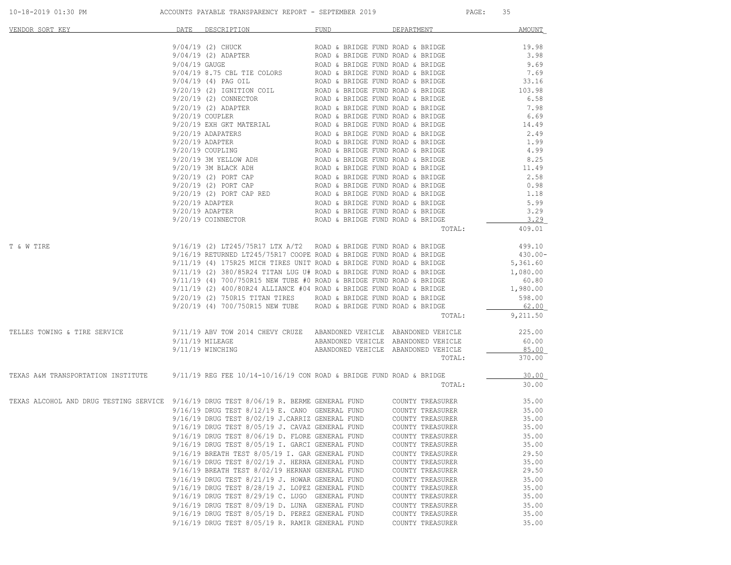| VENDOR SORT KEY | DATE | DESCRIPTION | FUND | DEPARTMENT | AMOUNT |
|---|---|---|---|---|---|
| | 9/04/19 | (2) CHUCK | ROAD & BRIDGE FUND | ROAD & BRIDGE | 19.98 |
| | 9/04/19 | (2) ADAPTER | ROAD & BRIDGE FUND | ROAD & BRIDGE | 3.98 |
| | 9/04/19 | GAUGE | ROAD & BRIDGE FUND | ROAD & BRIDGE | 9.69 |
| | 9/04/19 | 8.75 CBL TIE COLORS | ROAD & BRIDGE FUND | ROAD & BRIDGE | 7.69 |
| | 9/04/19 | (4) PAG OIL | ROAD & BRIDGE FUND | ROAD & BRIDGE | 33.16 |
| | 9/20/19 | (2) IGNITION COIL | ROAD & BRIDGE FUND | ROAD & BRIDGE | 103.98 |
| | 9/20/19 | (2) CONNECTOR | ROAD & BRIDGE FUND | ROAD & BRIDGE | 6.58 |
| | 9/20/19 | (2) ADAPTER | ROAD & BRIDGE FUND | ROAD & BRIDGE | 7.98 |
| | 9/20/19 | COUPLER | ROAD & BRIDGE FUND | ROAD & BRIDGE | 6.69 |
| | 9/20/19 | EXH GKT MATERIAL | ROAD & BRIDGE FUND | ROAD & BRIDGE | 14.49 |
| | 9/20/19 | ADAPATERS | ROAD & BRIDGE FUND | ROAD & BRIDGE | 2.49 |
| | 9/20/19 | ADAPTER | ROAD & BRIDGE FUND | ROAD & BRIDGE | 1.99 |
| | 9/20/19 | COUPLING | ROAD & BRIDGE FUND | ROAD & BRIDGE | 4.99 |
| | 9/20/19 | 3M YELLOW ADH | ROAD & BRIDGE FUND | ROAD & BRIDGE | 8.25 |
| | 9/20/19 | 3M BLACK ADH | ROAD & BRIDGE FUND | ROAD & BRIDGE | 11.49 |
| | 9/20/19 | (2) PORT CAP | ROAD & BRIDGE FUND | ROAD & BRIDGE | 2.58 |
| | 9/20/19 | (2) PORT CAP | ROAD & BRIDGE FUND | ROAD & BRIDGE | 0.98 |
| | 9/20/19 | (2) PORT CAP RED | ROAD & BRIDGE FUND | ROAD & BRIDGE | 1.18 |
| | 9/20/19 | ADAPTER | ROAD & BRIDGE FUND | ROAD & BRIDGE | 5.99 |
| | 9/20/19 | ADAPTER | ROAD & BRIDGE FUND | ROAD & BRIDGE | 3.29 |
| | 9/20/19 | COINNECTOR | ROAD & BRIDGE FUND | ROAD & BRIDGE | 3.29 |
| | | | | TOTAL: | 409.01 |
| T & W TIRE | 9/16/19 | (2) LT245/75R17 LTX A/T2 | ROAD & BRIDGE FUND | ROAD & BRIDGE | 499.10 |
| | 9/16/19 | RETURNED LT245/75R17 COOPE | ROAD & BRIDGE FUND | ROAD & BRIDGE | 430.00- |
| | 9/11/19 | (4) 175R25 MICH TIRES UNIT | ROAD & BRIDGE FUND | ROAD & BRIDGE | 5,361.60 |
| | 9/11/19 | (2) 380/85R24 TITAN LUG U# | ROAD & BRIDGE FUND | ROAD & BRIDGE | 1,080.00 |
| | 9/11/19 | (4) 700/750R15 NEW TUBE #0 | ROAD & BRIDGE FUND | ROAD & BRIDGE | 60.80 |
| | 9/11/19 | (2) 400/80R24 ALLIANCE #04 | ROAD & BRIDGE FUND | ROAD & BRIDGE | 1,980.00 |
| | 9/20/19 | (2) 750R15 TITAN TIRES | ROAD & BRIDGE FUND | ROAD & BRIDGE | 598.00 |
| | 9/20/19 | (4) 700/750R15 NEW TUBE | ROAD & BRIDGE FUND | ROAD & BRIDGE | 62.00 |
| | | | | TOTAL: | 9,211.50 |
| TELLES TOWING & TIRE SERVICE | 9/11/19 | ABV TOW 2014 CHEVY CRUZE | ABANDONED VEHICLE | ABANDONED VEHICLE | 225.00 |
| | 9/11/19 | MILEAGE | ABANDONED VEHICLE | ABANDONED VEHICLE | 60.00 |
| | 9/11/19 | WINCHING | ABANDONED VEHICLE | ABANDONED VEHICLE | 85.00 |
| | | | | TOTAL: | 370.00 |
| TEXAS A&M TRANSPORTATION INSTITUTE | 9/11/19 | REG FEE 10/14-10/16/19 CON | ROAD & BRIDGE FUND | ROAD & BRIDGE | 30.00 |
| | | | | TOTAL: | 30.00 |
| TEXAS ALCOHOL AND DRUG TESTING SERVICE | 9/16/19 | DRUG TEST 8/06/19 R. BERME | GENERAL FUND | COUNTY TREASURER | 35.00 |
| | 9/16/19 | DRUG TEST 8/12/19 E. CANO | GENERAL FUND | COUNTY TREASURER | 35.00 |
| | 9/16/19 | DRUG TEST 8/02/19 J.CARRIZ | GENERAL FUND | COUNTY TREASURER | 35.00 |
| | 9/16/19 | DRUG TEST 8/05/19 J. CAVAZ | GENERAL FUND | COUNTY TREASURER | 35.00 |
| | 9/16/19 | DRUG TEST 8/06/19 D. FLORE | GENERAL FUND | COUNTY TREASURER | 35.00 |
| | 9/16/19 | DRUG TEST 8/05/19 I. GARCI | GENERAL FUND | COUNTY TREASURER | 35.00 |
| | 9/16/19 | BREATH TEST 8/05/19 I. GAR | GENERAL FUND | COUNTY TREASURER | 29.50 |
| | 9/16/19 | DRUG TEST 8/02/19 J. HERNA | GENERAL FUND | COUNTY TREASURER | 35.00 |
| | 9/16/19 | BREATH TEST 8/02/19 HERNAN | GENERAL FUND | COUNTY TREASURER | 29.50 |
| | 9/16/19 | DRUG TEST 8/21/19 J. HOWAR | GENERAL FUND | COUNTY TREASURER | 35.00 |
| | 9/16/19 | DRUG TEST 8/28/19 J. LOPEZ | GENERAL FUND | COUNTY TREASURER | 35.00 |
| | 9/16/19 | DRUG TEST 8/29/19 C. LUGO | GENERAL FUND | COUNTY TREASURER | 35.00 |
| | 9/16/19 | DRUG TEST 8/09/19 D. LUNA | GENERAL FUND | COUNTY TREASURER | 35.00 |
| | 9/16/19 | DRUG TEST 8/05/19 D. PEREZ | GENERAL FUND | COUNTY TREASURER | 35.00 |
| | 9/16/19 | DRUG TEST 8/05/19 R. RAMIR | GENERAL FUND | COUNTY TREASURER | 35.00 |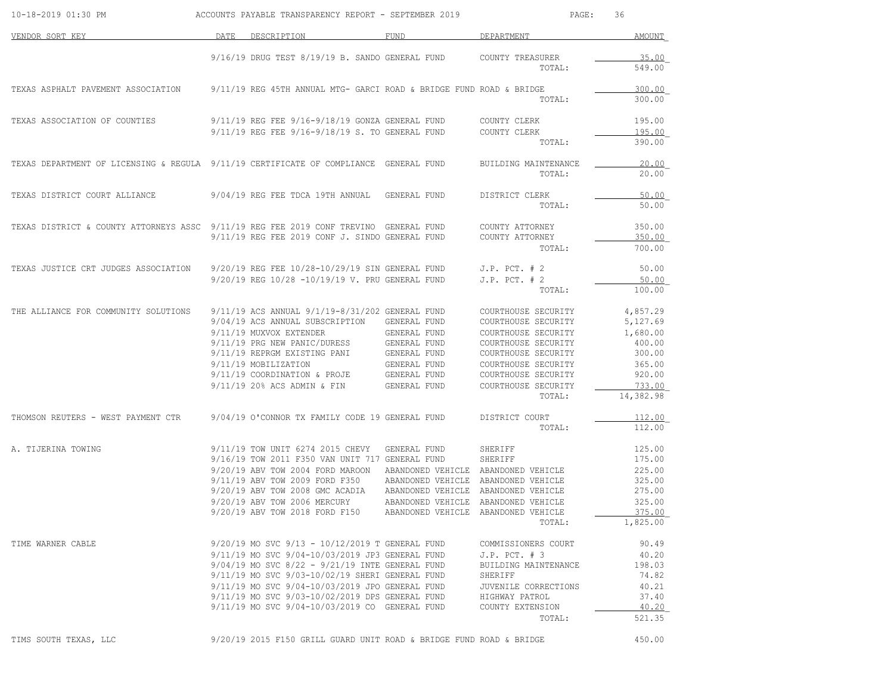| VENDOR SORT KEY | DATE | DESCRIPTION | FUND | DEPARTMENT | AMOUNT |
|---|---|---|---|---|---|
| | 9/16/19 | DRUG TEST 8/19/19 B. SANDO | GENERAL FUND | COUNTY TREASURER | 35.00 |
| | | | | TOTAL: | 549.00 |
| TEXAS ASPHALT PAVEMENT ASSOCIATION | 9/11/19 | REG 45TH ANNUAL MTG- GARCI | ROAD & BRIDGE FUND | ROAD & BRIDGE | 300.00 |
| | | | | TOTAL: | 300.00 |
| TEXAS ASSOCIATION OF COUNTIES | 9/11/19 | REG FEE 9/16-9/18/19 GONZA | GENERAL FUND | COUNTY CLERK | 195.00 |
| | 9/11/19 | REG FEE 9/16-9/18/19 S. TO | GENERAL FUND | COUNTY CLERK | 195.00 |
| | | | | TOTAL: | 390.00 |
| TEXAS DEPARTMENT OF LICENSING & REGULA | 9/11/19 | CERTIFICATE OF COMPLIANCE | GENERAL FUND | BUILDING MAINTENANCE | 20.00 |
| | | | | TOTAL: | 20.00 |
| TEXAS DISTRICT COURT ALLIANCE | 9/04/19 | REG FEE TDCA 19TH ANNUAL | GENERAL FUND | DISTRICT CLERK | 50.00 |
| | | | | TOTAL: | 50.00 |
| TEXAS DISTRICT & COUNTY ATTORNEYS ASSC | 9/11/19 | REG FEE 2019 CONF TREVINO | GENERAL FUND | COUNTY ATTORNEY | 350.00 |
| | 9/11/19 | REG FEE 2019 CONF J. SINDO | GENERAL FUND | COUNTY ATTORNEY | 350.00 |
| | | | | TOTAL: | 700.00 |
| TEXAS JUSTICE CRT JUDGES ASSOCIATION | 9/20/19 | REG FEE 10/28-10/29/19 SIN | GENERAL FUND | J.P. PCT. # 2 | 50.00 |
| | 9/20/19 | REG 10/28 -10/19/19 V. PRU | GENERAL FUND | J.P. PCT. # 2 | 50.00 |
| | | | | TOTAL: | 100.00 |
| THE ALLIANCE FOR COMMUNITY SOLUTIONS | 9/11/19 | ACS ANNUAL 9/1/19-8/31/202 | GENERAL FUND | COURTHOUSE SECURITY | 4,857.29 |
| | 9/04/19 | ACS ANNUAL SUBSCRIPTION | GENERAL FUND | COURTHOUSE SECURITY | 5,127.69 |
| | 9/11/19 | MUXVOX EXTENDER | GENERAL FUND | COURTHOUSE SECURITY | 1,680.00 |
| | 9/11/19 | PRG NEW PANIC/DURESS | GENERAL FUND | COURTHOUSE SECURITY | 400.00 |
| | 9/11/19 | REPRGM EXISTING PANI | GENERAL FUND | COURTHOUSE SECURITY | 300.00 |
| | 9/11/19 | MOBILIZATION | GENERAL FUND | COURTHOUSE SECURITY | 365.00 |
| | 9/11/19 | COORDINATION & PROJE | GENERAL FUND | COURTHOUSE SECURITY | 920.00 |
| | 9/11/19 | 20% ACS ADMIN & FIN | GENERAL FUND | COURTHOUSE SECURITY | 733.00 |
| | | | | TOTAL: | 14,382.98 |
| THOMSON REUTERS - WEST PAYMENT CTR | 9/04/19 | O'CONNOR TX FAMILY CODE 19 | GENERAL FUND | DISTRICT COURT | 112.00 |
| | | | | TOTAL: | 112.00 |
| A. TIJERINA TOWING | 9/11/19 | TOW UNIT 6274 2015 CHEVY | GENERAL FUND | SHERIFF | 125.00 |
| | 9/16/19 | TOW 2011 F350 VAN UNIT 717 | GENERAL FUND | SHERIFF | 175.00 |
| | 9/20/19 | ABV TOW 2004 FORD MAROON | ABANDONED VEHICLE | ABANDONED VEHICLE | 225.00 |
| | 9/11/19 | ABV TOW 2009 FORD F350 | ABANDONED VEHICLE | ABANDONED VEHICLE | 325.00 |
| | 9/20/19 | ABV TOW 2008 GMC ACADIA | ABANDONED VEHICLE | ABANDONED VEHICLE | 275.00 |
| | 9/20/19 | ABV TOW 2006 MERCURY | ABANDONED VEHICLE | ABANDONED VEHICLE | 325.00 |
| | 9/20/19 | ABV TOW 2018 FORD F150 | ABANDONED VEHICLE | ABANDONED VEHICLE | 375.00 |
| | | | | TOTAL: | 1,825.00 |
| TIME WARNER CABLE | 9/20/19 | MO SVC 9/13 - 10/12/2019 T | GENERAL FUND | COMMISSIONERS COURT | 90.49 |
| | 9/11/19 | MO SVC 9/04-10/03/2019 JP3 | GENERAL FUND | J.P. PCT. # 3 | 40.20 |
| | 9/04/19 | MO SVC 8/22 - 9/21/19 INTE | GENERAL FUND | BUILDING MAINTENANCE | 198.03 |
| | 9/11/19 | MO SVC 9/03-10/02/19 SHERI | GENERAL FUND | SHERIFF | 74.82 |
| | 9/11/19 | MO SVC 9/04-10/03/2019 JPO | GENERAL FUND | JUVENILE CORRECTIONS | 40.21 |
| | 9/11/19 | MO SVC 9/03-10/02/2019 DPS | GENERAL FUND | HIGHWAY PATROL | 37.40 |
| | 9/11/19 | MO SVC 9/04-10/03/2019 CO | GENERAL FUND | COUNTY EXTENSION | 40.20 |
| | | | | TOTAL: | 521.35 |
| TIMS SOUTH TEXAS, LLC | 9/20/19 | 2015 F150 GRILL GUARD UNIT | ROAD & BRIDGE FUND | ROAD & BRIDGE | 450.00 |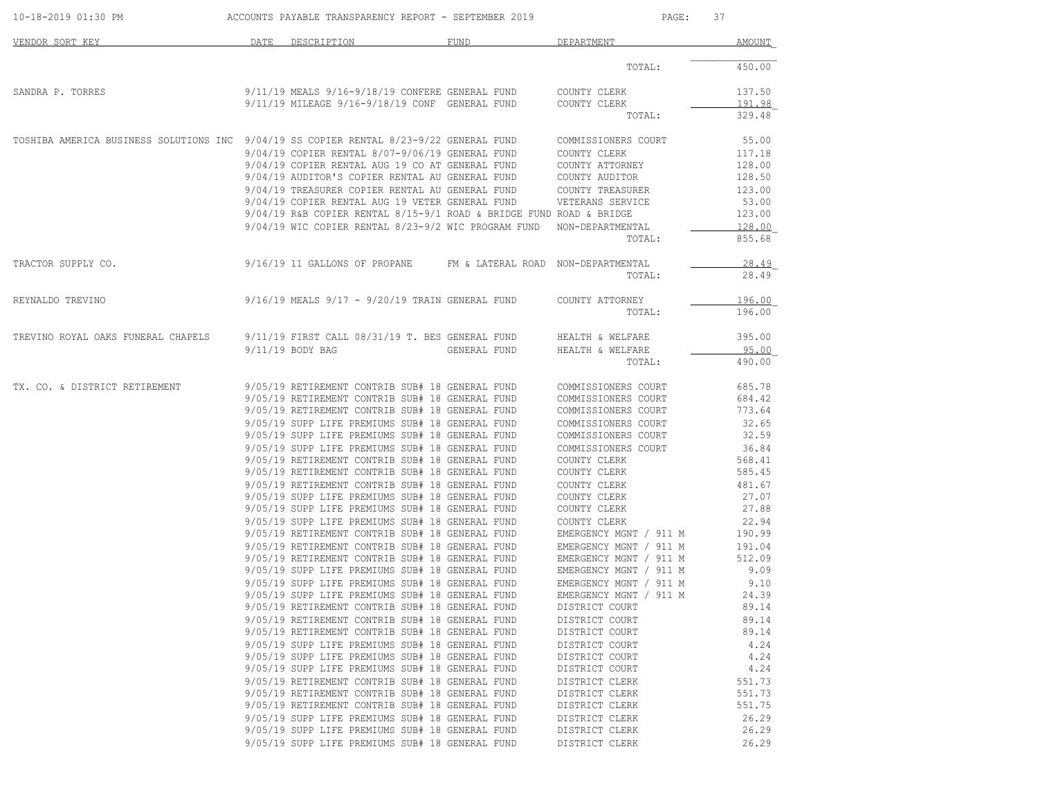| VENDOR SORT KEY | DATE | DESCRIPTION | FUND | DEPARTMENT | AMOUNT |
|---|---|---|---|---|---|
| | | | | TOTAL: | 450.00 |
| SANDRA P. TORRES | 9/11/19 | MEALS 9/16-9/18/19 CONFERE | GENERAL FUND | COUNTY CLERK | 137.50 |
| | 9/11/19 | MILEAGE 9/16-9/18/19 CONF | GENERAL FUND | COUNTY CLERK | 191.98 |
| | | | | TOTAL: | 329.48 |
| TOSHIBA AMERICA BUSINESS SOLUTIONS INC | 9/04/19 | SS COPIER RENTAL 8/23-9/22 | GENERAL FUND | COMMISSIONERS COURT | 55.00 |
| | 9/04/19 | COPIER RENTAL 8/07-9/06/19 | GENERAL FUND | COUNTY CLERK | 117.18 |
| | 9/04/19 | COPIER RENTAL AUG 19 CO AT | GENERAL FUND | COUNTY ATTORNEY | 128.00 |
| | 9/04/19 | AUDITOR'S COPIER RENTAL AU | GENERAL FUND | COUNTY AUDITOR | 128.50 |
| | 9/04/19 | TREASURER COPIER RENTAL AU | GENERAL FUND | COUNTY TREASURER | 123.00 |
| | 9/04/19 | COPIER RENTAL AUG 19 VETER | GENERAL FUND | VETERANS SERVICE | 53.00 |
| | 9/04/19 | R&B COPIER RENTAL 8/15-9/1 | ROAD & BRIDGE FUND | ROAD & BRIDGE | 123.00 |
| | 9/04/19 | WIC COPIER RENTAL 8/23-9/2 | WIC PROGRAM FUND | NON-DEPARTMENTAL | 128.00 |
| | | | | TOTAL: | 855.68 |
| TRACTOR SUPPLY CO. | 9/16/19 | 11 GALLONS OF PROPANE | FM & LATERAL ROAD | NON-DEPARTMENTAL | 28.49 |
| | | | | TOTAL: | 28.49 |
| REYNALDO TREVINO | 9/16/19 | MEALS 9/17 - 9/20/19 TRAIN | GENERAL FUND | COUNTY ATTORNEY | 196.00 |
| | | | | TOTAL: | 196.00 |
| TREVINO ROYAL OAKS FUNERAL CHAPELS | 9/11/19 | FIRST CALL 08/31/19 T. BES | GENERAL FUND | HEALTH & WELFARE | 395.00 |
| | 9/11/19 | BODY BAG | GENERAL FUND | HEALTH & WELFARE | 95.00 |
| | | | | TOTAL: | 490.00 |
| TX. CO. & DISTRICT RETIREMENT | 9/05/19 | RETIREMENT CONTRIB SUB# 18 | GENERAL FUND | COMMISSIONERS COURT | 685.78 |
| | 9/05/19 | RETIREMENT CONTRIB SUB# 18 | GENERAL FUND | COMMISSIONERS COURT | 684.42 |
| | 9/05/19 | RETIREMENT CONTRIB SUB# 18 | GENERAL FUND | COMMISSIONERS COURT | 773.64 |
| | 9/05/19 | SUPP LIFE PREMIUMS SUB# 18 | GENERAL FUND | COMMISSIONERS COURT | 32.65 |
| | 9/05/19 | SUPP LIFE PREMIUMS SUB# 18 | GENERAL FUND | COMMISSIONERS COURT | 32.59 |
| | 9/05/19 | SUPP LIFE PREMIUMS SUB# 18 | GENERAL FUND | COMMISSIONERS COURT | 36.84 |
| | 9/05/19 | RETIREMENT CONTRIB SUB# 18 | GENERAL FUND | COUNTY CLERK | 568.41 |
| | 9/05/19 | RETIREMENT CONTRIB SUB# 18 | GENERAL FUND | COUNTY CLERK | 585.45 |
| | 9/05/19 | RETIREMENT CONTRIB SUB# 18 | GENERAL FUND | COUNTY CLERK | 481.67 |
| | 9/05/19 | SUPP LIFE PREMIUMS SUB# 18 | GENERAL FUND | COUNTY CLERK | 27.07 |
| | 9/05/19 | SUPP LIFE PREMIUMS SUB# 18 | GENERAL FUND | COUNTY CLERK | 27.88 |
| | 9/05/19 | SUPP LIFE PREMIUMS SUB# 18 | GENERAL FUND | COUNTY CLERK | 22.94 |
| | 9/05/19 | RETIREMENT CONTRIB SUB# 18 | GENERAL FUND | EMERGENCY MGNT / 911 M | 190.99 |
| | 9/05/19 | RETIREMENT CONTRIB SUB# 18 | GENERAL FUND | EMERGENCY MGNT / 911 M | 191.04 |
| | 9/05/19 | RETIREMENT CONTRIB SUB# 18 | GENERAL FUND | EMERGENCY MGNT / 911 M | 512.09 |
| | 9/05/19 | SUPP LIFE PREMIUMS SUB# 18 | GENERAL FUND | EMERGENCY MGNT / 911 M | 9.09 |
| | 9/05/19 | SUPP LIFE PREMIUMS SUB# 18 | GENERAL FUND | EMERGENCY MGNT / 911 M | 9.10 |
| | 9/05/19 | SUPP LIFE PREMIUMS SUB# 18 | GENERAL FUND | EMERGENCY MGNT / 911 M | 24.39 |
| | 9/05/19 | RETIREMENT CONTRIB SUB# 18 | GENERAL FUND | DISTRICT COURT | 89.14 |
| | 9/05/19 | RETIREMENT CONTRIB SUB# 18 | GENERAL FUND | DISTRICT COURT | 89.14 |
| | 9/05/19 | RETIREMENT CONTRIB SUB# 18 | GENERAL FUND | DISTRICT COURT | 89.14 |
| | 9/05/19 | SUPP LIFE PREMIUMS SUB# 18 | GENERAL FUND | DISTRICT COURT | 4.24 |
| | 9/05/19 | SUPP LIFE PREMIUMS SUB# 18 | GENERAL FUND | DISTRICT COURT | 4.24 |
| | 9/05/19 | SUPP LIFE PREMIUMS SUB# 18 | GENERAL FUND | DISTRICT COURT | 4.24 |
| | 9/05/19 | RETIREMENT CONTRIB SUB# 18 | GENERAL FUND | DISTRICT CLERK | 551.73 |
| | 9/05/19 | RETIREMENT CONTRIB SUB# 18 | GENERAL FUND | DISTRICT CLERK | 551.73 |
| | 9/05/19 | RETIREMENT CONTRIB SUB# 18 | GENERAL FUND | DISTRICT CLERK | 551.75 |
| | 9/05/19 | SUPP LIFE PREMIUMS SUB# 18 | GENERAL FUND | DISTRICT CLERK | 26.29 |
| | 9/05/19 | SUPP LIFE PREMIUMS SUB# 18 | GENERAL FUND | DISTRICT CLERK | 26.29 |
| | 9/05/19 | SUPP LIFE PREMIUMS SUB# 18 | GENERAL FUND | DISTRICT CLERK | 26.29 |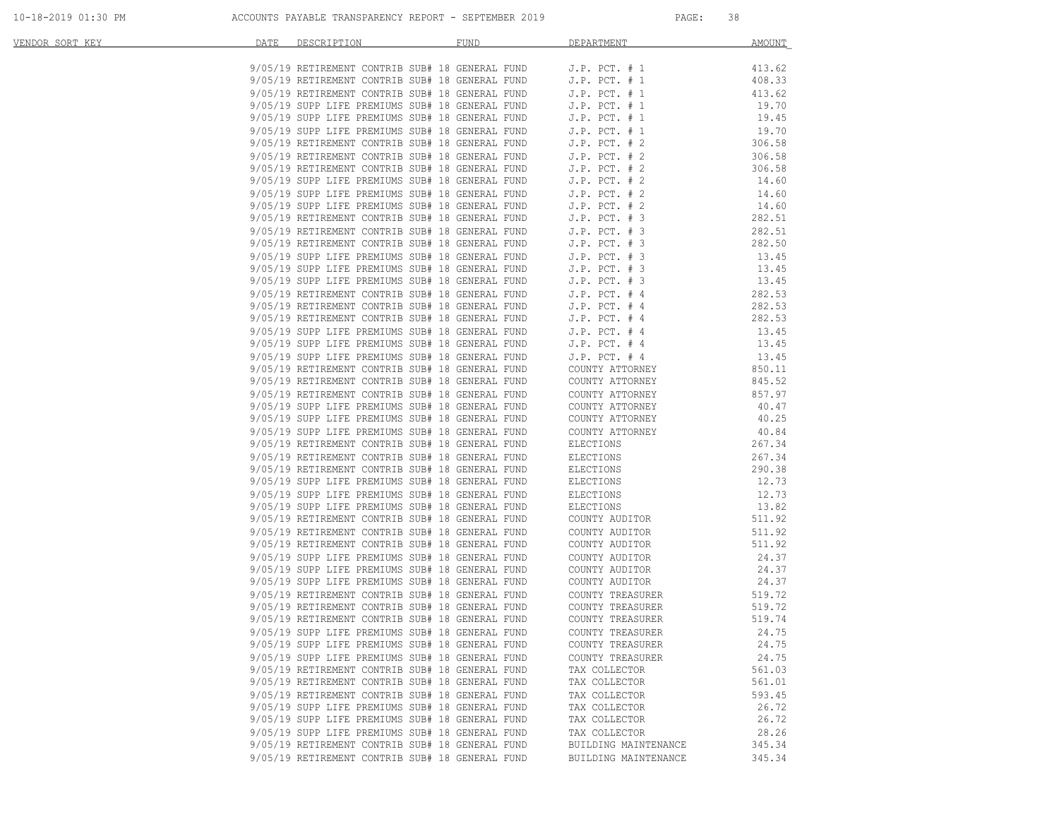| VENDOR SORT KEY | DATE | DESCRIPTION | FUND | DEPARTMENT | AMOUNT |
|---|---|---|---|---|---|
| | 9/05/19 | RETIREMENT CONTRIB SUB# 18 | GENERAL FUND | J.P. PCT. # 1 | 413.62 |
| | 9/05/19 | RETIREMENT CONTRIB SUB# 18 | GENERAL FUND | J.P. PCT. # 1 | 408.33 |
| | 9/05/19 | RETIREMENT CONTRIB SUB# 18 | GENERAL FUND | J.P. PCT. # 1 | 413.62 |
| | 9/05/19 | SUPP LIFE PREMIUMS SUB# 18 | GENERAL FUND | J.P. PCT. # 1 | 19.70 |
| | 9/05/19 | SUPP LIFE PREMIUMS SUB# 18 | GENERAL FUND | J.P. PCT. # 1 | 19.45 |
| | 9/05/19 | SUPP LIFE PREMIUMS SUB# 18 | GENERAL FUND | J.P. PCT. # 1 | 19.70 |
| | 9/05/19 | RETIREMENT CONTRIB SUB# 18 | GENERAL FUND | J.P. PCT. # 2 | 306.58 |
| | 9/05/19 | RETIREMENT CONTRIB SUB# 18 | GENERAL FUND | J.P. PCT. # 2 | 306.58 |
| | 9/05/19 | RETIREMENT CONTRIB SUB# 18 | GENERAL FUND | J.P. PCT. # 2 | 306.58 |
| | 9/05/19 | SUPP LIFE PREMIUMS SUB# 18 | GENERAL FUND | J.P. PCT. # 2 | 14.60 |
| | 9/05/19 | SUPP LIFE PREMIUMS SUB# 18 | GENERAL FUND | J.P. PCT. # 2 | 14.60 |
| | 9/05/19 | SUPP LIFE PREMIUMS SUB# 18 | GENERAL FUND | J.P. PCT. # 2 | 14.60 |
| | 9/05/19 | RETIREMENT CONTRIB SUB# 18 | GENERAL FUND | J.P. PCT. # 3 | 282.51 |
| | 9/05/19 | RETIREMENT CONTRIB SUB# 18 | GENERAL FUND | J.P. PCT. # 3 | 282.51 |
| | 9/05/19 | RETIREMENT CONTRIB SUB# 18 | GENERAL FUND | J.P. PCT. # 3 | 282.50 |
| | 9/05/19 | SUPP LIFE PREMIUMS SUB# 18 | GENERAL FUND | J.P. PCT. # 3 | 13.45 |
| | 9/05/19 | SUPP LIFE PREMIUMS SUB# 18 | GENERAL FUND | J.P. PCT. # 3 | 13.45 |
| | 9/05/19 | SUPP LIFE PREMIUMS SUB# 18 | GENERAL FUND | J.P. PCT. # 3 | 13.45 |
| | 9/05/19 | RETIREMENT CONTRIB SUB# 18 | GENERAL FUND | J.P. PCT. # 4 | 282.53 |
| | 9/05/19 | RETIREMENT CONTRIB SUB# 18 | GENERAL FUND | J.P. PCT. # 4 | 282.53 |
| | 9/05/19 | RETIREMENT CONTRIB SUB# 18 | GENERAL FUND | J.P. PCT. # 4 | 282.53 |
| | 9/05/19 | SUPP LIFE PREMIUMS SUB# 18 | GENERAL FUND | J.P. PCT. # 4 | 13.45 |
| | 9/05/19 | SUPP LIFE PREMIUMS SUB# 18 | GENERAL FUND | J.P. PCT. # 4 | 13.45 |
| | 9/05/19 | SUPP LIFE PREMIUMS SUB# 18 | GENERAL FUND | J.P. PCT. # 4 | 13.45 |
| | 9/05/19 | RETIREMENT CONTRIB SUB# 18 | GENERAL FUND | COUNTY ATTORNEY | 850.11 |
| | 9/05/19 | RETIREMENT CONTRIB SUB# 18 | GENERAL FUND | COUNTY ATTORNEY | 845.52 |
| | 9/05/19 | RETIREMENT CONTRIB SUB# 18 | GENERAL FUND | COUNTY ATTORNEY | 857.97 |
| | 9/05/19 | SUPP LIFE PREMIUMS SUB# 18 | GENERAL FUND | COUNTY ATTORNEY | 40.47 |
| | 9/05/19 | SUPP LIFE PREMIUMS SUB# 18 | GENERAL FUND | COUNTY ATTORNEY | 40.25 |
| | 9/05/19 | SUPP LIFE PREMIUMS SUB# 18 | GENERAL FUND | COUNTY ATTORNEY | 40.84 |
| | 9/05/19 | RETIREMENT CONTRIB SUB# 18 | GENERAL FUND | ELECTIONS | 267.34 |
| | 9/05/19 | RETIREMENT CONTRIB SUB# 18 | GENERAL FUND | ELECTIONS | 267.34 |
| | 9/05/19 | RETIREMENT CONTRIB SUB# 18 | GENERAL FUND | ELECTIONS | 290.38 |
| | 9/05/19 | SUPP LIFE PREMIUMS SUB# 18 | GENERAL FUND | ELECTIONS | 12.73 |
| | 9/05/19 | SUPP LIFE PREMIUMS SUB# 18 | GENERAL FUND | ELECTIONS | 12.73 |
| | 9/05/19 | SUPP LIFE PREMIUMS SUB# 18 | GENERAL FUND | ELECTIONS | 13.82 |
| | 9/05/19 | RETIREMENT CONTRIB SUB# 18 | GENERAL FUND | COUNTY AUDITOR | 511.92 |
| | 9/05/19 | RETIREMENT CONTRIB SUB# 18 | GENERAL FUND | COUNTY AUDITOR | 511.92 |
| | 9/05/19 | RETIREMENT CONTRIB SUB# 18 | GENERAL FUND | COUNTY AUDITOR | 511.92 |
| | 9/05/19 | SUPP LIFE PREMIUMS SUB# 18 | GENERAL FUND | COUNTY AUDITOR | 24.37 |
| | 9/05/19 | SUPP LIFE PREMIUMS SUB# 18 | GENERAL FUND | COUNTY AUDITOR | 24.37 |
| | 9/05/19 | SUPP LIFE PREMIUMS SUB# 18 | GENERAL FUND | COUNTY AUDITOR | 24.37 |
| | 9/05/19 | RETIREMENT CONTRIB SUB# 18 | GENERAL FUND | COUNTY TREASURER | 519.72 |
| | 9/05/19 | RETIREMENT CONTRIB SUB# 18 | GENERAL FUND | COUNTY TREASURER | 519.72 |
| | 9/05/19 | RETIREMENT CONTRIB SUB# 18 | GENERAL FUND | COUNTY TREASURER | 519.74 |
| | 9/05/19 | SUPP LIFE PREMIUMS SUB# 18 | GENERAL FUND | COUNTY TREASURER | 24.75 |
| | 9/05/19 | SUPP LIFE PREMIUMS SUB# 18 | GENERAL FUND | COUNTY TREASURER | 24.75 |
| | 9/05/19 | SUPP LIFE PREMIUMS SUB# 18 | GENERAL FUND | COUNTY TREASURER | 24.75 |
| | 9/05/19 | RETIREMENT CONTRIB SUB# 18 | GENERAL FUND | TAX COLLECTOR | 561.03 |
| | 9/05/19 | RETIREMENT CONTRIB SUB# 18 | GENERAL FUND | TAX COLLECTOR | 561.01 |
| | 9/05/19 | RETIREMENT CONTRIB SUB# 18 | GENERAL FUND | TAX COLLECTOR | 593.45 |
| | 9/05/19 | SUPP LIFE PREMIUMS SUB# 18 | GENERAL FUND | TAX COLLECTOR | 26.72 |
| | 9/05/19 | SUPP LIFE PREMIUMS SUB# 18 | GENERAL FUND | TAX COLLECTOR | 26.72 |
| | 9/05/19 | SUPP LIFE PREMIUMS SUB# 18 | GENERAL FUND | TAX COLLECTOR | 28.26 |
| | 9/05/19 | RETIREMENT CONTRIB SUB# 18 | GENERAL FUND | BUILDING MAINTENANCE | 345.34 |
| | 9/05/19 | RETIREMENT CONTRIB SUB# 18 | GENERAL FUND | BUILDING MAINTENANCE | 345.34 |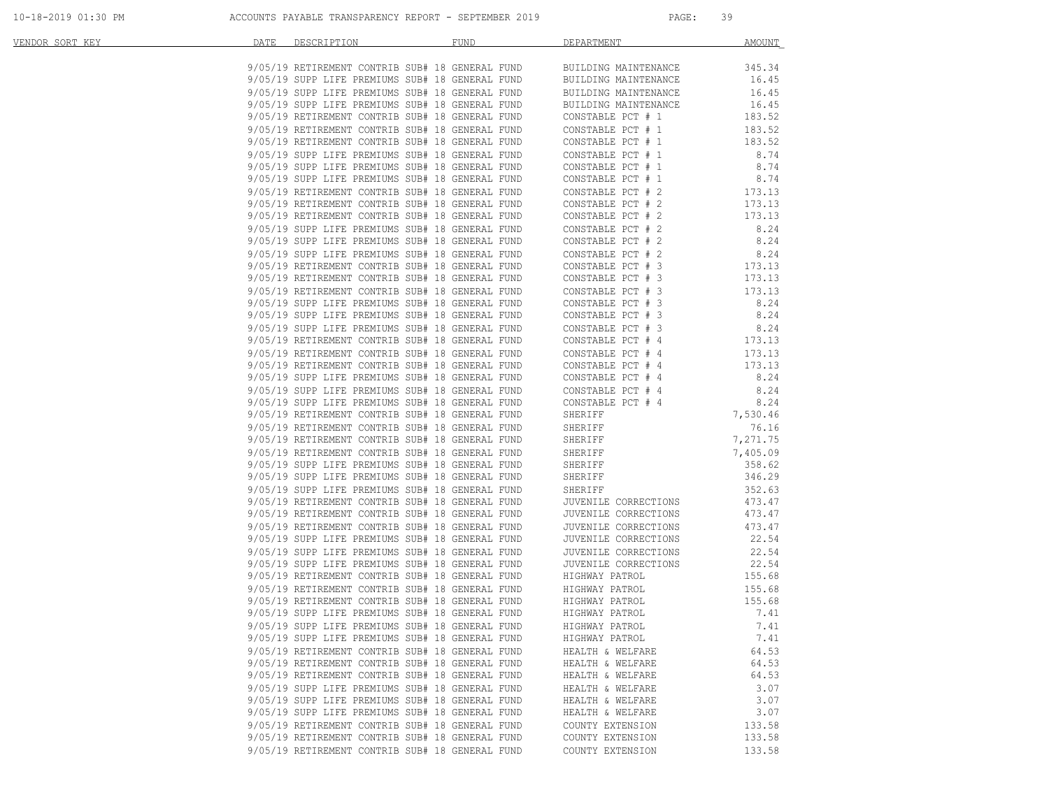| VENDOR SORT KEY | DATE | DESCRIPTION | FUND | DEPARTMENT | AMOUNT |
|---|---|---|---|---|---|
| | 9/05/19 | RETIREMENT CONTRIB SUB# 18 | GENERAL FUND | BUILDING MAINTENANCE | 345.34 |
| | 9/05/19 | SUPP LIFE PREMIUMS SUB# 18 | GENERAL FUND | BUILDING MAINTENANCE | 16.45 |
| | 9/05/19 | SUPP LIFE PREMIUMS SUB# 18 | GENERAL FUND | BUILDING MAINTENANCE | 16.45 |
| | 9/05/19 | SUPP LIFE PREMIUMS SUB# 18 | GENERAL FUND | BUILDING MAINTENANCE | 16.45 |
| | 9/05/19 | RETIREMENT CONTRIB SUB# 18 | GENERAL FUND | CONSTABLE PCT # 1 | 183.52 |
| | 9/05/19 | RETIREMENT CONTRIB SUB# 18 | GENERAL FUND | CONSTABLE PCT # 1 | 183.52 |
| | 9/05/19 | RETIREMENT CONTRIB SUB# 18 | GENERAL FUND | CONSTABLE PCT # 1 | 183.52 |
| | 9/05/19 | SUPP LIFE PREMIUMS SUB# 18 | GENERAL FUND | CONSTABLE PCT # 1 | 8.74 |
| | 9/05/19 | SUPP LIFE PREMIUMS SUB# 18 | GENERAL FUND | CONSTABLE PCT # 1 | 8.74 |
| | 9/05/19 | SUPP LIFE PREMIUMS SUB# 18 | GENERAL FUND | CONSTABLE PCT # 1 | 8.74 |
| | 9/05/19 | RETIREMENT CONTRIB SUB# 18 | GENERAL FUND | CONSTABLE PCT # 2 | 173.13 |
| | 9/05/19 | RETIREMENT CONTRIB SUB# 18 | GENERAL FUND | CONSTABLE PCT # 2 | 173.13 |
| | 9/05/19 | RETIREMENT CONTRIB SUB# 18 | GENERAL FUND | CONSTABLE PCT # 2 | 173.13 |
| | 9/05/19 | SUPP LIFE PREMIUMS SUB# 18 | GENERAL FUND | CONSTABLE PCT # 2 | 8.24 |
| | 9/05/19 | SUPP LIFE PREMIUMS SUB# 18 | GENERAL FUND | CONSTABLE PCT # 2 | 8.24 |
| | 9/05/19 | SUPP LIFE PREMIUMS SUB# 18 | GENERAL FUND | CONSTABLE PCT # 2 | 8.24 |
| | 9/05/19 | RETIREMENT CONTRIB SUB# 18 | GENERAL FUND | CONSTABLE PCT # 3 | 173.13 |
| | 9/05/19 | RETIREMENT CONTRIB SUB# 18 | GENERAL FUND | CONSTABLE PCT # 3 | 173.13 |
| | 9/05/19 | RETIREMENT CONTRIB SUB# 18 | GENERAL FUND | CONSTABLE PCT # 3 | 173.13 |
| | 9/05/19 | SUPP LIFE PREMIUMS SUB# 18 | GENERAL FUND | CONSTABLE PCT # 3 | 8.24 |
| | 9/05/19 | SUPP LIFE PREMIUMS SUB# 18 | GENERAL FUND | CONSTABLE PCT # 3 | 8.24 |
| | 9/05/19 | SUPP LIFE PREMIUMS SUB# 18 | GENERAL FUND | CONSTABLE PCT # 3 | 8.24 |
| | 9/05/19 | RETIREMENT CONTRIB SUB# 18 | GENERAL FUND | CONSTABLE PCT # 4 | 173.13 |
| | 9/05/19 | RETIREMENT CONTRIB SUB# 18 | GENERAL FUND | CONSTABLE PCT # 4 | 173.13 |
| | 9/05/19 | RETIREMENT CONTRIB SUB# 18 | GENERAL FUND | CONSTABLE PCT # 4 | 173.13 |
| | 9/05/19 | SUPP LIFE PREMIUMS SUB# 18 | GENERAL FUND | CONSTABLE PCT # 4 | 8.24 |
| | 9/05/19 | SUPP LIFE PREMIUMS SUB# 18 | GENERAL FUND | CONSTABLE PCT # 4 | 8.24 |
| | 9/05/19 | SUPP LIFE PREMIUMS SUB# 18 | GENERAL FUND | CONSTABLE PCT # 4 | 8.24 |
| | 9/05/19 | RETIREMENT CONTRIB SUB# 18 | GENERAL FUND | SHERIFF | 7,530.46 |
| | 9/05/19 | RETIREMENT CONTRIB SUB# 18 | GENERAL FUND | SHERIFF | 76.16 |
| | 9/05/19 | RETIREMENT CONTRIB SUB# 18 | GENERAL FUND | SHERIFF | 7,271.75 |
| | 9/05/19 | RETIREMENT CONTRIB SUB# 18 | GENERAL FUND | SHERIFF | 7,405.09 |
| | 9/05/19 | SUPP LIFE PREMIUMS SUB# 18 | GENERAL FUND | SHERIFF | 358.62 |
| | 9/05/19 | SUPP LIFE PREMIUMS SUB# 18 | GENERAL FUND | SHERIFF | 346.29 |
| | 9/05/19 | SUPP LIFE PREMIUMS SUB# 18 | GENERAL FUND | SHERIFF | 352.63 |
| | 9/05/19 | RETIREMENT CONTRIB SUB# 18 | GENERAL FUND | JUVENILE CORRECTIONS | 473.47 |
| | 9/05/19 | RETIREMENT CONTRIB SUB# 18 | GENERAL FUND | JUVENILE CORRECTIONS | 473.47 |
| | 9/05/19 | RETIREMENT CONTRIB SUB# 18 | GENERAL FUND | JUVENILE CORRECTIONS | 473.47 |
| | 9/05/19 | SUPP LIFE PREMIUMS SUB# 18 | GENERAL FUND | JUVENILE CORRECTIONS | 22.54 |
| | 9/05/19 | SUPP LIFE PREMIUMS SUB# 18 | GENERAL FUND | JUVENILE CORRECTIONS | 22.54 |
| | 9/05/19 | SUPP LIFE PREMIUMS SUB# 18 | GENERAL FUND | JUVENILE CORRECTIONS | 22.54 |
| | 9/05/19 | RETIREMENT CONTRIB SUB# 18 | GENERAL FUND | HIGHWAY PATROL | 155.68 |
| | 9/05/19 | RETIREMENT CONTRIB SUB# 18 | GENERAL FUND | HIGHWAY PATROL | 155.68 |
| | 9/05/19 | RETIREMENT CONTRIB SUB# 18 | GENERAL FUND | HIGHWAY PATROL | 155.68 |
| | 9/05/19 | SUPP LIFE PREMIUMS SUB# 18 | GENERAL FUND | HIGHWAY PATROL | 7.41 |
| | 9/05/19 | SUPP LIFE PREMIUMS SUB# 18 | GENERAL FUND | HIGHWAY PATROL | 7.41 |
| | 9/05/19 | SUPP LIFE PREMIUMS SUB# 18 | GENERAL FUND | HIGHWAY PATROL | 7.41 |
| | 9/05/19 | RETIREMENT CONTRIB SUB# 18 | GENERAL FUND | HEALTH & WELFARE | 64.53 |
| | 9/05/19 | RETIREMENT CONTRIB SUB# 18 | GENERAL FUND | HEALTH & WELFARE | 64.53 |
| | 9/05/19 | RETIREMENT CONTRIB SUB# 18 | GENERAL FUND | HEALTH & WELFARE | 64.53 |
| | 9/05/19 | SUPP LIFE PREMIUMS SUB# 18 | GENERAL FUND | HEALTH & WELFARE | 3.07 |
| | 9/05/19 | SUPP LIFE PREMIUMS SUB# 18 | GENERAL FUND | HEALTH & WELFARE | 3.07 |
| | 9/05/19 | SUPP LIFE PREMIUMS SUB# 18 | GENERAL FUND | HEALTH & WELFARE | 3.07 |
| | 9/05/19 | RETIREMENT CONTRIB SUB# 18 | GENERAL FUND | COUNTY EXTENSION | 133.58 |
| | 9/05/19 | RETIREMENT CONTRIB SUB# 18 | GENERAL FUND | COUNTY EXTENSION | 133.58 |
| | 9/05/19 | RETIREMENT CONTRIB SUB# 18 | GENERAL FUND | COUNTY EXTENSION | 133.58 |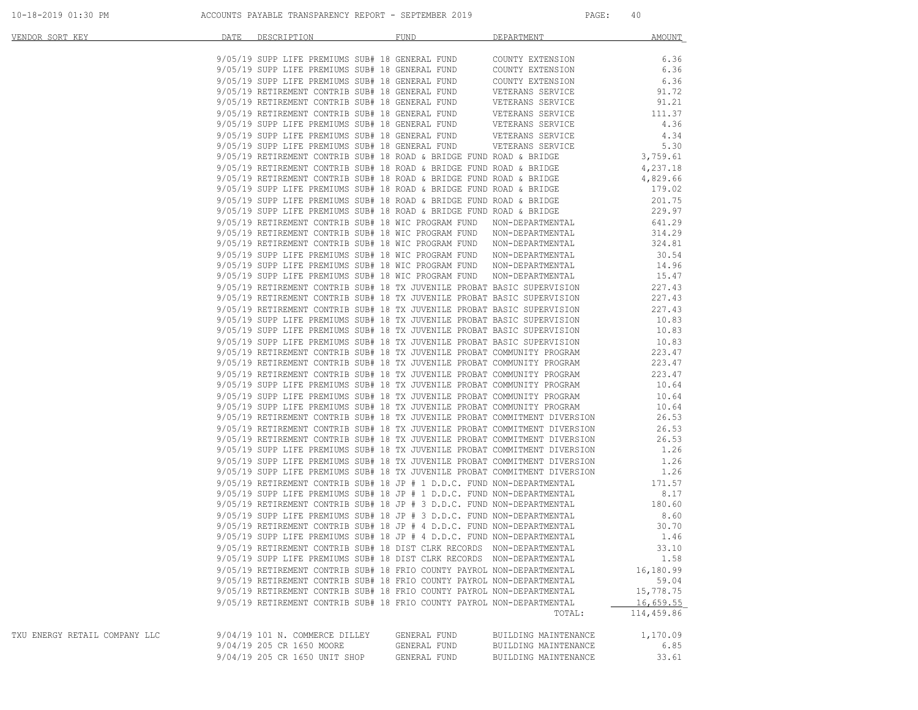| VENDOR SORT KEY | DATE | DESCRIPTION | FUND | DEPARTMENT | AMOUNT |
|---|---|---|---|---|---|
| | 9/05/19 | SUPP LIFE PREMIUMS SUB# 18 | GENERAL FUND | COUNTY EXTENSION | 6.36 |
| | 9/05/19 | SUPP LIFE PREMIUMS SUB# 18 | GENERAL FUND | COUNTY EXTENSION | 6.36 |
| | 9/05/19 | SUPP LIFE PREMIUMS SUB# 18 | GENERAL FUND | COUNTY EXTENSION | 6.36 |
| | 9/05/19 | RETIREMENT CONTRIB SUB# 18 | GENERAL FUND | VETERANS SERVICE | 91.72 |
| | 9/05/19 | RETIREMENT CONTRIB SUB# 18 | GENERAL FUND | VETERANS SERVICE | 91.21 |
| | 9/05/19 | RETIREMENT CONTRIB SUB# 18 | GENERAL FUND | VETERANS SERVICE | 111.37 |
| | 9/05/19 | SUPP LIFE PREMIUMS SUB# 18 | GENERAL FUND | VETERANS SERVICE | 4.36 |
| | 9/05/19 | SUPP LIFE PREMIUMS SUB# 18 | GENERAL FUND | VETERANS SERVICE | 4.34 |
| | 9/05/19 | SUPP LIFE PREMIUMS SUB# 18 | GENERAL FUND | VETERANS SERVICE | 5.30 |
| | 9/05/19 | RETIREMENT CONTRIB SUB# 18 | ROAD & BRIDGE FUND | ROAD & BRIDGE | 3,759.61 |
| | 9/05/19 | RETIREMENT CONTRIB SUB# 18 | ROAD & BRIDGE FUND | ROAD & BRIDGE | 4,237.18 |
| | 9/05/19 | RETIREMENT CONTRIB SUB# 18 | ROAD & BRIDGE FUND | ROAD & BRIDGE | 4,829.66 |
| | 9/05/19 | SUPP LIFE PREMIUMS SUB# 18 | ROAD & BRIDGE FUND | ROAD & BRIDGE | 179.02 |
| | 9/05/19 | SUPP LIFE PREMIUMS SUB# 18 | ROAD & BRIDGE FUND | ROAD & BRIDGE | 201.75 |
| | 9/05/19 | SUPP LIFE PREMIUMS SUB# 18 | ROAD & BRIDGE FUND | ROAD & BRIDGE | 229.97 |
| | 9/05/19 | RETIREMENT CONTRIB SUB# 18 | WIC PROGRAM FUND | NON-DEPARTMENTAL | 641.29 |
| | 9/05/19 | RETIREMENT CONTRIB SUB# 18 | WIC PROGRAM FUND | NON-DEPARTMENTAL | 314.29 |
| | 9/05/19 | RETIREMENT CONTRIB SUB# 18 | WIC PROGRAM FUND | NON-DEPARTMENTAL | 324.81 |
| | 9/05/19 | SUPP LIFE PREMIUMS SUB# 18 | WIC PROGRAM FUND | NON-DEPARTMENTAL | 30.54 |
| | 9/05/19 | SUPP LIFE PREMIUMS SUB# 18 | WIC PROGRAM FUND | NON-DEPARTMENTAL | 14.96 |
| | 9/05/19 | SUPP LIFE PREMIUMS SUB# 18 | WIC PROGRAM FUND | NON-DEPARTMENTAL | 15.47 |
| | 9/05/19 | RETIREMENT CONTRIB SUB# 18 | TX JUVENILE PROBAT | BASIC SUPERVISION | 227.43 |
| | 9/05/19 | RETIREMENT CONTRIB SUB# 18 | TX JUVENILE PROBAT | BASIC SUPERVISION | 227.43 |
| | 9/05/19 | RETIREMENT CONTRIB SUB# 18 | TX JUVENILE PROBAT | BASIC SUPERVISION | 227.43 |
| | 9/05/19 | SUPP LIFE PREMIUMS SUB# 18 | TX JUVENILE PROBAT | BASIC SUPERVISION | 10.83 |
| | 9/05/19 | SUPP LIFE PREMIUMS SUB# 18 | TX JUVENILE PROBAT | BASIC SUPERVISION | 10.83 |
| | 9/05/19 | SUPP LIFE PREMIUMS SUB# 18 | TX JUVENILE PROBAT | BASIC SUPERVISION | 10.83 |
| | 9/05/19 | RETIREMENT CONTRIB SUB# 18 | TX JUVENILE PROBAT | COMMUNITY PROGRAM | 223.47 |
| | 9/05/19 | RETIREMENT CONTRIB SUB# 18 | TX JUVENILE PROBAT | COMMUNITY PROGRAM | 223.47 |
| | 9/05/19 | RETIREMENT CONTRIB SUB# 18 | TX JUVENILE PROBAT | COMMUNITY PROGRAM | 223.47 |
| | 9/05/19 | SUPP LIFE PREMIUMS SUB# 18 | TX JUVENILE PROBAT | COMMUNITY PROGRAM | 10.64 |
| | 9/05/19 | SUPP LIFE PREMIUMS SUB# 18 | TX JUVENILE PROBAT | COMMUNITY PROGRAM | 10.64 |
| | 9/05/19 | SUPP LIFE PREMIUMS SUB# 18 | TX JUVENILE PROBAT | COMMUNITY PROGRAM | 10.64 |
| | 9/05/19 | RETIREMENT CONTRIB SUB# 18 | TX JUVENILE PROBAT | COMMITMENT DIVERSION | 26.53 |
| | 9/05/19 | RETIREMENT CONTRIB SUB# 18 | TX JUVENILE PROBAT | COMMITMENT DIVERSION | 26.53 |
| | 9/05/19 | RETIREMENT CONTRIB SUB# 18 | TX JUVENILE PROBAT | COMMITMENT DIVERSION | 26.53 |
| | 9/05/19 | SUPP LIFE PREMIUMS SUB# 18 | TX JUVENILE PROBAT | COMMITMENT DIVERSION | 1.26 |
| | 9/05/19 | SUPP LIFE PREMIUMS SUB# 18 | TX JUVENILE PROBAT | COMMITMENT DIVERSION | 1.26 |
| | 9/05/19 | SUPP LIFE PREMIUMS SUB# 18 | TX JUVENILE PROBAT | COMMITMENT DIVERSION | 1.26 |
| | 9/05/19 | RETIREMENT CONTRIB SUB# 18 | JP # 1 D.D.C. FUND | NON-DEPARTMENTAL | 171.57 |
| | 9/05/19 | SUPP LIFE PREMIUMS SUB# 18 | JP # 1 D.D.C. FUND | NON-DEPARTMENTAL | 8.17 |
| | 9/05/19 | RETIREMENT CONTRIB SUB# 18 | JP # 3 D.D.C. FUND | NON-DEPARTMENTAL | 180.60 |
| | 9/05/19 | SUPP LIFE PREMIUMS SUB# 18 | JP # 3 D.D.C. FUND | NON-DEPARTMENTAL | 8.60 |
| | 9/05/19 | RETIREMENT CONTRIB SUB# 18 | JP # 4 D.D.C. FUND | NON-DEPARTMENTAL | 30.70 |
| | 9/05/19 | SUPP LIFE PREMIUMS SUB# 18 | JP # 4 D.D.C. FUND | NON-DEPARTMENTAL | 1.46 |
| | 9/05/19 | RETIREMENT CONTRIB SUB# 18 | DIST CLRK RECORDS | NON-DEPARTMENTAL | 33.10 |
| | 9/05/19 | SUPP LIFE PREMIUMS SUB# 18 | DIST CLRK RECORDS | NON-DEPARTMENTAL | 1.58 |
| | 9/05/19 | RETIREMENT CONTRIB SUB# 18 | FRIO COUNTY PAYROL | NON-DEPARTMENTAL | 16,180.99 |
| | 9/05/19 | RETIREMENT CONTRIB SUB# 18 | FRIO COUNTY PAYROL | NON-DEPARTMENTAL | 59.04 |
| | 9/05/19 | RETIREMENT CONTRIB SUB# 18 | FRIO COUNTY PAYROL | NON-DEPARTMENTAL | 15,778.75 |
| | 9/05/19 | RETIREMENT CONTRIB SUB# 18 | FRIO COUNTY PAYROL | NON-DEPARTMENTAL | 16,659.55 |
| | | | | TOTAL: | 114,459.86 |
| TXU ENERGY RETAIL COMPANY LLC | 9/04/19 | 101 N. COMMERCE DILLEY | GENERAL FUND | BUILDING MAINTENANCE | 1,170.09 |
| | 9/04/19 | 205 CR 1650 MOORE | GENERAL FUND | BUILDING MAINTENANCE | 6.85 |
| | 9/04/19 | 205 CR 1650 UNIT SHOP | GENERAL FUND | BUILDING MAINTENANCE | 33.61 |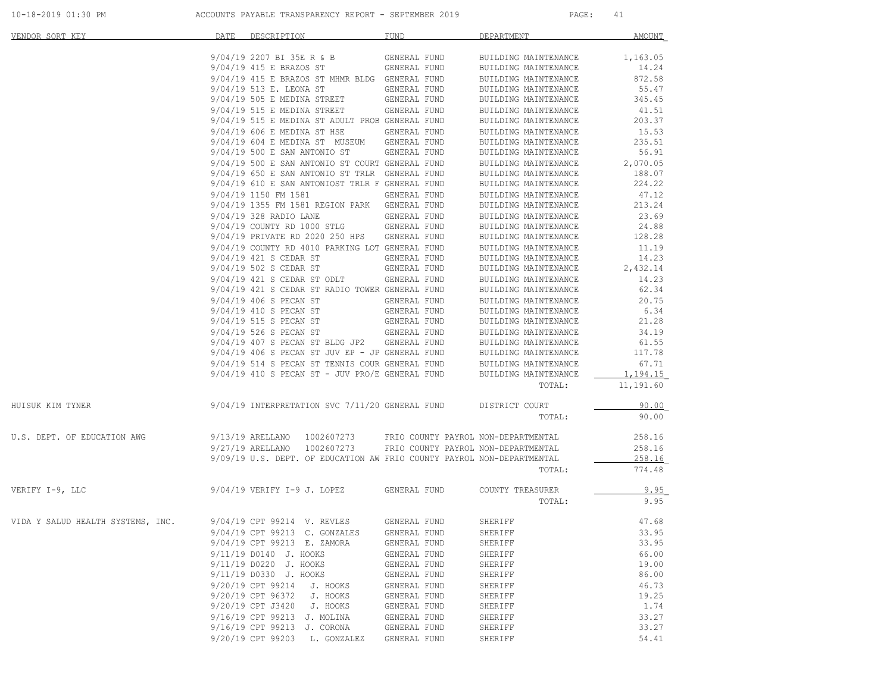# ACCOUNTS PAYABLE TRANSPARENCY REPORT - SEPTEMBER 2019

| VENDOR SORT KEY | DATE | DESCRIPTION | FUND | DEPARTMENT | AMOUNT |
|---|---|---|---|---|---|
| | 9/04/19 | 2207 BI 35E R & B | GENERAL FUND | BUILDING MAINTENANCE | 1,163.05 |
| | 9/04/19 | 415 E BRAZOS ST | GENERAL FUND | BUILDING MAINTENANCE | 14.24 |
| | 9/04/19 | 415 E BRAZOS ST MHMR BLDG | GENERAL FUND | BUILDING MAINTENANCE | 872.58 |
| | 9/04/19 | 513 E. LEONA ST | GENERAL FUND | BUILDING MAINTENANCE | 55.47 |
| | 9/04/19 | 505 E MEDINA STREET | GENERAL FUND | BUILDING MAINTENANCE | 345.45 |
| | 9/04/19 | 515 E MEDINA STREET | GENERAL FUND | BUILDING MAINTENANCE | 41.51 |
| | 9/04/19 | 515 E MEDINA ST ADULT PROB | GENERAL FUND | BUILDING MAINTENANCE | 203.37 |
| | 9/04/19 | 606 E MEDINA ST HSE | GENERAL FUND | BUILDING MAINTENANCE | 15.53 |
| | 9/04/19 | 604 E MEDINA ST MUSEUM | GENERAL FUND | BUILDING MAINTENANCE | 235.51 |
| | 9/04/19 | 500 E SAN ANTONIO ST | GENERAL FUND | BUILDING MAINTENANCE | 56.91 |
| | 9/04/19 | 500 E SAN ANTONIO ST COURT | GENERAL FUND | BUILDING MAINTENANCE | 2,070.05 |
| | 9/04/19 | 650 E SAN ANTONIO ST TRLR | GENERAL FUND | BUILDING MAINTENANCE | 188.07 |
| | 9/04/19 | 610 E SAN ANTONIOST TRLR F | GENERAL FUND | BUILDING MAINTENANCE | 224.22 |
| | 9/04/19 | 1150 FM 1581 | GENERAL FUND | BUILDING MAINTENANCE | 47.12 |
| | 9/04/19 | 1355 FM 1581 REGION PARK | GENERAL FUND | BUILDING MAINTENANCE | 213.24 |
| | 9/04/19 | 328 RADIO LANE | GENERAL FUND | BUILDING MAINTENANCE | 23.69 |
| | 9/04/19 | COUNTY RD 1000 STLG | GENERAL FUND | BUILDING MAINTENANCE | 24.88 |
| | 9/04/19 | PRIVATE RD 2020 250 HPS | GENERAL FUND | BUILDING MAINTENANCE | 128.28 |
| | 9/04/19 | COUNTY RD 4010 PARKING LOT | GENERAL FUND | BUILDING MAINTENANCE | 11.19 |
| | 9/04/19 | 421 S CEDAR ST | GENERAL FUND | BUILDING MAINTENANCE | 14.23 |
| | 9/04/19 | 502 S CEDAR ST | GENERAL FUND | BUILDING MAINTENANCE | 2,432.14 |
| | 9/04/19 | 421 S CEDAR ST ODLT | GENERAL FUND | BUILDING MAINTENANCE | 14.23 |
| | 9/04/19 | 421 S CEDAR ST RADIO TOWER | GENERAL FUND | BUILDING MAINTENANCE | 62.34 |
| | 9/04/19 | 406 S PECAN ST | GENERAL FUND | BUILDING MAINTENANCE | 20.75 |
| | 9/04/19 | 410 S PECAN ST | GENERAL FUND | BUILDING MAINTENANCE | 6.34 |
| | 9/04/19 | 515 S PECAN ST | GENERAL FUND | BUILDING MAINTENANCE | 21.28 |
| | 9/04/19 | 526 S PECAN ST | GENERAL FUND | BUILDING MAINTENANCE | 34.19 |
| | 9/04/19 | 407 S PECAN ST BLDG JP2 | GENERAL FUND | BUILDING MAINTENANCE | 61.55 |
| | 9/04/19 | 406 S PECAN ST JUV EP - JP | GENERAL FUND | BUILDING MAINTENANCE | 117.78 |
| | 9/04/19 | 514 S PECAN ST TENNIS COUR | GENERAL FUND | BUILDING MAINTENANCE | 67.71 |
| | 9/04/19 | 410 S PECAN ST - JUV PRO/E | GENERAL FUND | BUILDING MAINTENANCE | 1,194.15 |
| | | | | TOTAL: | 11,191.60 |
| HUISUK KIM TYNER | 9/04/19 | INTERPRETATION SVC 7/11/20 | GENERAL FUND | DISTRICT COURT | 90.00 |
| | | | | TOTAL: | 90.00 |
| U.S. DEPT. OF EDUCATION AWG | 9/13/19 | ARELLANO 1002607273 | FRIO COUNTY PAYROL | NON-DEPARTMENTAL | 258.16 |
| | 9/27/19 | ARELLANO 1002607273 | FRIO COUNTY PAYROL | NON-DEPARTMENTAL | 258.16 |
| | 9/09/19 | U.S. DEPT. OF EDUCATION AW | FRIO COUNTY PAYROL | NON-DEPARTMENTAL | 258.16 |
| | | | | TOTAL: | 774.48 |
| VERIFY I-9, LLC | 9/04/19 | VERIFY I-9 J. LOPEZ | GENERAL FUND | COUNTY TREASURER | 9.95 |
| | | | | TOTAL: | 9.95 |
| VIDA Y SALUD HEALTH SYSTEMS, INC. | 9/04/19 | CPT 99214 V. REVLES | GENERAL FUND | SHERIFF | 47.68 |
| | 9/04/19 | CPT 99213 C. GONZALES | GENERAL FUND | SHERIFF | 33.95 |
| | 9/04/19 | CPT 99213 E. ZAMORA | GENERAL FUND | SHERIFF | 33.95 |
| | 9/11/19 | D0140 J. HOOKS | GENERAL FUND | SHERIFF | 66.00 |
| | 9/11/19 | D0220 J. HOOKS | GENERAL FUND | SHERIFF | 19.00 |
| | 9/11/19 | D0330 J. HOOKS | GENERAL FUND | SHERIFF | 86.00 |
| | 9/20/19 | CPT 99214 J. HOOKS | GENERAL FUND | SHERIFF | 46.73 |
| | 9/20/19 | CPT 96372 J. HOOKS | GENERAL FUND | SHERIFF | 19.25 |
| | 9/20/19 | CPT J3420 J. HOOKS | GENERAL FUND | SHERIFF | 1.74 |
| | 9/16/19 | CPT 99213 J. MOLINA | GENERAL FUND | SHERIFF | 33.27 |
| | 9/16/19 | CPT 99213 J. CORONA | GENERAL FUND | SHERIFF | 33.27 |
| | 9/20/19 | CPT 99203 L. GONZALEZ | GENERAL FUND | SHERIFF | 54.41 |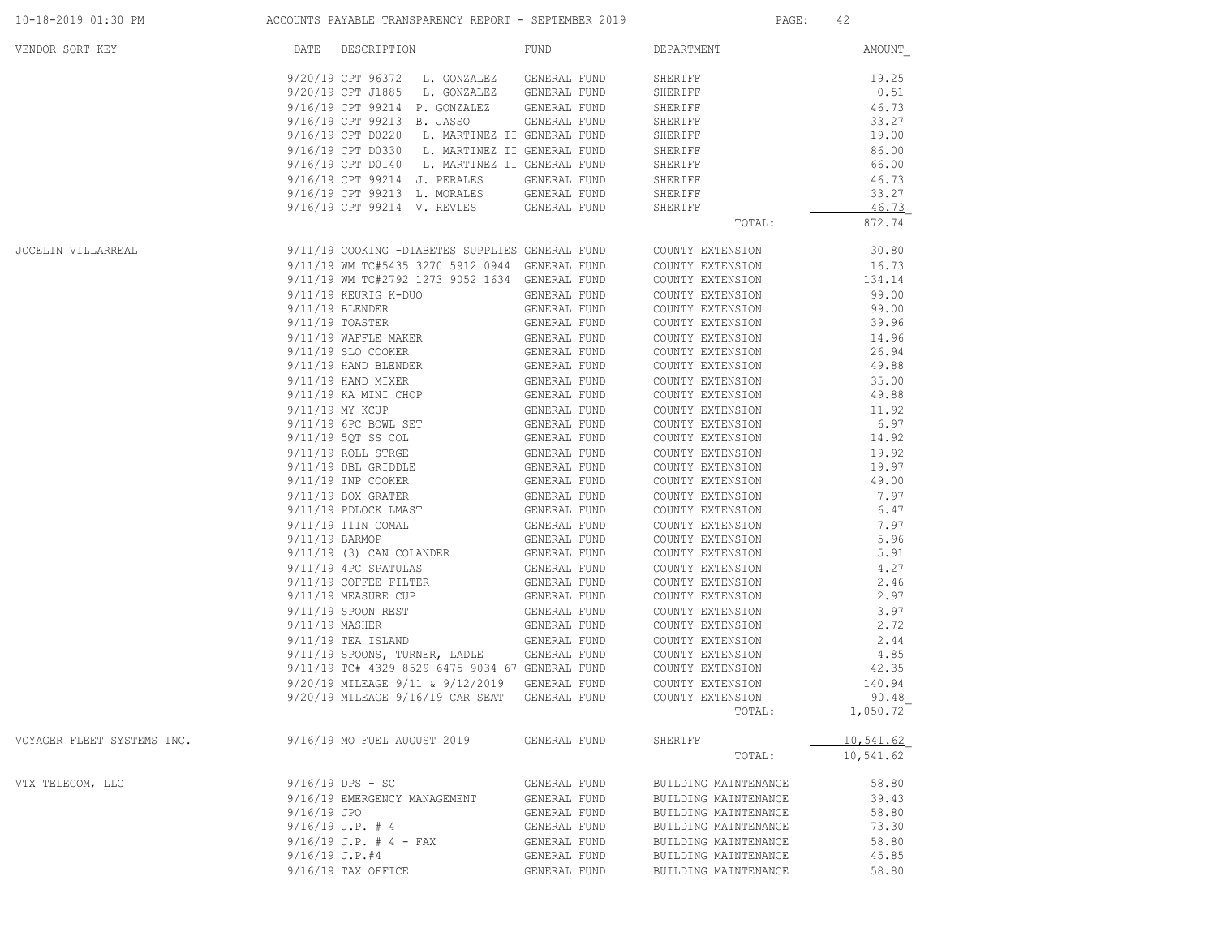| VENDOR SORT KEY | DATE | DESCRIPTION | FUND | DEPARTMENT | AMOUNT |
|---|---|---|---|---|---|
| | 9/20/19 | CPT 96372 L. GONZALEZ | GENERAL FUND | SHERIFF | 19.25 |
| | 9/20/19 | CPT J1885 L. GONZALEZ | GENERAL FUND | SHERIFF | 0.51 |
| | 9/16/19 | CPT 99214 P. GONZALEZ | GENERAL FUND | SHERIFF | 46.73 |
| | 9/16/19 | CPT 99213 B. JASSO | GENERAL FUND | SHERIFF | 33.27 |
| | 9/16/19 | CPT D0220 L. MARTINEZ II | GENERAL FUND | SHERIFF | 19.00 |
| | 9/16/19 | CPT D0330 L. MARTINEZ II | GENERAL FUND | SHERIFF | 86.00 |
| | 9/16/19 | CPT D0140 L. MARTINEZ II | GENERAL FUND | SHERIFF | 66.00 |
| | 9/16/19 | CPT 99214 J. PERALES | GENERAL FUND | SHERIFF | 46.73 |
| | 9/16/19 | CPT 99213 L. MORALES | GENERAL FUND | SHERIFF | 33.27 |
| | 9/16/19 | CPT 99214 V. REVLES | GENERAL FUND | SHERIFF | 46.73 |
| | | | | TOTAL: | 872.74 |
| JOCELIN VILLARREAL | 9/11/19 | COOKING -DIABETES SUPPLIES | GENERAL FUND | COUNTY EXTENSION | 30.80 |
| | 9/11/19 | WM TC#5435 3270 5912 0944 | GENERAL FUND | COUNTY EXTENSION | 16.73 |
| | 9/11/19 | WM TC#2792 1273 9052 1634 | GENERAL FUND | COUNTY EXTENSION | 134.14 |
| | 9/11/19 | KEURIG K-DUO | GENERAL FUND | COUNTY EXTENSION | 99.00 |
| | 9/11/19 | BLENDER | GENERAL FUND | COUNTY EXTENSION | 99.00 |
| | 9/11/19 | TOASTER | GENERAL FUND | COUNTY EXTENSION | 39.96 |
| | 9/11/19 | WAFFLE MAKER | GENERAL FUND | COUNTY EXTENSION | 14.96 |
| | 9/11/19 | SLO COOKER | GENERAL FUND | COUNTY EXTENSION | 26.94 |
| | 9/11/19 | HAND BLENDER | GENERAL FUND | COUNTY EXTENSION | 49.88 |
| | 9/11/19 | HAND MIXER | GENERAL FUND | COUNTY EXTENSION | 35.00 |
| | 9/11/19 | KA MINI CHOP | GENERAL FUND | COUNTY EXTENSION | 49.88 |
| | 9/11/19 | MY KCUP | GENERAL FUND | COUNTY EXTENSION | 11.92 |
| | 9/11/19 | 6PC BOWL SET | GENERAL FUND | COUNTY EXTENSION | 6.97 |
| | 9/11/19 | 5QT SS COL | GENERAL FUND | COUNTY EXTENSION | 14.92 |
| | 9/11/19 | ROLL STRGE | GENERAL FUND | COUNTY EXTENSION | 19.92 |
| | 9/11/19 | DBL GRIDDLE | GENERAL FUND | COUNTY EXTENSION | 19.97 |
| | 9/11/19 | INP COOKER | GENERAL FUND | COUNTY EXTENSION | 49.00 |
| | 9/11/19 | BOX GRATER | GENERAL FUND | COUNTY EXTENSION | 7.97 |
| | 9/11/19 | PDLOCK LMAST | GENERAL FUND | COUNTY EXTENSION | 6.47 |
| | 9/11/19 | 11IN COMAL | GENERAL FUND | COUNTY EXTENSION | 7.97 |
| | 9/11/19 | BARMOP | GENERAL FUND | COUNTY EXTENSION | 5.96 |
| | 9/11/19 | (3) CAN COLANDER | GENERAL FUND | COUNTY EXTENSION | 5.91 |
| | 9/11/19 | 4PC SPATULAS | GENERAL FUND | COUNTY EXTENSION | 4.27 |
| | 9/11/19 | COFFEE FILTER | GENERAL FUND | COUNTY EXTENSION | 2.46 |
| | 9/11/19 | MEASURE CUP | GENERAL FUND | COUNTY EXTENSION | 2.97 |
| | 9/11/19 | SPOON REST | GENERAL FUND | COUNTY EXTENSION | 3.97 |
| | 9/11/19 | MASHER | GENERAL FUND | COUNTY EXTENSION | 2.72 |
| | 9/11/19 | TEA ISLAND | GENERAL FUND | COUNTY EXTENSION | 2.44 |
| | 9/11/19 | SPOONS, TURNER, LADLE | GENERAL FUND | COUNTY EXTENSION | 4.85 |
| | 9/11/19 | TC# 4329 8529 6475 9034 67 | GENERAL FUND | COUNTY EXTENSION | 42.35 |
| | 9/20/19 | MILEAGE 9/11 & 9/12/2019 | GENERAL FUND | COUNTY EXTENSION | 140.94 |
| | 9/20/19 | MILEAGE 9/16/19 CAR SEAT | GENERAL FUND | COUNTY EXTENSION | 90.48 |
| | | | | TOTAL: | 1,050.72 |
| VOYAGER FLEET SYSTEMS INC. | 9/16/19 | MO FUEL AUGUST 2019 | GENERAL FUND | SHERIFF | 10,541.62 |
| | | | | TOTAL: | 10,541.62 |
| VTX TELECOM, LLC | 9/16/19 | DPS - SC | GENERAL FUND | BUILDING MAINTENANCE | 58.80 |
| | 9/16/19 | EMERGENCY MANAGEMENT | GENERAL FUND | BUILDING MAINTENANCE | 39.43 |
| | 9/16/19 | JPO | GENERAL FUND | BUILDING MAINTENANCE | 58.80 |
| | 9/16/19 | J.P. # 4 | GENERAL FUND | BUILDING MAINTENANCE | 73.30 |
| | 9/16/19 | J.P. # 4 - FAX | GENERAL FUND | BUILDING MAINTENANCE | 58.80 |
| | 9/16/19 | J.P.#4 | GENERAL FUND | BUILDING MAINTENANCE | 45.85 |
| | 9/16/19 | TAX OFFICE | GENERAL FUND | BUILDING MAINTENANCE | 58.80 |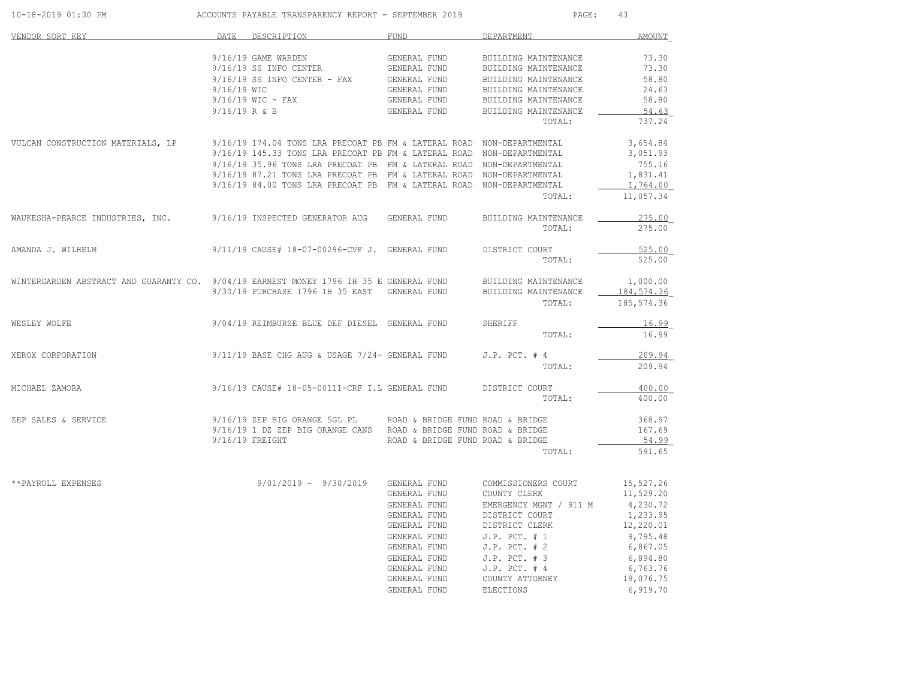ACCOUNTS PAYABLE TRANSPARENCY REPORT - SEPTEMBER 2019

| VENDOR SORT KEY | DATE | DESCRIPTION | FUND | DEPARTMENT | AMOUNT |
|---|---|---|---|---|---|
| | 9/16/19 | GAME WARDEN | GENERAL FUND | BUILDING MAINTENANCE | 73.30 |
| | 9/16/19 | SS INFO CENTER | GENERAL FUND | BUILDING MAINTENANCE | 73.30 |
| | 9/16/19 | SS INFO CENTER - FAX | GENERAL FUND | BUILDING MAINTENANCE | 58.80 |
| | 9/16/19 | WIC | GENERAL FUND | BUILDING MAINTENANCE | 24.63 |
| | 9/16/19 | WIC - FAX | GENERAL FUND | BUILDING MAINTENANCE | 58.80 |
| | 9/16/19 | R & B | GENERAL FUND | BUILDING MAINTENANCE | 54.63 |
| | | | | TOTAL: | 737.24 |
| VULCAN CONSTRUCTION MATERIALS, LP | 9/16/19 | 174.04 TONS LRA PRECOAT PB | FM & LATERAL ROAD | NON-DEPARTMENTAL | 3,654.84 |
| | 9/16/19 | 145.33 TONS LRA PRECOAT PB | FM & LATERAL ROAD | NON-DEPARTMENTAL | 3,051.93 |
| | 9/16/19 | 35.96 TONS LRA PRECOAT PB | FM & LATERAL ROAD | NON-DEPARTMENTAL | 755.16 |
| | 9/16/19 | 87.21 TONS LRA PRECOAT PB | FM & LATERAL ROAD | NON-DEPARTMENTAL | 1,831.41 |
| | 9/16/19 | 84.00 TONS LRA PRECOAT PB | FM & LATERAL ROAD | NON-DEPARTMENTAL | 1,764.00 |
| | | | | TOTAL: | 11,057.34 |
| WAUKESHA-PEARCE INDUSTRIES, INC. | 9/16/19 | INSPECTED GENERATOR AUG | GENERAL FUND | BUILDING MAINTENANCE | 275.00 |
| | | | | TOTAL: | 275.00 |
| AMANDA J. WILHELM | 9/11/19 | CAUSE# 18-07-00296-CVF J. | GENERAL FUND | DISTRICT COURT | 525.00 |
| | | | | TOTAL: | 525.00 |
| WINTERGARDEN ABSTRACT AND GUARANTY CO. | 9/04/19 | EARNEST MONEY 1796 IH 35 E | GENERAL FUND | BUILDING MAINTENANCE | 1,000.00 |
| | 9/30/19 | PURCHASE 1796 IH 35 EAST | GENERAL FUND | BUILDING MAINTENANCE | 184,574.36 |
| | | | | TOTAL: | 185,574.36 |
| WESLEY WOLFE | 9/04/19 | REIMBURSE BLUE DEF DIESEL | GENERAL FUND | SHERIFF | 16.99 |
| | | | | TOTAL: | 16.99 |
| XEROX CORPORATION | 9/11/19 | BASE CHG AUG & USAGE 7/24- | GENERAL FUND | J.P. PCT. # 4 | 209.94 |
| | | | | TOTAL: | 209.94 |
| MICHAEL ZAMORA | 9/16/19 | CAUSE# 18-05-00111-CRF I.L | GENERAL FUND | DISTRICT COURT | 400.00 |
| | | | | TOTAL: | 400.00 |
| ZEP SALES & SERVICE | 9/16/19 | ZEP BIG ORANGE 5GL PL | ROAD & BRIDGE FUND | ROAD & BRIDGE | 368.97 |
| | 9/16/19 | 1 DZ ZEP BIG ORANGE CANS | ROAD & BRIDGE FUND | ROAD & BRIDGE | 167.69 |
| | 9/16/19 | FREIGHT | ROAD & BRIDGE FUND | ROAD & BRIDGE | 54.99 |
| | | | | TOTAL: | 591.65 |
| **PAYROLL EXPENSES | | 9/01/2019 - 9/30/2019 | GENERAL FUND | COMMISSIONERS COURT | 15,527.26 |
| | | | GENERAL FUND | COUNTY CLERK | 11,529.20 |
| | | | GENERAL FUND | EMERGENCY MGNT / 911 M | 4,230.72 |
| | | | GENERAL FUND | DISTRICT COURT | 1,233.95 |
| | | | GENERAL FUND | DISTRICT CLERK | 12,220.01 |
| | | | GENERAL FUND | J.P. PCT. # 1 | 9,795.48 |
| | | | GENERAL FUND | J.P. PCT. # 2 | 6,867.05 |
| | | | GENERAL FUND | J.P. PCT. # 3 | 6,894.80 |
| | | | GENERAL FUND | J.P. PCT. # 4 | 6,763.76 |
| | | | GENERAL FUND | COUNTY ATTORNEY | 19,076.75 |
| | | | GENERAL FUND | ELECTIONS | 6,919.70 |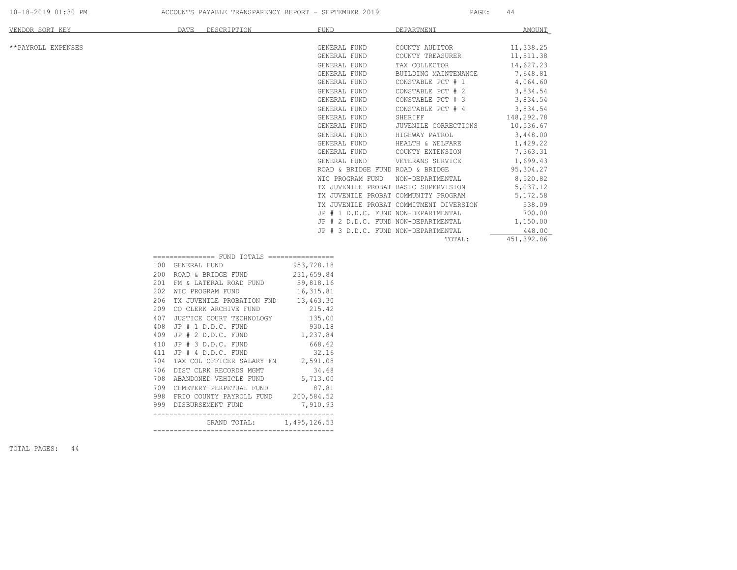| VENDOR SORT KEY | DATE | DESCRIPTION | FUND | DEPARTMENT | AMOUNT |
|---|---|---|---|---|---|
| **PAYROLL EXPENSES | | | GENERAL FUND | COUNTY AUDITOR | 11,338.25 |
| | | | GENERAL FUND | COUNTY TREASURER | 11,511.38 |
| | | | GENERAL FUND | TAX COLLECTOR | 14,627.23 |
| | | | GENERAL FUND | BUILDING MAINTENANCE | 7,648.81 |
| | | | GENERAL FUND | CONSTABLE PCT # 1 | 4,064.60 |
| | | | GENERAL FUND | CONSTABLE PCT # 2 | 3,834.54 |
| | | | GENERAL FUND | CONSTABLE PCT # 3 | 3,834.54 |
| | | | GENERAL FUND | CONSTABLE PCT # 4 | 3,834.54 |
| | | | GENERAL FUND | SHERIFF | 148,292.78 |
| | | | GENERAL FUND | JUVENILE CORRECTIONS | 10,536.67 |
| | | | GENERAL FUND | HIGHWAY PATROL | 3,448.00 |
| | | | GENERAL FUND | HEALTH & WELFARE | 1,429.22 |
| | | | GENERAL FUND | COUNTY EXTENSION | 7,363.31 |
| | | | GENERAL FUND | VETERANS SERVICE | 1,699.43 |
| | | | ROAD & BRIDGE FUND | ROAD & BRIDGE | 95,304.27 |
| | | | WIC PROGRAM FUND | NON-DEPARTMENTAL | 8,520.82 |
| | | | TX JUVENILE PROBAT | BASIC SUPERVISION | 5,037.12 |
| | | | TX JUVENILE PROBAT | COMMUNITY PROGRAM | 5,172.58 |
| | | | TX JUVENILE PROBAT | COMMITMENT DIVERSION | 538.09 |
| | | | JP # 1 D.D.C. FUND | NON-DEPARTMENTAL | 700.00 |
| | | | JP # 2 D.D.C. FUND | NON-DEPARTMENTAL | 1,150.00 |
| | | | JP # 3 D.D.C. FUND | NON-DEPARTMENTAL | 448.00 |
| | | | | TOTAL: | 451,392.86 |

| FUND TOTALS | | |
|---|---|---|
| 100 | GENERAL FUND | 953,728.18 |
| 200 | ROAD & BRIDGE FUND | 231,659.84 |
| 201 | FM & LATERAL ROAD FUND | 59,818.16 |
| 202 | WIC PROGRAM FUND | 16,315.81 |
| 206 | TX JUVENILE PROBATION FND | 13,463.30 |
| 209 | CO CLERK ARCHIVE FUND | 215.42 |
| 407 | JUSTICE COURT TECHNOLOGY | 135.00 |
| 408 | JP # 1 D.D.C. FUND | 930.18 |
| 409 | JP # 2 D.D.C. FUND | 1,237.84 |
| 410 | JP # 3 D.D.C. FUND | 668.62 |
| 411 | JP # 4 D.D.C. FUND | 32.16 |
| 704 | TAX COL OFFICER SALARY FN | 2,591.08 |
| 706 | DIST CLRK RECORDS MGMT | 34.68 |
| 708 | ABANDONED VEHICLE FUND | 5,713.00 |
| 709 | CEMETERY PERPETUAL FUND | 87.81 |
| 998 | FRIO COUNTY PAYROLL FUND | 200,584.52 |
| 999 | DISBURSEMENT FUND | 7,910.93 |
| | GRAND TOTAL: | 1,495,126.53 |

TOTAL PAGES: 44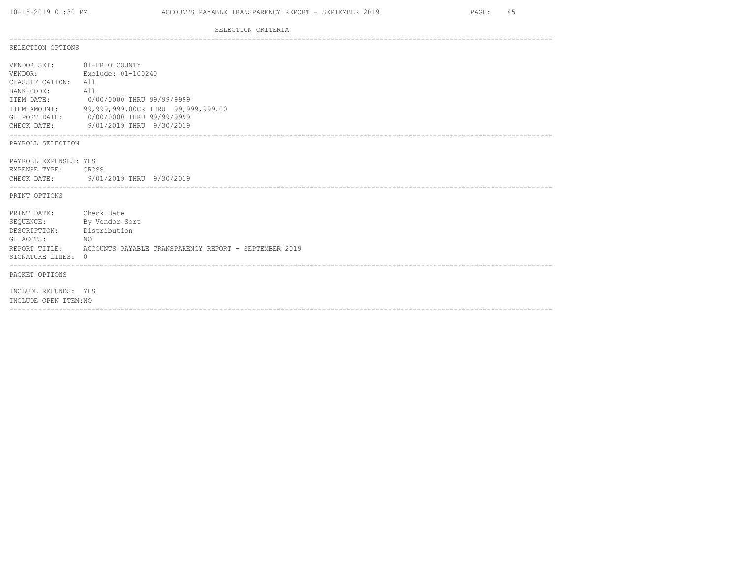## SELECTION CRITERIA

### SELECTION OPTIONS

```
VENDOR SET:       01-FRIO COUNTY
VENDOR:           Exclude: 01-100240
CLASSIFICATION:   All
BANK CODE:        All
ITEM DATE:         0/00/0000 THRU 99/99/9999
ITEM AMOUNT:      99,999,999.00CR THRU  99,999,999.00
GL POST DATE:      0/00/0000 THRU 99/99/9999
CHECK DATE:        9/01/2019 THRU  9/30/2019
```

### PAYROLL SELECTION

```
PAYROLL EXPENSES: YES
EXPENSE TYPE:     GROSS
CHECK DATE:        9/01/2019 THRU  9/30/2019
```

### PRINT OPTIONS

```
PRINT DATE:       Check Date
SEQUENCE:         By Vendor Sort
DESCRIPTION:      Distribution
GL ACCTS:         NO
REPORT TITLE:     ACCOUNTS PAYABLE TRANSPARENCY REPORT - SEPTEMBER 2019
SIGNATURE LINES:  0
```

### PACKET OPTIONS

```
INCLUDE REFUNDS:  YES
INCLUDE OPEN ITEM:NO
```